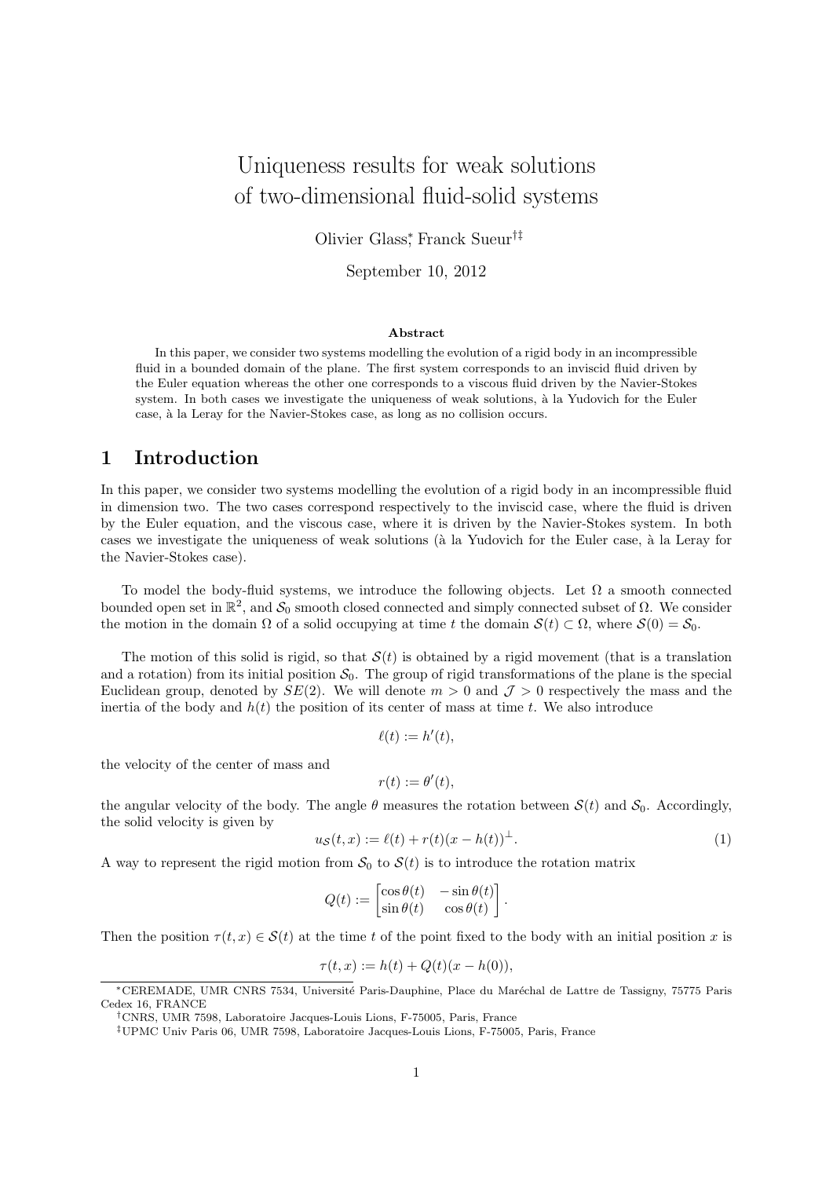# Uniqueness results for weak solutions of two-dimensional fluid-solid systems

Olivier Glass[*], Franck Sueur[†‡]

September 10, 2012

### Abstract

In this paper, we consider two systems modelling the evolution of a rigid body in an incompressible fluid in a bounded domain of the plane. The first system corresponds to an inviscid fluid driven by the Euler equation whereas the other one corresponds to a viscous fluid driven by the Navier-Stokes system. In both cases we investigate the uniqueness of weak solutions, à la Yudovich for the Euler case, à la Leray for the Navier-Stokes case, as long as no collision occurs.

## 1 Introduction

In this paper, we consider two systems modelling the evolution of a rigid body in an incompressible fluid in dimension two. The two cases correspond respectively to the inviscid case, where the fluid is driven by the Euler equation, and the viscous case, where it is driven by the Navier-Stokes system. In both cases we investigate the uniqueness of weak solutions (à la Yudovich for the Euler case, à la Leray for the Navier-Stokes case).

To model the body-fluid systems, we introduce the following objects. Let $\Omega$ a smooth connected bounded open set in $\mathbb{R}^2$, and $\mathcal{S}_0$ smooth closed connected and simply connected subset of $\Omega$. We consider the motion in the domain $\Omega$ of a solid occupying at time $t$ the domain $\mathcal{S}(t) \subset \Omega$, where $\mathcal{S}(0) = \mathcal{S}_0$.

The motion of this solid is rigid, so that $\mathcal{S}(t)$ is obtained by a rigid movement (that is a translation and a rotation) from its initial position $\mathcal{S}_0$. The group of rigid transformations of the plane is the special Euclidean group, denoted by $SE(2)$. We will denote $m > 0$ and $\mathcal{J} > 0$ respectively the mass and the inertia of the body and $h(t)$ the position of its center of mass at time $t$. We also introduce

$$\ell(t) := h'(t),$$

the velocity of the center of mass and

$$r(t) := \theta'(t),$$

the angular velocity of the body. The angle $\theta$ measures the rotation between $\mathcal{S}(t)$ and $\mathcal{S}_0$. Accordingly, the solid velocity is given by

$$u_{\mathcal{S}}(t, x) := \ell(t) + r(t)(x - h(t))^{\perp}. \tag{1}$$

A way to represent the rigid motion from $\mathcal{S}_0$ to $\mathcal{S}(t)$ is to introduce the rotation matrix

$$Q(t) := \begin{bmatrix} \cos\theta(t) & -\sin\theta(t) \\ \sin\theta(t) & \cos\theta(t) \end{bmatrix}.$$

Then the position $\tau(t, x) \in \mathcal{S}(t)$ at the time $t$ of the point fixed to the body with an initial position $x$ is

$$\tau(t, x) := h(t) + Q(t)(x - h(0)),$$

[*] CEREMADE, UMR CNRS 7534, Université Paris-Dauphine, Place du Maréchal de Lattre de Tassigny, 75775 Paris Cedex 16, FRANCE

[†] CNRS, UMR 7598, Laboratoire Jacques-Louis Lions, F-75005, Paris, France

[‡] UPMC Univ Paris 06, UMR 7598, Laboratoire Jacques-Louis Lions, F-75005, Paris, France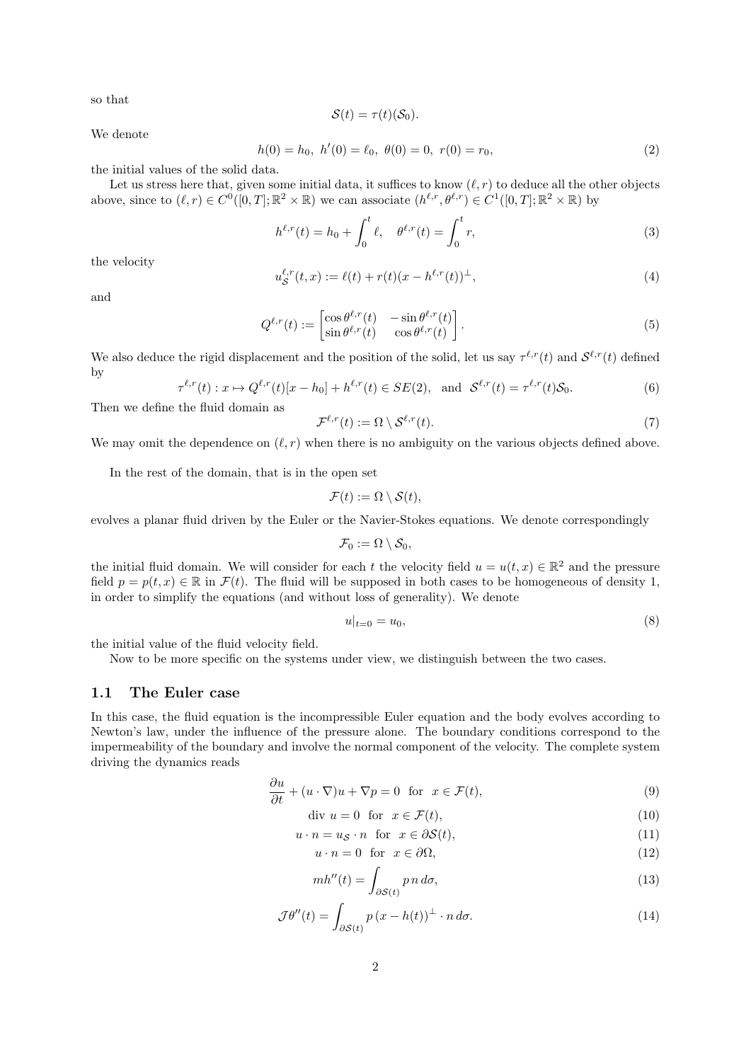so that

$$\mathcal{S}(t) = \tau(t)(\mathcal{S}_0).$$

We denote

$$h(0) = h_0,\ h'(0) = \ell_0,\ \theta(0) = 0,\ r(0) = r_0, \tag{2}$$

the initial values of the solid data.

Let us stress here that, given some initial data, it suffices to know $(\ell, r)$ to deduce all the other objects above, since to $(\ell, r) \in C^0([0,T]; \mathbb{R}^2 \times \mathbb{R})$ we can associate $(h^{\ell,r}, \theta^{\ell,r}) \in C^1([0,T]; \mathbb{R}^2 \times \mathbb{R})$ by

$$h^{\ell,r}(t) = h_0 + \int_0^t \ell, \quad \theta^{\ell,r}(t) = \int_0^t r, \tag{3}$$

the velocity

$$u_{\mathcal{S}}^{\ell,r}(t,x) := \ell(t) + r(t)(x - h^{\ell,r}(t))^\perp, \tag{4}$$

and

$$Q^{\ell,r}(t) := \begin{bmatrix} \cos\theta^{\ell,r}(t) & -\sin\theta^{\ell,r}(t) \\ \sin\theta^{\ell,r}(t) & \cos\theta^{\ell,r}(t) \end{bmatrix}. \tag{5}$$

We also deduce the rigid displacement and the position of the solid, let us say $\tau^{\ell,r}(t)$ and $\mathcal{S}^{\ell,r}(t)$ defined by

$$\tau^{\ell,r}(t) : x \mapsto Q^{\ell,r}(t)[x - h_0] + h^{\ell,r}(t) \in SE(2), \quad \text{and} \quad \mathcal{S}^{\ell,r}(t) = \tau^{\ell,r}(t)\mathcal{S}_0. \tag{6}$$

Then we define the fluid domain as

$$\mathcal{F}^{\ell,r}(t) := \Omega \setminus \mathcal{S}^{\ell,r}(t). \tag{7}$$

We may omit the dependence on $(\ell, r)$ when there is no ambiguity on the various objects defined above.

In the rest of the domain, that is in the open set

$$\mathcal{F}(t) := \Omega \setminus \mathcal{S}(t),$$

evolves a planar fluid driven by the Euler or the Navier-Stokes equations. We denote correspondingly

$$\mathcal{F}_0 := \Omega \setminus \mathcal{S}_0,$$

the initial fluid domain. We will consider for each $t$ the velocity field $u = u(t,x) \in \mathbb{R}^2$ and the pressure field $p = p(t,x) \in \mathbb{R}$ in $\mathcal{F}(t)$. The fluid will be supposed in both cases to be homogeneous of density 1, in order to simplify the equations (and without loss of generality). We denote

$$u|_{t=0} = u_0, \tag{8}$$

the initial value of the fluid velocity field.

Now to be more specific on the systems under view, we distinguish between the two cases.

### 1.1 The Euler case

In this case, the fluid equation is the incompressible Euler equation and the body evolves according to Newton's law, under the influence of the pressure alone. The boundary conditions correspond to the impermeability of the boundary and involve the normal component of the velocity. The complete system driving the dynamics reads

$$\frac{\partial u}{\partial t} + (u \cdot \nabla)u + \nabla p = 0 \quad \text{for} \quad x \in \mathcal{F}(t), \tag{9}$$

$$\text{div } u = 0 \quad \text{for} \quad x \in \mathcal{F}(t), \tag{10}$$

$$u \cdot n = u_{\mathcal{S}} \cdot n \quad \text{for} \quad x \in \partial\mathcal{S}(t), \tag{11}$$

$$u \cdot n = 0 \quad \text{for} \quad x \in \partial\Omega, \tag{12}$$

$$m h''(t) = \int_{\partial\mathcal{S}(t)} p\, n\, d\sigma, \tag{13}$$

$$\mathcal{J}\theta''(t) = \int_{\partial\mathcal{S}(t)} p\, (x - h(t))^\perp \cdot n\, d\sigma. \tag{14}$$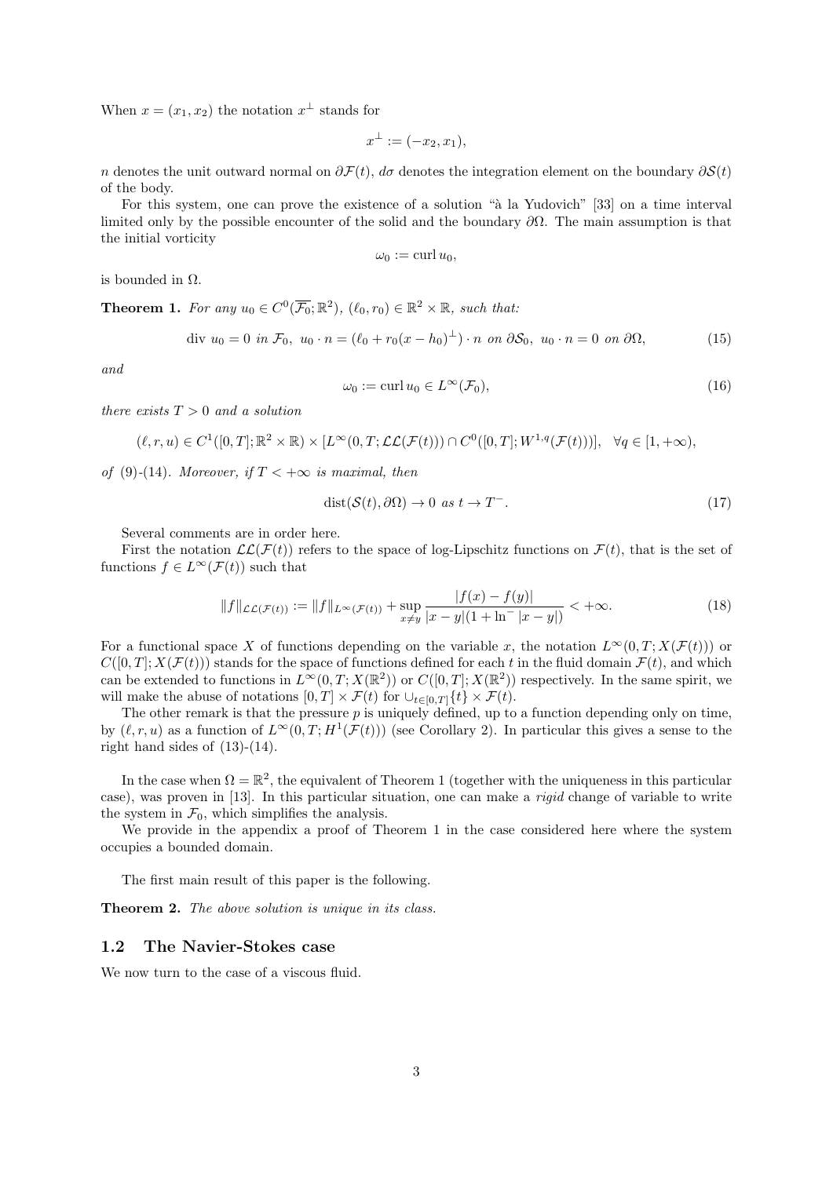When $x = (x_1, x_2)$ the notation $x^\perp$ stands for

$$x^\perp := (-x_2, x_1),$$

$n$ denotes the unit outward normal on $\partial\mathcal{F}(t)$, $d\sigma$ denotes the integration element on the boundary $\partial\mathcal{S}(t)$ of the body.

For this system, one can prove the existence of a solution "à la Yudovich" [33] on a time interval limited only by the possible encounter of the solid and the boundary $\partial\Omega$. The main assumption is that the initial vorticity

$$\omega_0 := \operatorname{curl} u_0,$$

is bounded in $\Omega$.

**Theorem 1.** *For any $u_0 \in C^0(\overline{\mathcal{F}_0}; \mathbb{R}^2)$, $(\ell_0, r_0) \in \mathbb{R}^2 \times \mathbb{R}$, such that:*

$$\operatorname{div}\, u_0 = 0 \text{ in } \mathcal{F}_0, \;\; u_0 \cdot n = (\ell_0 + r_0(x - h_0)^\perp) \cdot n \text{ on } \partial\mathcal{S}_0, \;\; u_0 \cdot n = 0 \text{ on } \partial\Omega, \tag{15}$$

*and*

$$\omega_0 := \operatorname{curl} u_0 \in L^\infty(\mathcal{F}_0), \tag{16}$$

*there exists $T > 0$ and a solution*

$$(\ell, r, u) \in C^1([0,T]; \mathbb{R}^2 \times \mathbb{R}) \times [L^\infty(0,T; \mathcal{LL}(\mathcal{F}(t))) \cap C^0([0,T]; W^{1,q}(\mathcal{F}(t)))], \quad \forall q \in [1, +\infty),$$

*of (9)-(14). Moreover, if $T < +\infty$ is maximal, then*

$$\operatorname{dist}(\mathcal{S}(t), \partial\Omega) \to 0 \text{ as } t \to T^-. \tag{17}$$

Several comments are in order here.

First the notation $\mathcal{LL}(\mathcal{F}(t))$ refers to the space of log-Lipschitz functions on $\mathcal{F}(t)$, that is the set of functions $f \in L^\infty(\mathcal{F}(t))$ such that

$$\|f\|_{\mathcal{LL}(\mathcal{F}(t))} := \|f\|_{L^\infty(\mathcal{F}(t))} + \sup_{x \neq y} \frac{|f(x) - f(y)|}{|x - y|(1 + \ln^- |x - y|)} < +\infty. \tag{18}$$

For a functional space $X$ of functions depending on the variable $x$, the notation $L^\infty(0,T; X(\mathcal{F}(t)))$ or $C([0,T]; X(\mathcal{F}(t)))$ stands for the space of functions defined for each $t$ in the fluid domain $\mathcal{F}(t)$, and which can be extended to functions in $L^\infty(0,T; X(\mathbb{R}^2))$ or $C([0,T]; X(\mathbb{R}^2))$ respectively. In the same spirit, we will make the abuse of notations $[0,T] \times \mathcal{F}(t)$ for $\cup_{t \in [0,T]} \{t\} \times \mathcal{F}(t)$.

The other remark is that the pressure $p$ is uniquely defined, up to a function depending only on time, by $(\ell, r, u)$ as a function of $L^\infty(0,T; H^1(\mathcal{F}(t)))$ (see Corollary 2). In particular this gives a sense to the right hand sides of (13)-(14).

In the case when $\Omega = \mathbb{R}^2$, the equivalent of Theorem 1 (together with the uniqueness in this particular case), was proven in [13]. In this particular situation, one can make a *rigid* change of variable to write the system in $\mathcal{F}_0$, which simplifies the analysis.

We provide in the appendix a proof of Theorem 1 in the case considered here where the system occupies a bounded domain.

The first main result of this paper is the following.

**Theorem 2.** *The above solution is unique in its class.*

## 1.2 The Navier-Stokes case

We now turn to the case of a viscous fluid.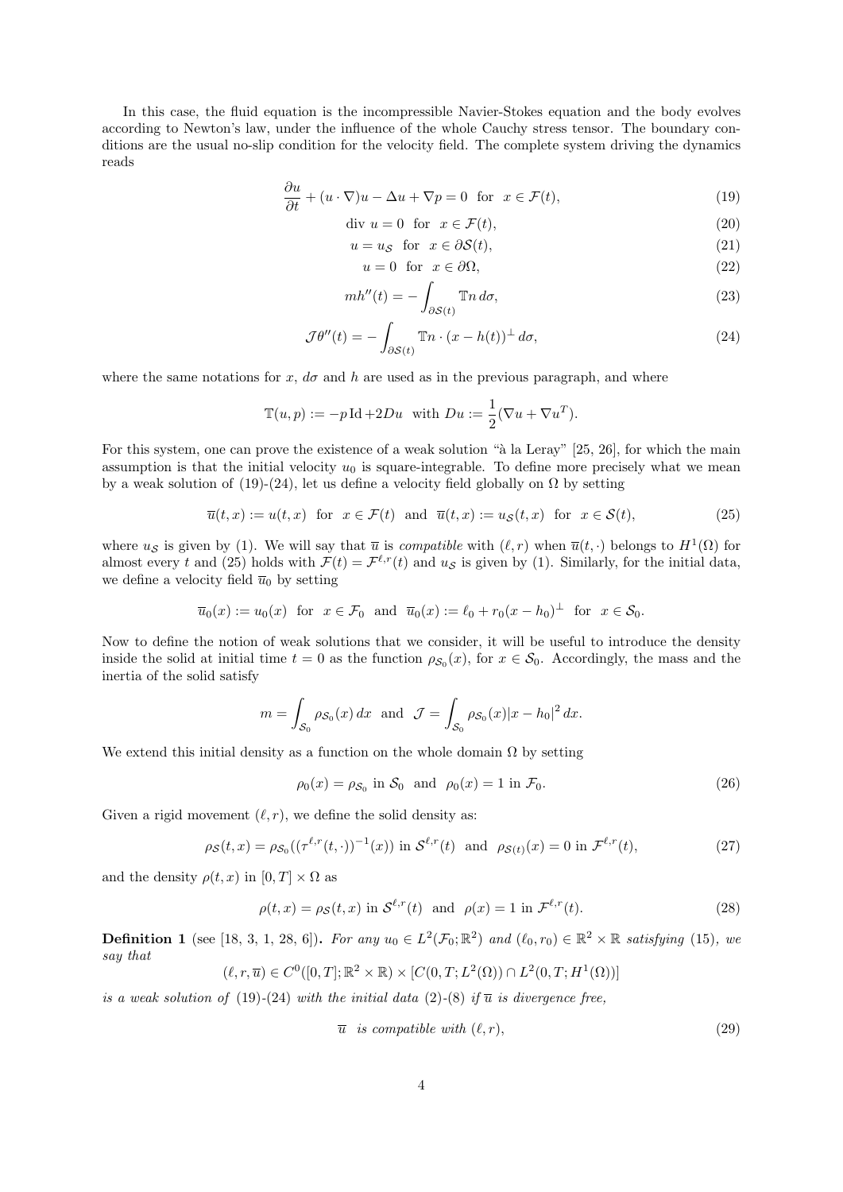In this case, the fluid equation is the incompressible Navier-Stokes equation and the body evolves according to Newton's law, under the influence of the whole Cauchy stress tensor. The boundary conditions are the usual no-slip condition for the velocity field. The complete system driving the dynamics reads

$$\frac{\partial u}{\partial t} + (u \cdot \nabla)u - \Delta u + \nabla p = 0 \quad \text{for} \quad x \in \mathcal{F}(t), \tag{19}$$

$$\text{div } u = 0 \quad \text{for} \quad x \in \mathcal{F}(t), \tag{20}$$

$$u = u_{\mathcal{S}} \quad \text{for} \quad x \in \partial\mathcal{S}(t), \tag{21}$$

$$u = 0 \quad \text{for} \quad x \in \partial\Omega, \tag{22}$$

$$mh''(t) = -\int_{\partial\mathcal{S}(t)} \mathbb{T}n \, d\sigma, \tag{23}$$

$$\mathcal{J}\theta''(t) = -\int_{\partial\mathcal{S}(t)} \mathbb{T}n \cdot (x - h(t))^{\perp} \, d\sigma, \tag{24}$$

where the same notations for $x$, $d\sigma$ and $h$ are used as in the previous paragraph, and where

$$\mathbb{T}(u,p) := -p \operatorname{Id} + 2Du \quad \text{with } Du := \frac{1}{2}(\nabla u + \nabla u^T).$$

For this system, one can prove the existence of a weak solution "à la Leray" [25, 26], for which the main assumption is that the initial velocity $u_0$ is square-integrable. To define more precisely what we mean by a weak solution of (19)-(24), let us define a velocity field globally on $\Omega$ by setting

$$\overline{u}(t,x) := u(t,x) \quad \text{for} \quad x \in \mathcal{F}(t) \quad \text{and} \quad \overline{u}(t,x) := u_{\mathcal{S}}(t,x) \quad \text{for} \quad x \in \mathcal{S}(t), \tag{25}$$

where $u_{\mathcal{S}}$ is given by (1). We will say that $\overline{u}$ is *compatible* with $(\ell, r)$ when $\overline{u}(t,\cdot)$ belongs to $H^1(\Omega)$ for almost every $t$ and (25) holds with $\mathcal{F}(t) = \mathcal{F}^{\ell,r}(t)$ and $u_{\mathcal{S}}$ is given by (1). Similarly, for the initial data, we define a velocity field $\overline{u}_0$ by setting

$$\overline{u}_0(x) := u_0(x) \quad \text{for} \quad x \in \mathcal{F}_0 \quad \text{and} \quad \overline{u}_0(x) := \ell_0 + r_0(x - h_0)^{\perp} \quad \text{for} \quad x \in \mathcal{S}_0.$$

Now to define the notion of weak solutions that we consider, it will be useful to introduce the density inside the solid at initial time $t = 0$ as the function $\rho_{\mathcal{S}_0}(x)$, for $x \in \mathcal{S}_0$. Accordingly, the mass and the inertia of the solid satisfy

$$m = \int_{\mathcal{S}_0} \rho_{\mathcal{S}_0}(x) \, dx \quad \text{and} \quad \mathcal{J} = \int_{\mathcal{S}_0} \rho_{\mathcal{S}_0}(x) |x - h_0|^2 \, dx.$$

We extend this initial density as a function on the whole domain $\Omega$ by setting

$$\rho_0(x) = \rho_{\mathcal{S}_0} \text{ in } \mathcal{S}_0 \quad \text{and} \quad \rho_0(x) = 1 \text{ in } \mathcal{F}_0. \tag{26}$$

Given a rigid movement $(\ell, r)$, we define the solid density as:

$$\rho_{\mathcal{S}}(t,x) = \rho_{\mathcal{S}_0}((\tau^{\ell,r}(t,\cdot))^{-1}(x)) \text{ in } \mathcal{S}^{\ell,r}(t) \quad \text{and} \quad \rho_{\mathcal{S}(t)}(x) = 0 \text{ in } \mathcal{F}^{\ell,r}(t), \tag{27}$$

and the density $\rho(t,x)$ in $[0,T] \times \Omega$ as

$$\rho(t,x) = \rho_{\mathcal{S}}(t,x) \text{ in } \mathcal{S}^{\ell,r}(t) \quad \text{and} \quad \rho(x) = 1 \text{ in } \mathcal{F}^{\ell,r}(t). \tag{28}$$

**Definition 1** (see [18, 3, 1, 28, 6]). *For any $u_0 \in L^2(\mathcal{F}_0; \mathbb{R}^2)$ and $(\ell_0, r_0) \in \mathbb{R}^2 \times \mathbb{R}$ satisfying* (15)*, we say that*

$$(\ell, r, \overline{u}) \in C^0([0,T]; \mathbb{R}^2 \times \mathbb{R}) \times [C(0,T; L^2(\Omega)) \cap L^2(0,T; H^1(\Omega))]$$

*is a weak solution of* (19)-(24) *with the initial data* (2)-(8) *if $\overline{u}$ is divergence free,*

$$\overline{u} \quad \text{is compatible with } (\ell, r), \tag{29}$$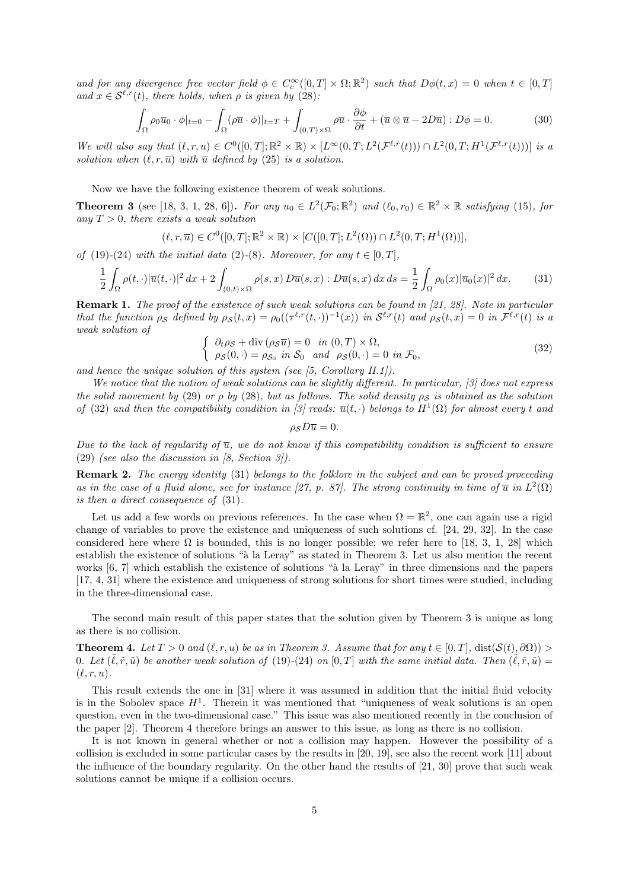*and for any divergence free vector field $\phi \in C_c^\infty([0,T]\times\Omega;\mathbb{R}^2)$ such that $D\phi(t,x) = 0$ when $t \in [0,T]$ and $x \in \mathcal{S}^{\ell,r}(t)$, there holds, when $\rho$ is given by (28):*

$$\int_\Omega \rho_0 \overline{u}_0 \cdot \phi|_{t=0} - \int_\Omega (\rho\overline{u}\cdot\phi)|_{t=T} + \int_{(0,T)\times\Omega} \rho\overline{u}\cdot\frac{\partial\phi}{\partial t} + (\overline{u}\otimes\overline{u} - 2D\overline{u}) : D\phi = 0. \tag{30}$$

*We will also say that $(\ell, r, u) \in C^0([0,T];\mathbb{R}^2\times\mathbb{R}) \times [L^\infty(0,T;L^2(\mathcal{F}^{\ell,r}(t))) \cap L^2(0,T;H^1(\mathcal{F}^{\ell,r}(t)))]$ is a solution when $(\ell, r, \overline{u})$ with $\overline{u}$ defined by (25) is a solution.*

Now we have the following existence theorem of weak solutions.

**Theorem 3** (see [18, 3, 1, 28, 6])**.** *For any $u_0 \in L^2(\mathcal{F}_0;\mathbb{R}^2)$ and $(\ell_0, r_0) \in \mathbb{R}^2\times\mathbb{R}$ satisfying (15), for any $T > 0$, there exists a weak solution*

$$(\ell, r, \overline{u}) \in C^0([0,T];\mathbb{R}^2\times\mathbb{R}) \times [C([0,T];L^2(\Omega)) \cap L^2(0,T;H^1(\Omega))],$$

*of (19)-(24) with the initial data (2)-(8). Moreover, for any $t \in [0,T]$,*

$$\frac{1}{2}\int_\Omega \rho(t,\cdot)|\overline{u}(t,\cdot)|^2\,dx + 2\int_{(0,t)\times\Omega} \rho(s,x)\, D\overline{u}(s,x) : D\overline{u}(s,x)\,dx\,ds = \frac{1}{2}\int_\Omega \rho_0(x)|\overline{u}_0(x)|^2\,dx. \tag{31}$$

**Remark 1.** *The proof of the existence of such weak solutions can be found in [21, 28]. Note in particular that the function $\rho_\mathcal{S}$ defined by $\rho_\mathcal{S}(t,x) = \rho_0((\tau^{\ell,r}(t,\cdot))^{-1}(x))$ in $\mathcal{S}^{\ell,r}(t)$ and $\rho_\mathcal{S}(t,x) = 0$ in $\mathcal{F}^{\ell,r}(t)$ is a weak solution of*

$$\begin{cases} \partial_t\rho_\mathcal{S} + \operatorname{div}(\rho_\mathcal{S}\overline{u}) = 0 & \text{in } (0,T)\times\Omega, \\ \rho_\mathcal{S}(0,\cdot) = \rho_{\mathcal{S}_0} \text{ in } \mathcal{S}_0 & \text{and } \rho_\mathcal{S}(0,\cdot) = 0 \text{ in } \mathcal{F}_0, \end{cases} \tag{32}$$

*and hence the unique solution of this system (see [5, Corollary II.1]).*

*We notice that the notion of weak solutions can be slightly different. In particular, [3] does not express the solid movement by (29) or $\rho$ by (28), but as follows. The solid density $\rho_\mathcal{S}$ is obtained as the solution of (32) and then the compatibility condition in [3] reads: $\overline{u}(t,\cdot)$ belongs to $H^1(\Omega)$ for almost every $t$ and*

$$\rho_\mathcal{S} D\overline{u} = 0.$$

*Due to the lack of regularity of $\overline{u}$, we do not know if this compatibility condition is sufficient to ensure (29) (see also the discussion in [8, Section 3]).*

**Remark 2.** *The energy identity (31) belongs to the folklore in the subject and can be proved proceeding as in the case of a fluid alone, see for instance [27, p. 87]. The strong continuity in time of $\overline{u}$ in $L^2(\Omega)$ is then a direct consequence of (31).*

Let us add a few words on previous references. In the case when $\Omega = \mathbb{R}^2$, one can again use a rigid change of variables to prove the existence and uniqueness of such solutions cf. [24, 29, 32]. In the case considered here where $\Omega$ is bounded, this is no longer possible; we refer here to [18, 3, 1, 28] which establish the existence of solutions "à la Leray" as stated in Theorem 3. Let us also mention the recent works [6, 7] which establish the existence of solutions "à la Leray" in three dimensions and the papers [17, 4, 31] where the existence and uniqueness of strong solutions for short times were studied, including in the three-dimensional case.

The second main result of this paper states that the solution given by Theorem 3 is unique as long as there is no collision.

**Theorem 4.** *Let $T > 0$ and $(\ell, r, u)$ be as in Theorem 3. Assume that for any $t \in [0,T]$, $\operatorname{dist}(\mathcal{S}(t), \partial\Omega)) > 0$. Let $(\tilde{\ell}, \tilde{r}, \tilde{u})$ be another weak solution of (19)-(24) on $[0,T]$ with the same initial data. Then $(\tilde{\ell}, \tilde{r}, \tilde{u}) = (\ell, r, u)$.*

This result extends the one in [31] where it was assumed in addition that the initial fluid velocity is in the Sobolev space $H^1$. Therein it was mentioned that "uniqueness of weak solutions is an open question, even in the two-dimensional case." This issue was also mentioned recently in the conclusion of the paper [2]. Theorem 4 therefore brings an answer to this issue, as long as there is no collision.

It is not known in general whether or not a collision may happen. However the possibility of a collision is excluded in some particular cases by the results in [20, 19], see also the recent work [11] about the influence of the boundary regularity. On the other hand the results of [21, 30] prove that such weak solutions cannot be unique if a collision occurs.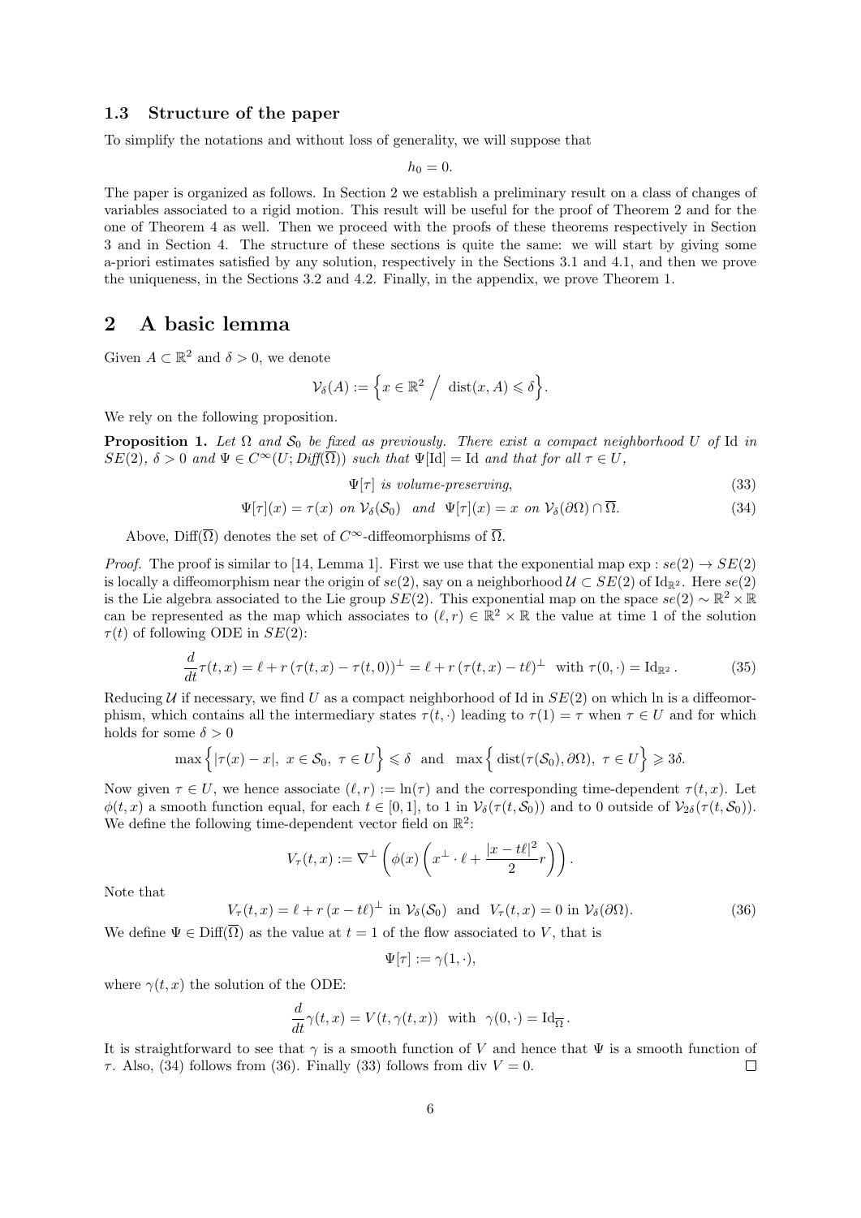### 1.3 Structure of the paper

To simplify the notations and without loss of generality, we will suppose that

$$h_0 = 0.$$

The paper is organized as follows. In Section 2 we establish a preliminary result on a class of changes of variables associated to a rigid motion. This result will be useful for the proof of Theorem 2 and for the one of Theorem 4 as well. Then we proceed with the proofs of these theorems respectively in Section 3 and in Section 4. The structure of these sections is quite the same: we will start by giving some a-priori estimates satisfied by any solution, respectively in the Sections 3.1 and 4.1, and then we prove the uniqueness, in the Sections 3.2 and 4.2. Finally, in the appendix, we prove Theorem 1.

## 2 A basic lemma

Given $A \subset \mathbb{R}^2$ and $\delta > 0$, we denote

$$\mathcal{V}_\delta(A) := \Big\{ x \in \mathbb{R}^2 \ \Big/ \ \operatorname{dist}(x, A) \leqslant \delta \Big\}.$$

We rely on the following proposition.

**Proposition 1.** *Let $\Omega$ and $\mathcal{S}_0$ be fixed as previously. There exist a compact neighborhood $U$ of* Id *in $SE(2)$, $\delta > 0$ and $\Psi \in C^\infty(U; \text{Diff}(\overline{\Omega}))$ such that $\Psi[\text{Id}] = \text{Id}$ and that for all $\tau \in U$,*

$$\Psi[\tau] \text{ is volume-preserving,} \tag{33}$$

$$\Psi[\tau](x) = \tau(x) \text{ on } \mathcal{V}_\delta(\mathcal{S}_0) \quad \text{and} \quad \Psi[\tau](x) = x \text{ on } \mathcal{V}_\delta(\partial\Omega) \cap \overline{\Omega}. \tag{34}$$

Above, $\text{Diff}(\overline{\Omega})$ denotes the set of $C^\infty$-diffeomorphisms of $\overline{\Omega}$.

*Proof.* The proof is similar to [14, Lemma 1]. First we use that the exponential map $\exp : se(2) \to SE(2)$ is locally a diffeomorphism near the origin of $se(2)$, say on a neighborhood $\mathcal{U} \subset SE(2)$ of $\text{Id}_{\mathbb{R}^2}$. Here $se(2)$ is the Lie algebra associated to the Lie group $SE(2)$. This exponential map on the space $se(2) \sim \mathbb{R}^2 \times \mathbb{R}$ can be represented as the map which associates to $(\ell, r) \in \mathbb{R}^2 \times \mathbb{R}$ the value at time 1 of the solution $\tau(t)$ of following ODE in $SE(2)$:

$$\frac{d}{dt}\tau(t,x) = \ell + r\,(\tau(t,x) - \tau(t,0))^\perp = \ell + r\,(\tau(t,x) - t\ell)^\perp \ \text{ with } \tau(0,\cdot) = \text{Id}_{\mathbb{R}^2}. \tag{35}$$

Reducing $\mathcal{U}$ if necessary, we find $U$ as a compact neighborhood of Id in $SE(2)$ on which ln is a diffeomorphism, which contains all the intermediary states $\tau(t,\cdot)$ leading to $\tau(1) = \tau$ when $\tau \in U$ and for which holds for some $\delta > 0$

$$\max\Big\{ |\tau(x) - x|, \ x \in \mathcal{S}_0, \ \tau \in U \Big\} \leqslant \delta \ \text{ and } \ \max\Big\{ \operatorname{dist}(\tau(\mathcal{S}_0), \partial\Omega), \ \tau \in U \Big\} \geqslant 3\delta.$$

Now given $\tau \in U$, we hence associate $(\ell, r) := \ln(\tau)$ and the corresponding time-dependent $\tau(t,x)$. Let $\phi(t,x)$ a smooth function equal, for each $t \in [0,1]$, to 1 in $\mathcal{V}_\delta(\tau(t,\mathcal{S}_0))$ and to 0 outside of $\mathcal{V}_{2\delta}(\tau(t,\mathcal{S}_0))$. We define the following time-dependent vector field on $\mathbb{R}^2$:

$$V_\tau(t,x) := \nabla^\perp\left( \phi(x) \left( x^\perp \cdot \ell + \frac{|x - t\ell|^2}{2} r \right) \right).$$

Note that

$$V_\tau(t,x) = \ell + r\,(x - t\ell)^\perp \text{ in } \mathcal{V}_\delta(\mathcal{S}_0) \ \text{ and } \ V_\tau(t,x) = 0 \text{ in } \mathcal{V}_\delta(\partial\Omega). \tag{36}$$

We define $\Psi \in \text{Diff}(\overline{\Omega})$ as the value at $t = 1$ of the flow associated to $V$, that is

$$\Psi[\tau] := \gamma(1,\cdot),$$

where $\gamma(t,x)$ the solution of the ODE:

$$\frac{d}{dt}\gamma(t,x) = V(t,\gamma(t,x)) \ \text{ with } \ \gamma(0,\cdot) = \text{Id}_{\overline{\Omega}}.$$

It is straightforward to see that $\gamma$ is a smooth function of $V$ and hence that $\Psi$ is a smooth function of $\tau$. Also, (34) follows from (36). Finally (33) follows from $\operatorname{div} V = 0$. $\square$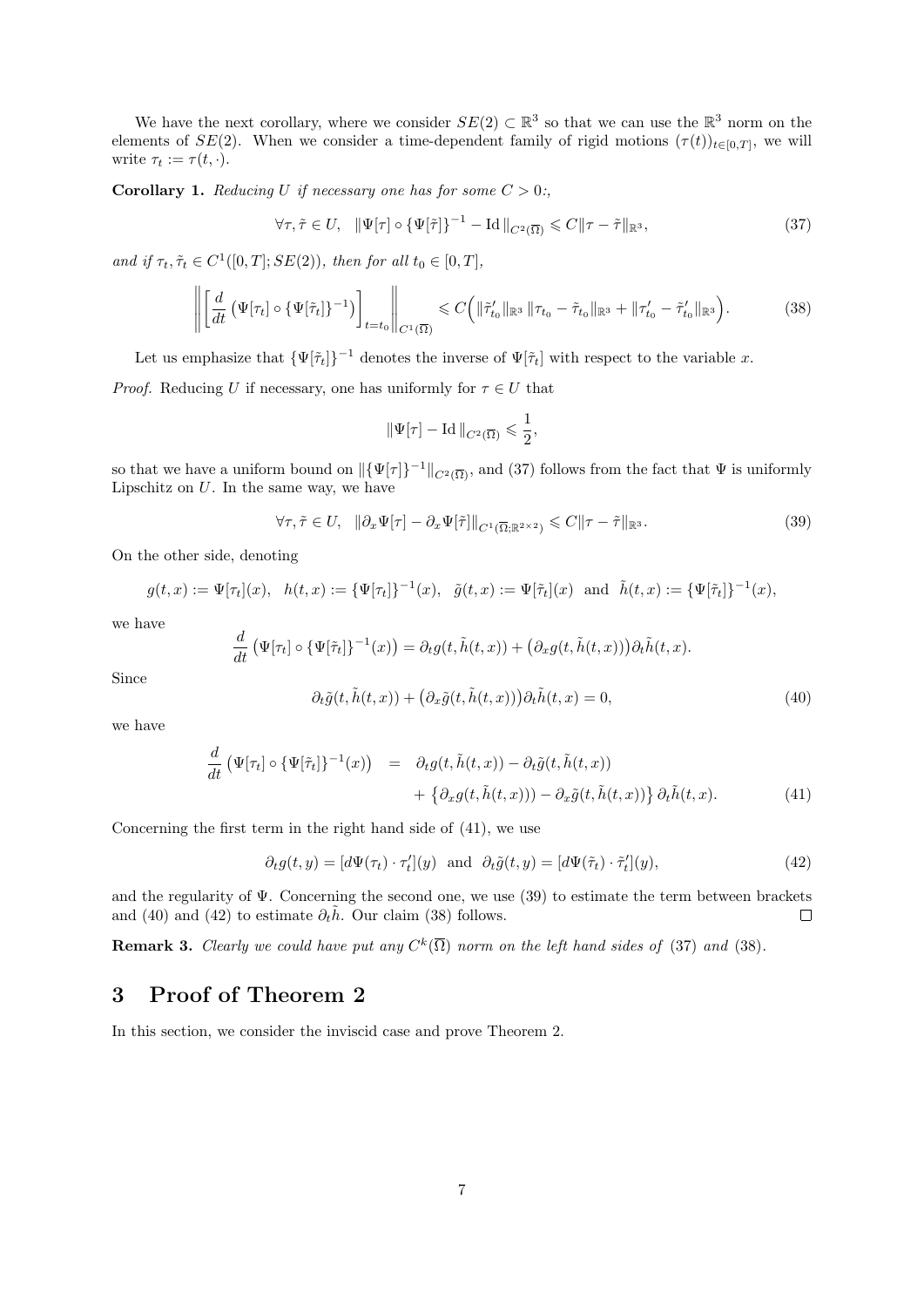We have the next corollary, where we consider $SE(2) \subset \mathbb{R}^3$ so that we can use the $\mathbb{R}^3$ norm on the elements of $SE(2)$. When we consider a time-dependent family of rigid motions $(\tau(t))_{t\in[0,T]}$, we will write $\tau_t := \tau(t,\cdot)$.

**Corollary 1.** *Reducing $U$ if necessary one has for some $C > 0$:,*

$$
\forall \tau, \tilde{\tau} \in U, \quad \|\Psi[\tau] \circ \{\Psi[\tilde{\tau}]\}^{-1} - \operatorname{Id}\|_{C^2(\overline{\Omega})} \leqslant C \|\tau - \tilde{\tau}\|_{\mathbb{R}^3}, \tag{37}
$$

*and if $\tau_t, \tilde{\tau}_t \in C^1([0,T]; SE(2))$, then for all $t_0 \in [0,T]$,*

$$
\left\| \left[ \frac{d}{dt} \left( \Psi[\tau_t] \circ \{\Psi[\tilde{\tau}_t]\}^{-1} \right) \right]_{t=t_0} \right\|_{C^1(\overline{\Omega})} \leqslant C \Big( \|\tilde{\tau}'_{t_0}\|_{\mathbb{R}^3} \, \|\tau_{t_0} - \tilde{\tau}_{t_0}\|_{\mathbb{R}^3} + \|\tau'_{t_0} - \tilde{\tau}'_{t_0}\|_{\mathbb{R}^3} \Big). \tag{38}
$$

Let us emphasize that $\{\Psi[\tilde{\tau}_t]\}^{-1}$ denotes the inverse of $\Psi[\tilde{\tau}_t]$ with respect to the variable $x$.

*Proof.* Reducing $U$ if necessary, one has uniformly for $\tau \in U$ that

$$
\|\Psi[\tau] - \operatorname{Id}\|_{C^2(\overline{\Omega})} \leqslant \frac{1}{2},
$$

so that we have a uniform bound on $\|\{\Psi[\tau]\}^{-1}\|_{C^2(\overline{\Omega})}$, and (37) follows from the fact that $\Psi$ is uniformly Lipschitz on $U$. In the same way, we have

$$
\forall \tau, \tilde{\tau} \in U, \quad \|\partial_x \Psi[\tau] - \partial_x \Psi[\tilde{\tau}]\|_{C^1(\overline{\Omega};\mathbb{R}^{2\times 2})} \leqslant C \|\tau - \tilde{\tau}\|_{\mathbb{R}^3}. \tag{39}
$$

On the other side, denoting

$$
g(t,x) := \Psi[\tau_t](x), \quad h(t,x) := \{\Psi[\tau_t]\}^{-1}(x), \quad \tilde{g}(t,x) := \Psi[\tilde{\tau}_t](x) \quad \text{and} \quad \tilde{h}(t,x) := \{\Psi[\tilde{\tau}_t]\}^{-1}(x),
$$

we have

$$
\frac{d}{dt} \left( \Psi[\tau_t] \circ \{\Psi[\tilde{\tau}_t]\}^{-1}(x) \right) = \partial_t g(t, \tilde{h}(t,x)) + \big( \partial_x g(t, \tilde{h}(t,x)) \big) \partial_t \tilde{h}(t,x).
$$

Since

$$
\partial_t \tilde{g}(t, \tilde{h}(t,x)) + \big( \partial_x \tilde{g}(t, \tilde{h}(t,x)) \big) \partial_t \tilde{h}(t,x) = 0, \tag{40}
$$

we have

$$
\begin{aligned}
\frac{d}{dt} \left( \Psi[\tau_t] \circ \{\Psi[\tilde{\tau}_t]\}^{-1}(x) \right) &= \partial_t g(t, \tilde{h}(t,x)) - \partial_t \tilde{g}(t, \tilde{h}(t,x)) \\
&\quad + \big\{ \partial_x g(t, \tilde{h}(t,x))) - \partial_x \tilde{g}(t, \tilde{h}(t,x)) \big\} \, \partial_t \tilde{h}(t,x).
\end{aligned} \tag{41}
$$

Concerning the first term in the right hand side of (41), we use

$$
\partial_t g(t,y) = [d\Psi(\tau_t) \cdot \tau'_t](y) \quad \text{and} \quad \partial_t \tilde{g}(t,y) = [d\Psi(\tilde{\tau}_t) \cdot \tilde{\tau}'_t](y), \tag{42}
$$

and the regularity of $\Psi$. Concerning the second one, we use (39) to estimate the term between brackets and (40) and (42) to estimate $\partial_t \tilde{h}$. Our claim (38) follows. $\square$

**Remark 3.** *Clearly we could have put any $C^k(\overline{\Omega})$ norm on the left hand sides of (37) and (38).*

## 3 Proof of Theorem 2

In this section, we consider the inviscid case and prove Theorem 2.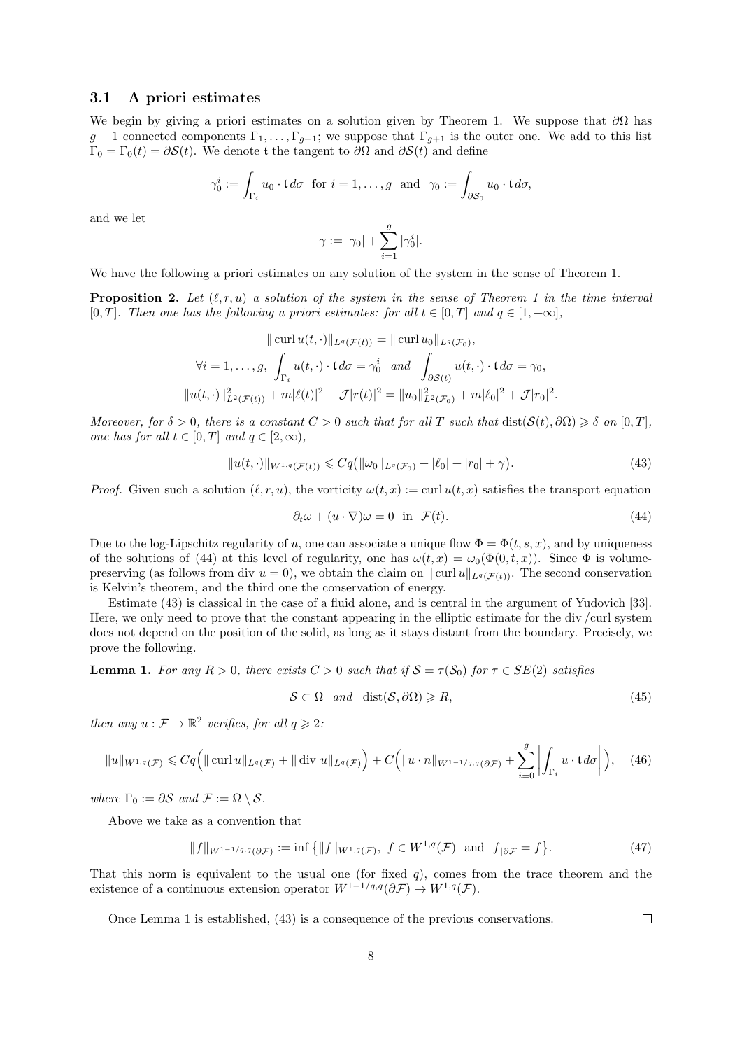### 3.1 A priori estimates

We begin by giving a priori estimates on a solution given by Theorem 1. We suppose that $\partial\Omega$ has $g+1$ connected components $\Gamma_1, \dots, \Gamma_{g+1}$; we suppose that $\Gamma_{g+1}$ is the outer one. We add to this list $\Gamma_0 = \Gamma_0(t) = \partial\mathcal{S}(t)$. We denote $\mathfrak{t}$ the tangent to $\partial\Omega$ and $\partial\mathcal{S}(t)$ and define

$$
\gamma_0^i := \int_{\Gamma_i} u_0 \cdot \mathfrak{t}\, d\sigma \ \text{ for } i = 1, \dots, g \ \text{ and } \ \gamma_0 := \int_{\partial\mathcal{S}_0} u_0 \cdot \mathfrak{t}\, d\sigma,
$$

and we let

$$
\gamma := |\gamma_0| + \sum_{i=1}^{g} |\gamma_0^i|.
$$

We have the following a priori estimates on any solution of the system in the sense of Theorem 1.

**Proposition 2.** *Let $(\ell, r, u)$ a solution of the system in the sense of Theorem 1 in the time interval $[0,T]$. Then one has the following a priori estimates: for all $t \in [0,T]$ and $q \in [1, +\infty]$,*

$$
\|\operatorname{curl} u(t,\cdot)\|_{L^q(\mathcal{F}(t))} = \|\operatorname{curl} u_0\|_{L^q(\mathcal{F}_0)},
$$

$$
\forall i = 1, \dots, g, \ \int_{\Gamma_i} u(t,\cdot) \cdot \mathfrak{t}\, d\sigma = \gamma_0^i \ \ \text{and} \ \ \int_{\partial\mathcal{S}(t)} u(t,\cdot) \cdot \mathfrak{t}\, d\sigma = \gamma_0,
$$

$$
\|u(t,\cdot)\|^2_{L^2(\mathcal{F}(t))} + m|\ell(t)|^2 + \mathcal{J}|r(t)|^2 = \|u_0\|^2_{L^2(\mathcal{F}_0)} + m|\ell_0|^2 + \mathcal{J}|r_0|^2.
$$

*Moreover, for $\delta > 0$, there is a constant $C > 0$ such that for all $T$ such that $\operatorname{dist}(\mathcal{S}(t), \partial\Omega) \geqslant \delta$ on $[0,T]$, one has for all $t \in [0,T]$ and $q \in [2, \infty)$,*

$$
\|u(t,\cdot)\|_{W^{1,q}(\mathcal{F}(t))} \leqslant Cq\big(\|\omega_0\|_{L^q(\mathcal{F}_0)} + |\ell_0| + |r_0| + \gamma\big). \tag{43}
$$

*Proof.* Given such a solution $(\ell, r, u)$, the vorticity $\omega(t,x) := \operatorname{curl} u(t,x)$ satisfies the transport equation

$$
\partial_t \omega + (u \cdot \nabla)\omega = 0 \ \text{ in } \ \mathcal{F}(t). \tag{44}
$$

Due to the log-Lipschitz regularity of $u$, one can associate a unique flow $\Phi = \Phi(t,s,x)$, and by uniqueness of the solutions of (44) at this level of regularity, one has $\omega(t,x) = \omega_0(\Phi(0,t,x))$. Since $\Phi$ is volume-preserving (as follows from $\operatorname{div} u = 0$), we obtain the claim on $\|\operatorname{curl} u\|_{L^q(\mathcal{F}(t))}$. The second conservation is Kelvin's theorem, and the third one the conservation of energy.

Estimate (43) is classical in the case of a fluid alone, and is central in the argument of Yudovich [33]. Here, we only need to prove that the constant appearing in the elliptic estimate for the div /curl system does not depend on the position of the solid, as long as it stays distant from the boundary. Precisely, we prove the following.

**Lemma 1.** *For any $R > 0$, there exists $C > 0$ such that if $\mathcal{S} = \tau(\mathcal{S}_0)$ for $\tau \in SE(2)$ satisfies*

$$
\mathcal{S} \subset \Omega \ \ \text{and} \ \ \operatorname{dist}(\mathcal{S}, \partial\Omega) \geqslant R, \tag{45}
$$

*then any $u : \mathcal{F} \to \mathbb{R}^2$ verifies, for all $q \geqslant 2$:*

$$
\|u\|_{W^{1,q}(\mathcal{F})} \leqslant Cq\Big(\|\operatorname{curl} u\|_{L^q(\mathcal{F})} + \|\operatorname{div} u\|_{L^q(\mathcal{F})}\Big) + C\Big(\|u \cdot n\|_{W^{1-1/q,q}(\partial\mathcal{F})} + \sum_{i=0}^{g} \Big|\int_{\Gamma_i} u \cdot \mathfrak{t}\, d\sigma\Big|\Big), \tag{46}
$$

*where $\Gamma_0 := \partial\mathcal{S}$ and $\mathcal{F} := \Omega \setminus \mathcal{S}$.*

Above we take as a convention that

$$
\|f\|_{W^{1-1/q,q}(\partial\mathcal{F})} := \inf\big\{\|\overline{f}\|_{W^{1,q}(\mathcal{F})}, \ \overline{f} \in W^{1,q}(\mathcal{F}) \ \text{ and } \ \overline{f}_{|\partial\mathcal{F}} = f\big\}. \tag{47}
$$

That this norm is equivalent to the usual one (for fixed $q$), comes from the trace theorem and the existence of a continuous extension operator $W^{1-1/q,q}(\partial\mathcal{F}) \to W^{1,q}(\mathcal{F})$.

Once Lemma 1 is established, (43) is a consequence of the previous conservations. $\square$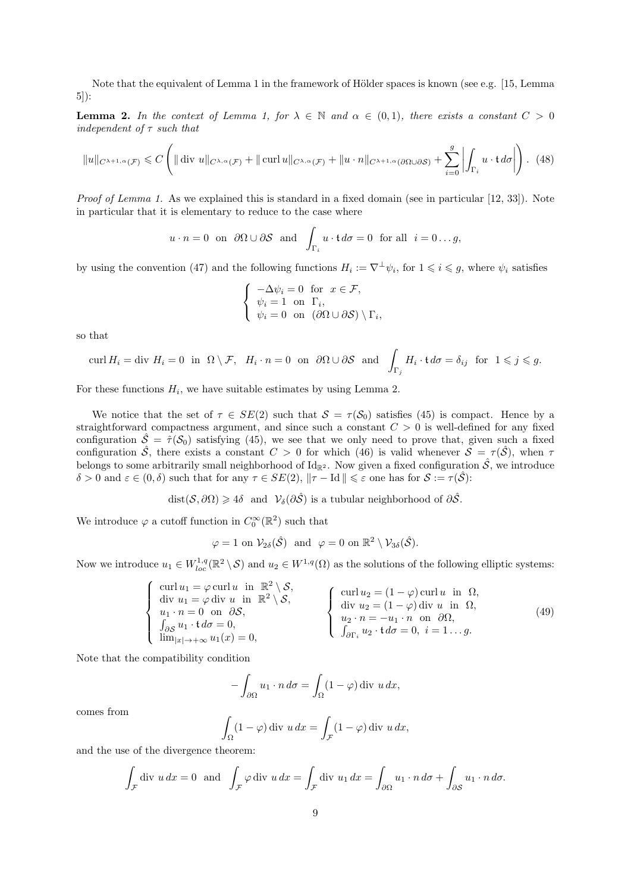Note that the equivalent of Lemma 1 in the framework of Hölder spaces is known (see e.g. [15, Lemma 5]):

**Lemma 2.** *In the context of Lemma 1, for $\lambda \in \mathbb{N}$ and $\alpha \in (0,1)$, there exists a constant $C > 0$ independent of $\tau$ such that*

$$\|u\|_{C^{\lambda+1,\alpha}(\mathcal{F})} \leqslant C \left( \|\operatorname{div} u\|_{C^{\lambda,\alpha}(\mathcal{F})} + \|\operatorname{curl} u\|_{C^{\lambda,\alpha}(\mathcal{F})} + \|u \cdot n\|_{C^{\lambda+1,\alpha}(\partial\Omega \cup \partial\mathcal{S})} + \sum_{i=0}^{g} \left| \int_{\Gamma_i} u \cdot \mathfrak{t}\, d\sigma \right| \right). \quad (48)$$

*Proof of Lemma 1.* As we explained this is standard in a fixed domain (see in particular [12, 33]). Note in particular that it is elementary to reduce to the case where

$$u \cdot n = 0 \ \text{ on } \ \partial\Omega \cup \partial\mathcal{S} \ \text{ and } \ \int_{\Gamma_i} u \cdot \mathfrak{t}\, d\sigma = 0 \ \text{ for all } \ i = 0 \dots g,$$

by using the convention (47) and the following functions $H_i := \nabla^\perp \psi_i$, for $1 \leqslant i \leqslant g$, where $\psi_i$ satisfies

$$\begin{cases} -\Delta \psi_i = 0 \ \text{ for } \ x \in \mathcal{F}, \\ \psi_i = 1 \ \text{ on } \ \Gamma_i, \\ \psi_i = 0 \ \text{ on } \ (\partial\Omega \cup \partial\mathcal{S}) \setminus \Gamma_i, \end{cases}$$

so that

$$\operatorname{curl} H_i = \operatorname{div} H_i = 0 \ \text{ in } \ \Omega \setminus \mathcal{F}, \ \ H_i \cdot n = 0 \ \text{ on } \ \partial\Omega \cup \partial\mathcal{S} \ \text{ and } \ \int_{\Gamma_j} H_i \cdot \mathfrak{t}\, d\sigma = \delta_{ij} \ \text{ for } \ 1 \leqslant j \leqslant g.$$

For these functions $H_i$, we have suitable estimates by using Lemma 2.

We notice that the set of $\tau \in SE(2)$ such that $\mathcal{S} = \tau(\mathcal{S}_0)$ satisfies (45) is compact. Hence by a straightforward compactness argument, and since such a constant $C > 0$ is well-defined for any fixed configuration $\hat{\mathcal{S}} = \hat{\tau}(\mathcal{S}_0)$ satisfying (45), we see that we only need to prove that, given such a fixed configuration $\hat{\mathcal{S}}$, there exists a constant $C > 0$ for which (46) is valid whenever $\mathcal{S} = \tau(\hat{\mathcal{S}})$, when $\tau$ belongs to some arbitrarily small neighborhood of $\mathrm{Id}_{\mathbb{R}^2}$. Now given a fixed configuration $\hat{\mathcal{S}}$, we introduce $\delta > 0$ and $\varepsilon \in (0, \delta)$ such that for any $\tau \in SE(2)$, $\|\tau - \mathrm{Id}\,\| \leqslant \varepsilon$ one has for $\mathcal{S} := \tau(\hat{\mathcal{S}})$:

$$\operatorname{dist}(\mathcal{S}, \partial\Omega) \geqslant 4\delta \ \text{ and } \ \mathcal{V}_\delta(\partial\hat{\mathcal{S}}) \text{ is a tubular neighborhood of } \partial\hat{\mathcal{S}}.$$

We introduce $\varphi$ a cutoff function in $C_0^\infty(\mathbb{R}^2)$ such that

$$\varphi = 1 \text{ on } \mathcal{V}_{2\delta}(\hat{\mathcal{S}}) \ \text{ and } \ \varphi = 0 \text{ on } \mathbb{R}^2 \setminus \mathcal{V}_{3\delta}(\hat{\mathcal{S}}).$$

Now we introduce $u_1 \in W^{1,q}_{loc}(\mathbb{R}^2 \setminus \mathcal{S})$ and $u_2 \in W^{1,q}(\Omega)$ as the solutions of the following elliptic systems:

$$\begin{cases} \operatorname{curl} u_1 = \varphi \operatorname{curl} u \ \text{ in } \ \mathbb{R}^2 \setminus \mathcal{S}, \\ \operatorname{div} u_1 = \varphi \operatorname{div} u \ \text{ in } \ \mathbb{R}^2 \setminus \mathcal{S}, \\ u_1 \cdot n = 0 \ \text{ on } \ \partial\mathcal{S}, \\ \int_{\partial\mathcal{S}} u_1 \cdot \mathfrak{t}\, d\sigma = 0, \\ \lim_{|x| \to +\infty} u_1(x) = 0, \end{cases} \qquad \begin{cases} \operatorname{curl} u_2 = (1-\varphi) \operatorname{curl} u \ \text{ in } \ \Omega, \\ \operatorname{div} u_2 = (1-\varphi) \operatorname{div} u \ \text{ in } \ \Omega, \\ u_2 \cdot n = -u_1 \cdot n \ \text{ on } \ \partial\Omega, \\ \int_{\partial\Gamma_i} u_2 \cdot \mathfrak{t}\, d\sigma = 0, \ i = 1 \dots g. \end{cases} \quad (49)$$

Note that the compatibility condition

$$-\int_{\partial\Omega} u_1 \cdot n\, d\sigma = \int_\Omega (1-\varphi) \operatorname{div} u\, dx,$$

comes from

$$\int_\Omega (1-\varphi) \operatorname{div} u\, dx = \int_{\mathcal{F}} (1-\varphi) \operatorname{div} u\, dx,$$

and the use of the divergence theorem:

$$\int_{\mathcal{F}} \operatorname{div} u\, dx = 0 \ \text{ and } \ \int_{\mathcal{F}} \varphi \operatorname{div} u\, dx = \int_{\mathcal{F}} \operatorname{div} u_1\, dx = \int_{\partial\Omega} u_1 \cdot n\, d\sigma + \int_{\partial\mathcal{S}} u_1 \cdot n\, d\sigma.$$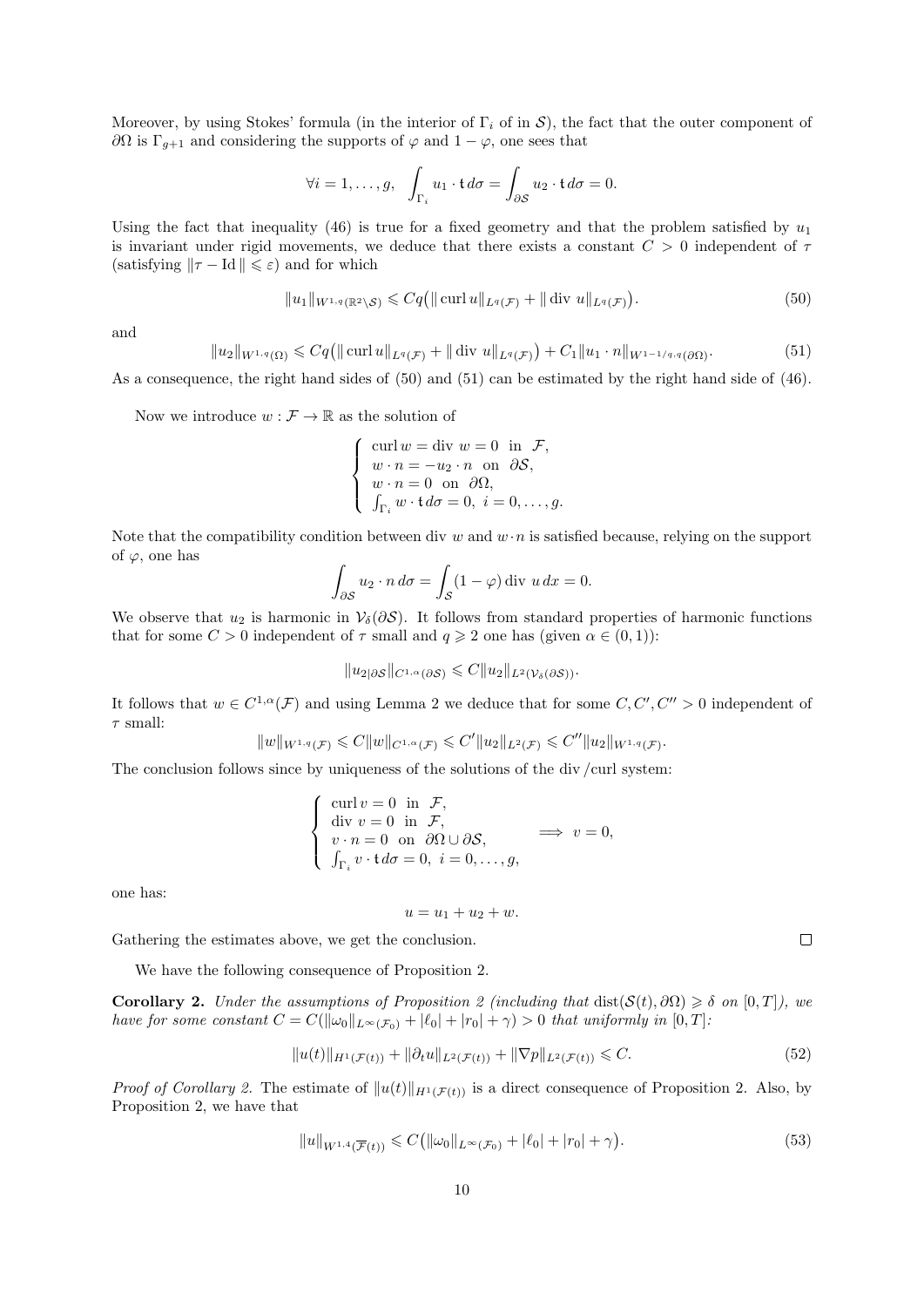Moreover, by using Stokes' formula (in the interior of $\Gamma_i$ of in $\mathcal{S}$), the fact that the outer component of $\partial\Omega$ is $\Gamma_{g+1}$ and considering the supports of $\varphi$ and $1-\varphi$, one sees that

$$
\forall i = 1, \dots, g, \quad \int_{\Gamma_i} u_1 \cdot \mathfrak{t} \, d\sigma = \int_{\partial\mathcal{S}} u_2 \cdot \mathfrak{t} \, d\sigma = 0.
$$

Using the fact that inequality (46) is true for a fixed geometry and that the problem satisfied by $u_1$ is invariant under rigid movements, we deduce that there exists a constant $C > 0$ independent of $\tau$ (satisfying $\|\tau - \mathrm{Id}\,\| \leqslant \varepsilon$) and for which

$$
\|u_1\|_{W^{1,q}(\mathbb{R}^2 \setminus \mathcal{S})} \leqslant Cq\big(\|\operatorname{curl} u\|_{L^q(\mathcal{F})} + \|\operatorname{div}\, u\|_{L^q(\mathcal{F})}\big). \tag{50}
$$

and

$$
\|u_2\|_{W^{1,q}(\Omega)} \leqslant Cq\big(\|\operatorname{curl} u\|_{L^q(\mathcal{F})} + \|\operatorname{div}\, u\|_{L^q(\mathcal{F})}\big) + C_1 \|u_1 \cdot n\|_{W^{1-1/q,q}(\partial\Omega)}. \tag{51}
$$

As a consequence, the right hand sides of (50) and (51) can be estimated by the right hand side of (46).

Now we introduce $w : \mathcal{F} \to \mathbb{R}$ as the solution of

$$
\left\{
\begin{array}{l}
\operatorname{curl} w = \operatorname{div}\, w = 0 \ \text{ in } \ \mathcal{F}, \\
w \cdot n = -u_2 \cdot n \ \text{ on } \ \partial\mathcal{S}, \\
w \cdot n = 0 \ \text{ on } \ \partial\Omega, \\
\int_{\Gamma_i} w \cdot \mathfrak{t} \, d\sigma = 0, \ i = 0, \dots, g.
\end{array}
\right.
$$

Note that the compatibility condition between div $w$ and $w \cdot n$ is satisfied because, relying on the support of $\varphi$, one has

$$
\int_{\partial\mathcal{S}} u_2 \cdot n \, d\sigma = \int_{\mathcal{S}} (1-\varphi) \operatorname{div}\, u \, dx = 0.
$$

We observe that $u_2$ is harmonic in $\mathcal{V}_\delta(\partial\mathcal{S})$. It follows from standard properties of harmonic functions that for some $C > 0$ independent of $\tau$ small and $q \geqslant 2$ one has (given $\alpha \in (0,1)$):

$$
\|u_{2|\partial\mathcal{S}}\|_{C^{1,\alpha}(\partial\mathcal{S})} \leqslant C \|u_2\|_{L^2(\mathcal{V}_\delta(\partial\mathcal{S}))}.
$$

It follows that $w \in C^{1,\alpha}(\mathcal{F})$ and using Lemma 2 we deduce that for some $C, C', C'' > 0$ independent of $\tau$ small:

$$
\|w\|_{W^{1,q}(\mathcal{F})} \leqslant C \|w\|_{C^{1,\alpha}(\mathcal{F})} \leqslant C' \|u_2\|_{L^2(\mathcal{F})} \leqslant C'' \|u_2\|_{W^{1,q}(\mathcal{F})}.
$$

The conclusion follows since by uniqueness of the solutions of the div / curl system:

$$
\left\{
\begin{array}{l}
\operatorname{curl} v = 0 \ \text{ in } \ \mathcal{F}, \\
\operatorname{div}\, v = 0 \ \text{ in } \ \mathcal{F}, \\
v \cdot n = 0 \ \text{ on } \ \partial\Omega \cup \partial\mathcal{S}, \\
\int_{\Gamma_i} v \cdot \mathfrak{t} \, d\sigma = 0, \ i = 0, \dots, g,
\end{array}
\right.
\quad \Longrightarrow \ v = 0,
$$

one has:

$$
u = u_1 + u_2 + w.
$$

Gathering the estimates above, we get the conclusion. $\square$

We have the following consequence of Proposition 2.

**Corollary 2.** *Under the assumptions of Proposition 2 (including that* $\operatorname{dist}(\mathcal{S}(t), \partial\Omega) \geqslant \delta$ *on* $[0,T]$*), we have for some constant* $C = C(\|\omega_0\|_{L^\infty(\mathcal{F}_0)} + |\ell_0| + |r_0| + \gamma) > 0$ *that uniformly in* $[0,T]$*:*

$$
\|u(t)\|_{H^1(\mathcal{F}(t))} + \|\partial_t u\|_{L^2(\mathcal{F}(t))} + \|\nabla p\|_{L^2(\mathcal{F}(t))} \leqslant C. \tag{52}
$$

*Proof of Corollary 2.* The estimate of $\|u(t)\|_{H^1(\mathcal{F}(t))}$ is a direct consequence of Proposition 2. Also, by Proposition 2, we have that

$$
\|u\|_{W^{1,4}(\overline{\mathcal{F}}(t))} \leqslant C\big(\|\omega_0\|_{L^\infty(\mathcal{F}_0)} + |\ell_0| + |r_0| + \gamma\big). \tag{53}
$$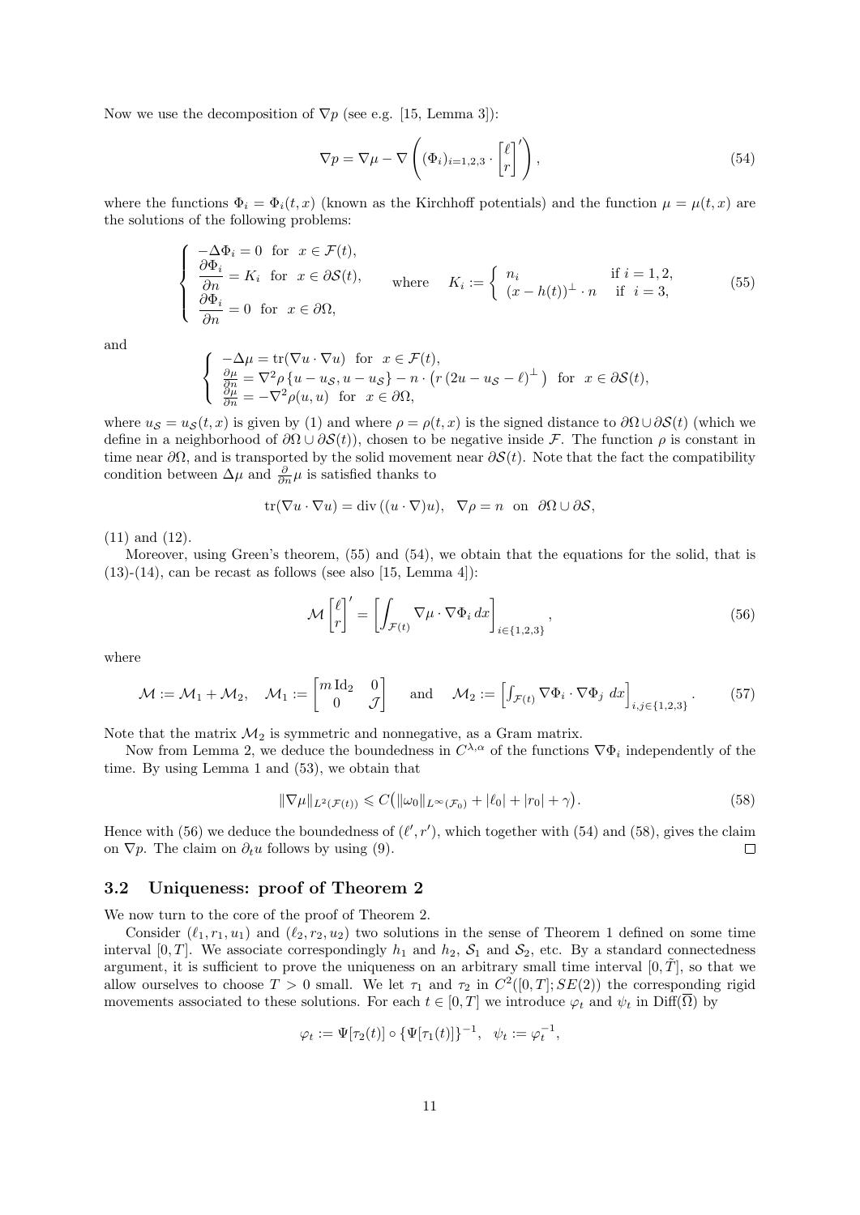Now we use the decomposition of $\nabla p$ (see e.g. [15, Lemma 3]):

$$\nabla p = \nabla \mu - \nabla \left( (\Phi_i)_{i=1,2,3} \cdot \begin{bmatrix} \ell \\ r \end{bmatrix}' \right), \tag{54}$$

where the functions $\Phi_i = \Phi_i(t,x)$ (known as the Kirchhoff potentials) and the function $\mu = \mu(t,x)$ are the solutions of the following problems:

$$\begin{cases} -\Delta \Phi_i = 0 \quad \text{for} \quad x \in \mathcal{F}(t), \\ \dfrac{\partial \Phi_i}{\partial n} = K_i \quad \text{for} \quad x \in \partial \mathcal{S}(t), \\ \dfrac{\partial \Phi_i}{\partial n} = 0 \quad \text{for} \quad x \in \partial \Omega, \end{cases} \qquad \text{where} \quad K_i := \begin{cases} n_i & \text{if } i = 1,2, \\ (x - h(t))^\perp \cdot n & \text{if } i = 3, \end{cases} \tag{55}$$

and

$$\begin{cases} -\Delta \mu = \operatorname{tr}(\nabla u \cdot \nabla u) \quad \text{for} \quad x \in \mathcal{F}(t), \\ \frac{\partial \mu}{\partial n} = \nabla^2 \rho \{ u - u_{\mathcal{S}}, u - u_{\mathcal{S}} \} - n \cdot \left( r \,(2u - u_{\mathcal{S}} - \ell)^\perp \right) \quad \text{for} \quad x \in \partial \mathcal{S}(t), \\ \frac{\partial \mu}{\partial n} = -\nabla^2 \rho(u,u) \quad \text{for} \quad x \in \partial \Omega, \end{cases}$$

where $u_{\mathcal{S}} = u_{\mathcal{S}}(t,x)$ is given by (1) and where $\rho = \rho(t,x)$ is the signed distance to $\partial\Omega \cup \partial\mathcal{S}(t)$ (which we define in a neighborhood of $\partial\Omega \cup \partial\mathcal{S}(t)$), chosen to be negative inside $\mathcal{F}$. The function $\rho$ is constant in time near $\partial\Omega$, and is transported by the solid movement near $\partial\mathcal{S}(t)$. Note that the fact the compatibility condition between $\Delta\mu$ and $\frac{\partial}{\partial n}\mu$ is satisfied thanks to

$$\operatorname{tr}(\nabla u \cdot \nabla u) = \operatorname{div}\left( (u \cdot \nabla) u \right), \quad \nabla \rho = n \quad \text{on} \quad \partial\Omega \cup \partial\mathcal{S},$$

(11) and (12).

Moreover, using Green's theorem, (55) and (54), we obtain that the equations for the solid, that is (13)-(14), can be recast as follows (see also [15, Lemma 4]):

$$\mathcal{M} \begin{bmatrix} \ell \\ r \end{bmatrix}' = \left[ \int_{\mathcal{F}(t)} \nabla \mu \cdot \nabla \Phi_i \, dx \right]_{i \in \{1,2,3\}}, \tag{56}$$

where

$$\mathcal{M} := \mathcal{M}_1 + \mathcal{M}_2, \quad \mathcal{M}_1 := \begin{bmatrix} m \operatorname{Id}_2 & 0 \\ 0 & \mathcal{J} \end{bmatrix} \quad \text{and} \quad \mathcal{M}_2 := \left[ \int_{\mathcal{F}(t)} \nabla \Phi_i \cdot \nabla \Phi_j \; dx \right]_{i,j \in \{1,2,3\}}. \tag{57}$$

Note that the matrix $\mathcal{M}_2$ is symmetric and nonnegative, as a Gram matrix.

Now from Lemma 2, we deduce the boundedness in $C^{\lambda,\alpha}$ of the functions $\nabla\Phi_i$ independently of the time. By using Lemma 1 and (53), we obtain that

$$\|\nabla \mu\|_{L^2(\mathcal{F}(t))} \leqslant C\big( \|\omega_0\|_{L^\infty(\mathcal{F}_0)} + |\ell_0| + |r_0| + \gamma \big). \tag{58}$$

Hence with (56) we deduce the boundedness of $(\ell', r')$, which together with (54) and (58), gives the claim on $\nabla p$. The claim on $\partial_t u$ follows by using (9). $\square$

### 3.2 Uniqueness: proof of Theorem 2

We now turn to the core of the proof of Theorem 2.

Consider $(\ell_1, r_1, u_1)$ and $(\ell_2, r_2, u_2)$ two solutions in the sense of Theorem 1 defined on some time interval $[0,T]$. We associate correspondingly $h_1$ and $h_2$, $\mathcal{S}_1$ and $\mathcal{S}_2$, etc. By a standard connectedness argument, it is sufficient to prove the uniqueness on an arbitrary small time interval $[0,\tilde{T}]$, so that we allow ourselves to choose $T > 0$ small. We let $\tau_1$ and $\tau_2$ in $C^2([0,T]; SE(2))$ the corresponding rigid movements associated to these solutions. For each $t \in [0,T]$ we introduce $\varphi_t$ and $\psi_t$ in $\operatorname{Diff}(\overline{\Omega})$ by

$$\varphi_t := \Psi[\tau_2(t)] \circ \{ \Psi[\tau_1(t)] \}^{-1}, \quad \psi_t := \varphi_t^{-1},$$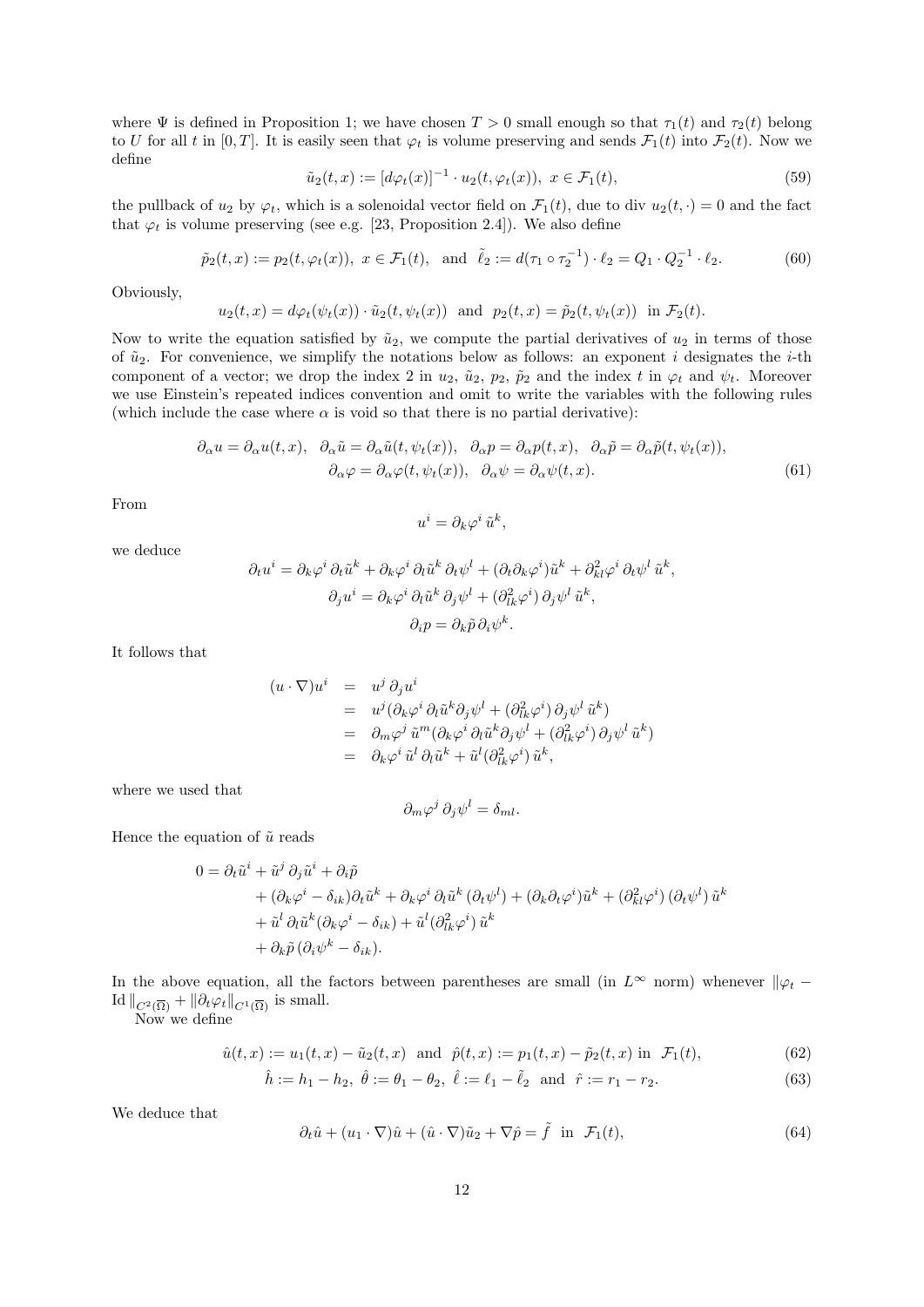where $\Psi$ is defined in Proposition 1; we have chosen $T > 0$ small enough so that $\tau_1(t)$ and $\tau_2(t)$ belong to $U$ for all $t$ in $[0, T]$. It is easily seen that $\varphi_t$ is volume preserving and sends $\mathcal{F}_1(t)$ into $\mathcal{F}_2(t)$. Now we define

$$\tilde{u}_2(t, x) := [d\varphi_t(x)]^{-1} \cdot u_2(t, \varphi_t(x)), \ x \in \mathcal{F}_1(t), \tag{59}$$

the pullback of $u_2$ by $\varphi_t$, which is a solenoidal vector field on $\mathcal{F}_1(t)$, due to div $u_2(t, \cdot) = 0$ and the fact that $\varphi_t$ is volume preserving (see e.g. [23, Proposition 2.4]). We also define

$$\tilde{p}_2(t, x) := p_2(t, \varphi_t(x)), \ x \in \mathcal{F}_1(t), \ \text{ and } \ \tilde{\ell}_2 := d(\tau_1 \circ \tau_2^{-1}) \cdot \ell_2 = Q_1 \cdot Q_2^{-1} \cdot \ell_2. \tag{60}$$

Obviously,

$$u_2(t, x) = d\varphi_t(\psi_t(x)) \cdot \tilde{u}_2(t, \psi_t(x)) \ \text{ and } \ p_2(t, x) = \tilde{p}_2(t, \psi_t(x)) \ \text{ in } \mathcal{F}_2(t).$$

Now to write the equation satisfied by $\tilde{u}_2$, we compute the partial derivatives of $u_2$ in terms of those of $\tilde{u}_2$. For convenience, we simplify the notations below as follows: an exponent $i$ designates the $i$-th component of a vector; we drop the index 2 in $u_2$, $\tilde{u}_2$, $p_2$, $\tilde{p}_2$ and the index $t$ in $\varphi_t$ and $\psi_t$. Moreover we use Einstein's repeated indices convention and omit to write the variables with the following rules (which include the case where $\alpha$ is void so that there is no partial derivative):

$$\begin{gathered}\partial_\alpha u = \partial_\alpha u(t, x), \ \ \partial_\alpha \tilde{u} = \partial_\alpha \tilde{u}(t, \psi_t(x)), \ \ \partial_\alpha p = \partial_\alpha p(t, x), \ \ \partial_\alpha \tilde{p} = \partial_\alpha \tilde{p}(t, \psi_t(x)), \\ \partial_\alpha \varphi = \partial_\alpha \varphi(t, \psi_t(x)), \ \ \partial_\alpha \psi = \partial_\alpha \psi(t, x).\end{gathered} \tag{61}$$

From

$$u^i = \partial_k \varphi^i \, \tilde{u}^k,$$

we deduce

$$\begin{gathered}\partial_t u^i = \partial_k \varphi^i \, \partial_t \tilde{u}^k + \partial_k \varphi^i \, \partial_l \tilde{u}^k \, \partial_t \psi^l + (\partial_t \partial_k \varphi^i) \tilde{u}^k + \partial^2_{kl} \varphi^i \, \partial_t \psi^l \, \tilde{u}^k, \\ \partial_j u^i = \partial_k \varphi^i \, \partial_l \tilde{u}^k \, \partial_j \psi^l + (\partial^2_{lk} \varphi^i) \, \partial_j \psi^l \, \tilde{u}^k, \\ \partial_i p = \partial_k \tilde{p} \, \partial_i \psi^k.\end{gathered}$$

It follows that

$$\begin{aligned}(u \cdot \nabla) u^i &= u^j \, \partial_j u^i \\ &= u^j (\partial_k \varphi^i \, \partial_l \tilde{u}^k \partial_j \psi^l + (\partial^2_{lk} \varphi^i) \, \partial_j \psi^l \, \tilde{u}^k) \\ &= \partial_m \varphi^j \, \tilde{u}^m (\partial_k \varphi^i \, \partial_l \tilde{u}^k \partial_j \psi^l + (\partial^2_{lk} \varphi^i) \, \partial_j \psi^l \, \tilde{u}^k) \\ &= \partial_k \varphi^i \, \tilde{u}^l \, \partial_l \tilde{u}^k + \tilde{u}^l (\partial^2_{lk} \varphi^i) \, \tilde{u}^k,\end{aligned}$$

where we used that

$$\partial_m \varphi^j \, \partial_j \psi^l = \delta_{ml}.$$

Hence the equation of $\tilde{u}$ reads

$$\begin{aligned}0 = \partial_t \tilde{u}^i &+ \tilde{u}^j \, \partial_j \tilde{u}^i + \partial_i \tilde{p} \\ &+ (\partial_k \varphi^i - \delta_{ik}) \partial_t \tilde{u}^k + \partial_k \varphi^i \, \partial_l \tilde{u}^k \, (\partial_t \psi^l) + (\partial_k \partial_t \varphi^i) \tilde{u}^k + (\partial^2_{kl} \varphi^i) \, (\partial_t \psi^l) \, \tilde{u}^k \\ &+ \tilde{u}^l \, \partial_l \tilde{u}^k (\partial_k \varphi^i - \delta_{ik}) + \tilde{u}^l (\partial^2_{lk} \varphi^i) \, \tilde{u}^k \\ &+ \partial_k \tilde{p} \, (\partial_i \psi^k - \delta_{ik}).\end{aligned}$$

In the above equation, all the factors between parentheses are small (in $L^\infty$ norm) whenever $\|\varphi_t - \text{Id}\,\|_{C^2(\overline{\Omega})} + \|\partial_t \varphi_t\|_{C^1(\overline{\Omega})}$ is small.

Now we define

$$\hat{u}(t, x) := u_1(t, x) - \tilde{u}_2(t, x) \ \text{ and } \ \hat{p}(t, x) := p_1(t, x) - \tilde{p}_2(t, x) \ \text{ in } \ \mathcal{F}_1(t), \tag{62}$$

$$\hat{h} := h_1 - h_2, \ \hat{\theta} := \theta_1 - \theta_2, \ \hat{\ell} := \ell_1 - \tilde{\ell}_2 \ \text{ and } \ \hat{r} := r_1 - r_2. \tag{63}$$

We deduce that

$$\partial_t \hat{u} + (u_1 \cdot \nabla) \hat{u} + (\hat{u} \cdot \nabla) \tilde{u}_2 + \nabla \hat{p} = \tilde{f} \ \text{ in } \ \mathcal{F}_1(t), \tag{64}$$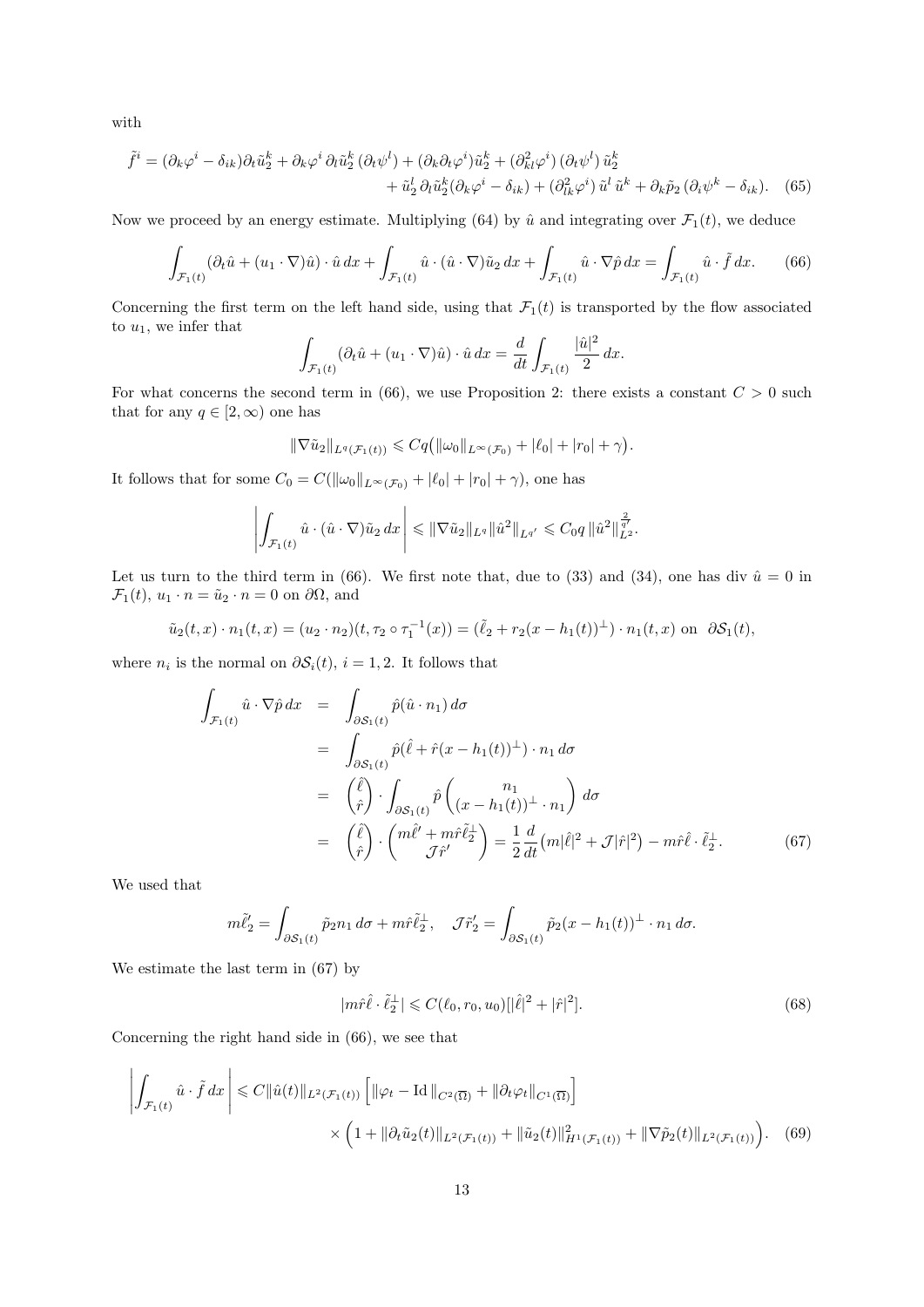with

$$
\begin{aligned}
\tilde{f}^i = (\partial_k \varphi^i - \delta_{ik}) \partial_t \tilde{u}_2^k + \partial_k \varphi^i \, \partial_l \tilde{u}_2^k \, (\partial_t \psi^l) + (\partial_k \partial_t \varphi^i) \tilde{u}_2^k + (\partial^2_{kl} \varphi^i) \, (\partial_t \psi^l) \, \tilde{u}_2^k \\
+ \tilde{u}_2^l \, \partial_l \tilde{u}_2^k (\partial_k \varphi^i - \delta_{ik}) + (\partial^2_{lk} \varphi^i) \, \tilde{u}^l \, \tilde{u}^k + \partial_k \tilde{p}_2 \, (\partial_i \psi^k - \delta_{ik}). \quad (65)
\end{aligned}
$$

Now we proceed by an energy estimate. Multiplying (64) by $\hat{u}$ and integrating over $\mathcal{F}_1(t)$, we deduce

$$
\int_{\mathcal{F}_1(t)} (\partial_t \hat{u} + (u_1 \cdot \nabla) \hat{u}) \cdot \hat{u} \, dx + \int_{\mathcal{F}_1(t)} \hat{u} \cdot (\hat{u} \cdot \nabla) \tilde{u}_2 \, dx + \int_{\mathcal{F}_1(t)} \hat{u} \cdot \nabla \hat{p} \, dx = \int_{\mathcal{F}_1(t)} \hat{u} \cdot \tilde{f} \, dx. \quad (66)
$$

Concerning the first term on the left hand side, using that $\mathcal{F}_1(t)$ is transported by the flow associated to $u_1$, we infer that

$$
\int_{\mathcal{F}_1(t)} (\partial_t \hat{u} + (u_1 \cdot \nabla) \hat{u}) \cdot \hat{u} \, dx = \frac{d}{dt} \int_{\mathcal{F}_1(t)} \frac{|\hat{u}|^2}{2} \, dx.
$$

For what concerns the second term in (66), we use Proposition 2: there exists a constant $C > 0$ such that for any $q \in [2, \infty)$ one has

$$
\|\nabla \tilde{u}_2\|_{L^q(\mathcal{F}_1(t))} \leqslant Cq \big( \|\omega_0\|_{L^\infty(\mathcal{F}_0)} + |\ell_0| + |r_0| + \gamma \big).
$$

It follows that for some $C_0 = C(\|\omega_0\|_{L^\infty(\mathcal{F}_0)} + |\ell_0| + |r_0| + \gamma)$, one has

$$
\left| \int_{\mathcal{F}_1(t)} \hat{u} \cdot (\hat{u} \cdot \nabla) \tilde{u}_2 \, dx \right| \leqslant \|\nabla \tilde{u}_2\|_{L^q} \|\hat{u}^2\|_{L^{q'}} \leqslant C_0 q \, \|\hat{u}^2\|_{L^2}^{\frac{2}{q'}}.
$$

Let us turn to the third term in (66). We first note that, due to (33) and (34), one has $\operatorname{div} \hat{u} = 0$ in $\mathcal{F}_1(t)$, $u_1 \cdot n = \tilde{u}_2 \cdot n = 0$ on $\partial \Omega$, and

$$
\tilde{u}_2(t, x) \cdot n_1(t, x) = (u_2 \cdot n_2)(t, \tau_2 \circ \tau_1^{-1}(x)) = (\tilde{\ell}_2 + r_2 (x - h_1(t))^\perp) \cdot n_1(t, x) \text{ on } \partial \mathcal{S}_1(t),
$$

where $n_i$ is the normal on $\partial \mathcal{S}_i(t)$, $i = 1, 2$. It follows that

$$
\begin{aligned}
\int_{\mathcal{F}_1(t)} \hat{u} \cdot \nabla \hat{p} \, dx &= \int_{\partial \mathcal{S}_1(t)} \hat{p} (\hat{u} \cdot n_1) \, d\sigma \\
&= \int_{\partial \mathcal{S}_1(t)} \hat{p} (\hat{\ell} + \hat{r} (x - h_1(t))^\perp) \cdot n_1 \, d\sigma \\
&= \begin{pmatrix} \hat{\ell} \\ \hat{r} \end{pmatrix} \cdot \int_{\partial \mathcal{S}_1(t)} \hat{p} \begin{pmatrix} n_1 \\ (x - h_1(t))^\perp \cdot n_1 \end{pmatrix} d\sigma \\
&= \begin{pmatrix} \hat{\ell} \\ \hat{r} \end{pmatrix} \cdot \begin{pmatrix} m \hat{\ell}' + m \hat{r} \tilde{\ell}_2^\perp \\ \mathcal{J} \hat{r}' \end{pmatrix} = \frac{1}{2} \frac{d}{dt} \big( m |\hat{\ell}|^2 + \mathcal{J} |\hat{r}|^2 \big) - m \hat{r} \hat{\ell} \cdot \tilde{\ell}_2^\perp. \quad (67)
\end{aligned}
$$

We used that

$$
m \tilde{\ell}_2' = \int_{\partial \mathcal{S}_1(t)} \tilde{p}_2 n_1 \, d\sigma + m \tilde{r} \tilde{\ell}_2^\perp, \quad \mathcal{J} \tilde{r}_2' = \int_{\partial \mathcal{S}_1(t)} \tilde{p}_2 (x - h_1(t))^\perp \cdot n_1 \, d\sigma.
$$

We estimate the last term in (67) by

$$
|m \hat{r} \hat{\ell} \cdot \tilde{\ell}_2^\perp| \leqslant C(\ell_0, r_0, u_0) [|\hat{\ell}|^2 + |\hat{r}|^2]. \quad (68)
$$

Concerning the right hand side in (66), we see that

$$
\begin{aligned}
\left| \int_{\mathcal{F}_1(t)} \hat{u} \cdot \tilde{f} \, dx \right| \leqslant C \|\hat{u}(t)\|_{L^2(\mathcal{F}_1(t))} \Big[ \|\varphi_t - \operatorname{Id}\|_{C^2(\overline{\Omega})} + \|\partial_t \varphi_t\|_{C^1(\overline{\Omega})} \Big] \\
\times \Big( 1 + \|\partial_t \tilde{u}_2(t)\|_{L^2(\mathcal{F}_1(t))} + \|\tilde{u}_2(t)\|^2_{H^1(\mathcal{F}_1(t))} + \|\nabla \tilde{p}_2(t)\|_{L^2(\mathcal{F}_1(t))} \Big). \quad (69)
\end{aligned}
$$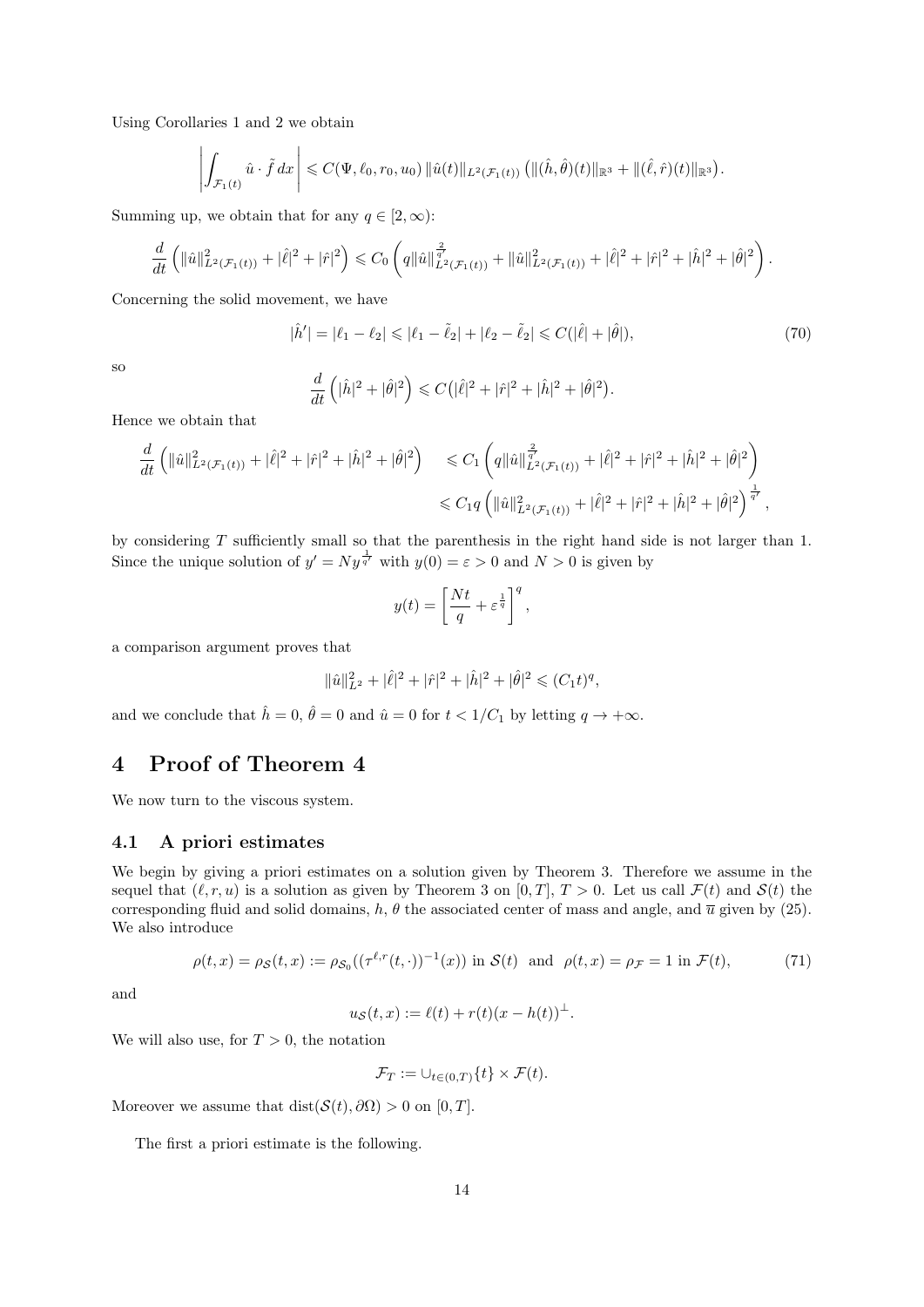Using Corollaries 1 and 2 we obtain

$$\left| \int_{\mathcal{F}_1(t)} \hat{u} \cdot \tilde{f} \, dx \right| \leqslant C(\Psi, \ell_0, r_0, u_0) \, \|\hat{u}(t)\|_{L^2(\mathcal{F}_1(t))} \left( \|(\hat{h}, \hat{\theta})(t)\|_{\mathbb{R}^3} + \|(\hat{\ell}, \hat{r})(t)\|_{\mathbb{R}^3} \right).$$

Summing up, we obtain that for any $q \in [2, \infty)$:

$$\frac{d}{dt} \left( \|\hat{u}\|^2_{L^2(\mathcal{F}_1(t))} + |\hat{\ell}|^2 + |\hat{r}|^2 \right) \leqslant C_0 \left( q \|\hat{u}\|^{\frac{2}{q'}}_{L^2(\mathcal{F}_1(t))} + \|\hat{u}\|^2_{L^2(\mathcal{F}_1(t))} + |\hat{\ell}|^2 + |\hat{r}|^2 + |\hat{h}|^2 + |\hat{\theta}|^2 \right).$$

Concerning the solid movement, we have

$$|\hat{h}'| = |\ell_1 - \ell_2| \leqslant |\ell_1 - \tilde{\ell}_2| + |\ell_2 - \tilde{\ell}_2| \leqslant C(|\hat{\ell}| + |\hat{\theta}|), \tag{70}$$

so

$$\frac{d}{dt} \left( |\hat{h}|^2 + |\hat{\theta}|^2 \right) \leqslant C \big( |\hat{\ell}|^2 + |\hat{r}|^2 + |\hat{h}|^2 + |\hat{\theta}|^2 \big).$$

Hence we obtain that

$$\begin{aligned} \frac{d}{dt} \left( \|\hat{u}\|^2_{L^2(\mathcal{F}_1(t))} + |\hat{\ell}|^2 + |\hat{r}|^2 + |\hat{h}|^2 + |\hat{\theta}|^2 \right) &\leqslant C_1 \left( q \|\hat{u}\|^{\frac{2}{q'}}_{L^2(\mathcal{F}_1(t))} + |\hat{\ell}|^2 + |\hat{r}|^2 + |\hat{h}|^2 + |\hat{\theta}|^2 \right) \\ &\leqslant C_1 q \left( \|\hat{u}\|^2_{L^2(\mathcal{F}_1(t))} + |\hat{\ell}|^2 + |\hat{r}|^2 + |\hat{h}|^2 + |\hat{\theta}|^2 \right)^{\frac{1}{q'}}, \end{aligned}$$

by considering $T$ sufficiently small so that the parenthesis in the right hand side is not larger than 1. Since the unique solution of $y' = N y^{\frac{1}{q'}}$ with $y(0) = \varepsilon > 0$ and $N > 0$ is given by

$$y(t) = \left[ \frac{Nt}{q} + \varepsilon^{\frac{1}{q}} \right]^q,$$

a comparison argument proves that

$$\|\hat{u}\|^2_{L^2} + |\hat{\ell}|^2 + |\hat{r}|^2 + |\hat{h}|^2 + |\hat{\theta}|^2 \leqslant (C_1 t)^q,$$

and we conclude that $\hat{h} = 0$, $\hat{\theta} = 0$ and $\hat{u} = 0$ for $t < 1/C_1$ by letting $q \to +\infty$.

# 4 Proof of Theorem 4

We now turn to the viscous system.

## 4.1 A priori estimates

We begin by giving a priori estimates on a solution given by Theorem 3. Therefore we assume in the sequel that $(\ell, r, u)$ is a solution as given by Theorem 3 on $[0, T]$, $T > 0$. Let us call $\mathcal{F}(t)$ and $\mathcal{S}(t)$ the corresponding fluid and solid domains, $h$, $\theta$ the associated center of mass and angle, and $\overline{u}$ given by (25). We also introduce

$$\rho(t, x) = \rho_{\mathcal{S}}(t, x) := \rho_{\mathcal{S}_0}((\tau^{\ell, r}(t, \cdot))^{-1}(x)) \text{ in } \mathcal{S}(t) \text{ and } \rho(t, x) = \rho_{\mathcal{F}} = 1 \text{ in } \mathcal{F}(t), \tag{71}$$

and

$$u_{\mathcal{S}}(t, x) := \ell(t) + r(t)(x - h(t))^{\perp}.$$

We will also use, for $T > 0$, the notation

$$\mathcal{F}_T := \cup_{t \in (0,T)} \{t\} \times \mathcal{F}(t).$$

Moreover we assume that $\text{dist}(\mathcal{S}(t), \partial\Omega) > 0$ on $[0, T]$.

The first a priori estimate is the following.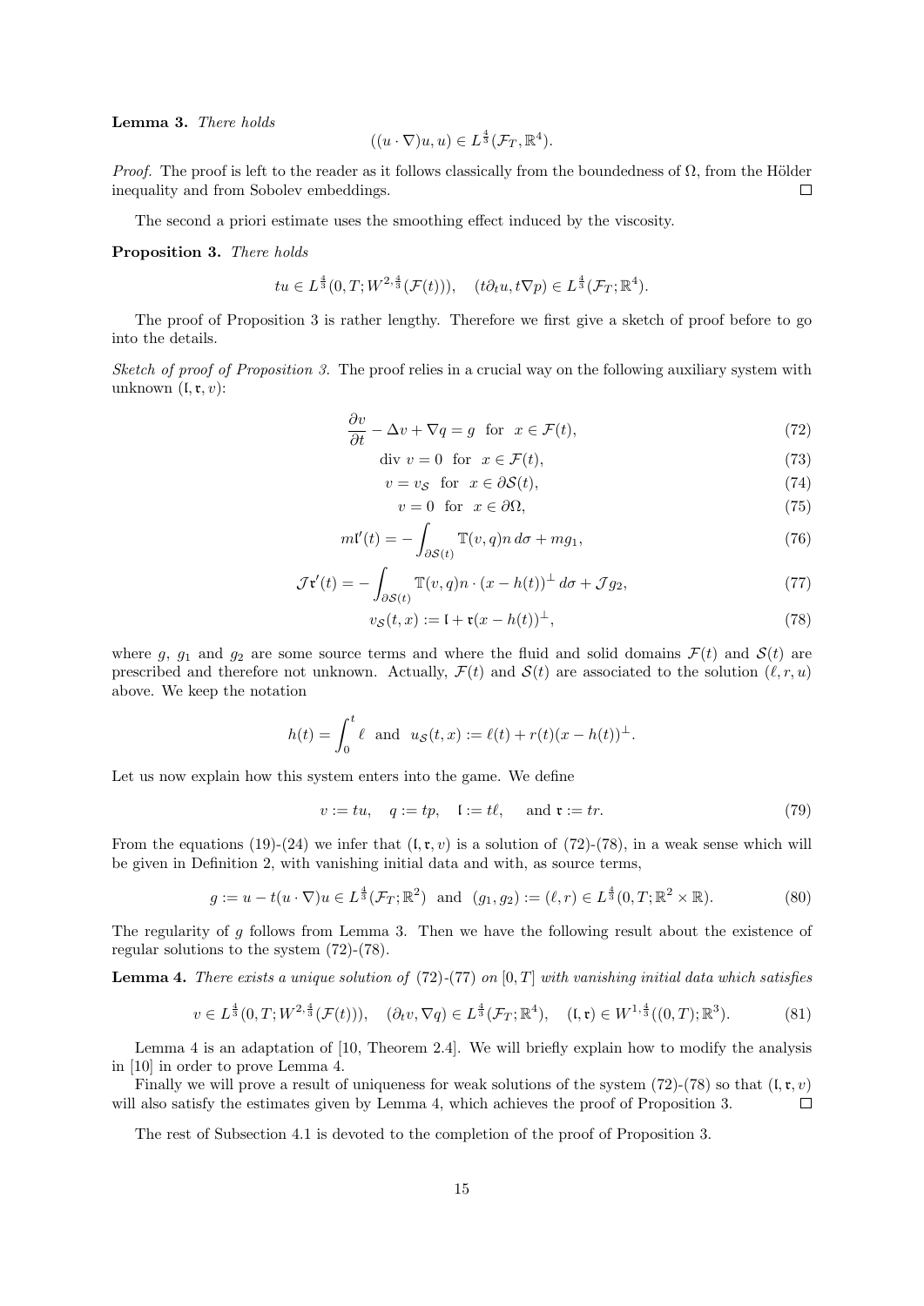**Lemma 3.** *There holds*

$$((u\cdot\nabla)u, u) \in L^{\frac{4}{3}}(\mathcal{F}_T, \mathbb{R}^4).$$

*Proof.* The proof is left to the reader as it follows classically from the boundedness of $\Omega$, from the Hölder inequality and from Sobolev embeddings. $\square$

The second a priori estimate uses the smoothing effect induced by the viscosity.

**Proposition 3.** *There holds*

$$tu \in L^{\frac{4}{3}}(0,T; W^{2,\frac{4}{3}}(\mathcal{F}(t))), \quad (t\partial_t u, t\nabla p) \in L^{\frac{4}{3}}(\mathcal{F}_T; \mathbb{R}^4).$$

The proof of Proposition 3 is rather lengthy. Therefore we first give a sketch of proof before to go into the details.

*Sketch of proof of Proposition 3.* The proof relies in a crucial way on the following auxiliary system with unknown $(\mathfrak{l}, \mathfrak{r}, v)$:

$$\frac{\partial v}{\partial t} - \Delta v + \nabla q = g \quad \text{for} \quad x \in \mathcal{F}(t), \tag{72}$$

$$\text{div } v = 0 \quad \text{for} \quad x \in \mathcal{F}(t), \tag{73}$$

$$v = v_{\mathcal{S}} \quad \text{for} \quad x \in \partial\mathcal{S}(t), \tag{74}$$

$$v = 0 \quad \text{for} \quad x \in \partial\Omega, \tag{75}$$

$$m\mathfrak{l}'(t) = -\int_{\partial\mathcal{S}(t)} \mathbb{T}(v,q)n \, d\sigma + mg_1, \tag{76}$$

$$\mathcal{J}\mathfrak{r}'(t) = -\int_{\partial\mathcal{S}(t)} \mathbb{T}(v,q)n \cdot (x-h(t))^{\perp} \, d\sigma + \mathcal{J}g_2, \tag{77}$$

$$v_{\mathcal{S}}(t,x) := \mathfrak{l} + \mathfrak{r}(x-h(t))^{\perp}, \tag{78}$$

where $g$, $g_1$ and $g_2$ are some source terms and where the fluid and solid domains $\mathcal{F}(t)$ and $\mathcal{S}(t)$ are prescribed and therefore not unknown. Actually, $\mathcal{F}(t)$ and $\mathcal{S}(t)$ are associated to the solution $(\ell, r, u)$ above. We keep the notation

$$h(t) = \int_0^t \ell \quad \text{and} \quad u_{\mathcal{S}}(t,x) := \ell(t) + r(t)(x-h(t))^{\perp}.$$

Let us now explain how this system enters into the game. We define

$$v := tu, \quad q := tp, \quad \mathfrak{l} := t\ell, \quad \text{and } \mathfrak{r} := tr. \tag{79}$$

From the equations (19)-(24) we infer that $(\mathfrak{l}, \mathfrak{r}, v)$ is a solution of (72)-(78), in a weak sense which will be given in Definition 2, with vanishing initial data and with, as source terms,

$$g := u - t(u\cdot\nabla)u \in L^{\frac{4}{3}}(\mathcal{F}_T; \mathbb{R}^2) \quad \text{and} \quad (g_1, g_2) := (\ell, r) \in L^{\frac{4}{3}}(0,T; \mathbb{R}^2 \times \mathbb{R}). \tag{80}$$

The regularity of $g$ follows from Lemma 3. Then we have the following result about the existence of regular solutions to the system (72)-(78).

**Lemma 4.** *There exists a unique solution of (72)-(77) on $[0,T]$ with vanishing initial data which satisfies*

$$v \in L^{\frac{4}{3}}(0,T; W^{2,\frac{4}{3}}(\mathcal{F}(t))), \quad (\partial_t v, \nabla q) \in L^{\frac{4}{3}}(\mathcal{F}_T; \mathbb{R}^4), \quad (\mathfrak{l}, \mathfrak{r}) \in W^{1,\frac{4}{3}}((0,T); \mathbb{R}^3). \tag{81}$$

Lemma 4 is an adaptation of [10, Theorem 2.4]. We will briefly explain how to modify the analysis in [10] in order to prove Lemma 4.

Finally we will prove a result of uniqueness for weak solutions of the system (72)-(78) so that $(\mathfrak{l}, \mathfrak{r}, v)$ will also satisfy the estimates given by Lemma 4, which achieves the proof of Proposition 3. $\square$

The rest of Subsection 4.1 is devoted to the completion of the proof of Proposition 3.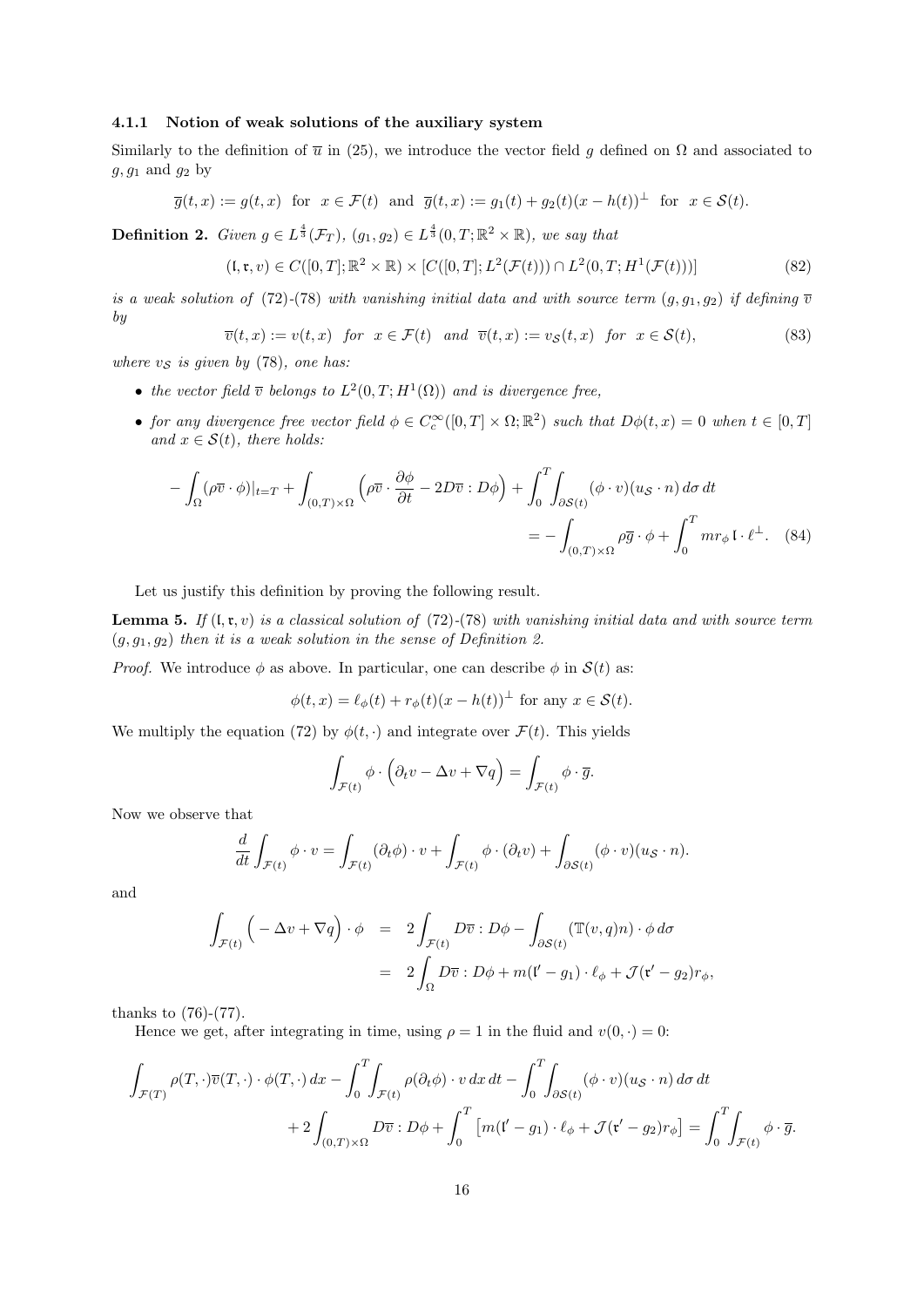#### 4.1.1 Notion of weak solutions of the auxiliary system

Similarly to the definition of $\overline{u}$ in (25), we introduce the vector field $g$ defined on $\Omega$ and associated to $g, g_1$ and $g_2$ by

$$\overline{g}(t,x) := g(t,x) \text{ for } x \in \mathcal{F}(t) \text{ and } \overline{g}(t,x) := g_1(t) + g_2(t)(x - h(t))^{\perp} \text{ for } x \in \mathcal{S}(t).$$

**Definition 2.** *Given $g \in L^{\frac{4}{3}}(\mathcal{F}_T)$, $(g_1, g_2) \in L^{\frac{4}{3}}(0,T;\mathbb{R}^2 \times \mathbb{R})$, we say that*

$$(\mathfrak{l}, \mathfrak{r}, v) \in C([0,T];\mathbb{R}^2 \times \mathbb{R}) \times [C([0,T];L^2(\mathcal{F}(t))) \cap L^2(0,T;H^1(\mathcal{F}(t)))] \tag{82}$$

*is a weak solution of (72)-(78) with vanishing initial data and with source term $(g, g_1, g_2)$ if defining $\overline{v}$ by*

$$\overline{v}(t,x) := v(t,x) \quad \text{for} \quad x \in \mathcal{F}(t) \quad \text{and} \quad \overline{v}(t,x) := v_{\mathcal{S}}(t,x) \quad \text{for} \quad x \in \mathcal{S}(t), \tag{83}$$

*where $v_{\mathcal{S}}$ is given by (78), one has:*

- *the vector field $\overline{v}$ belongs to $L^2(0,T;H^1(\Omega))$ and is divergence free,*
- *for any divergence free vector field $\phi \in C_c^\infty([0,T] \times \Omega;\mathbb{R}^2)$ such that $D\phi(t,x) = 0$ when $t \in [0,T]$ and $x \in \mathcal{S}(t)$, there holds:*

$$-\int_{\Omega} (\rho \overline{v} \cdot \phi)|_{t=T} + \int_{(0,T)\times\Omega} \Big(\rho \overline{v} \cdot \frac{\partial \phi}{\partial t} - 2D\overline{v} : D\phi\Big) + \int_0^T \int_{\partial \mathcal{S}(t)} (\phi \cdot v)(u_{\mathcal{S}} \cdot n)\, d\sigma\, dt$$
$$= -\int_{(0,T)\times\Omega} \rho \overline{g} \cdot \phi + \int_0^T m r_\phi\, \mathfrak{l} \cdot \ell^{\perp}. \tag{84}$$

Let us justify this definition by proving the following result.

**Lemma 5.** *If $(\mathfrak{l}, \mathfrak{r}, v)$ is a classical solution of (72)-(78) with vanishing initial data and with source term $(g, g_1, g_2)$ then it is a weak solution in the sense of Definition 2.*

*Proof.* We introduce $\phi$ as above. In particular, one can describe $\phi$ in $\mathcal{S}(t)$ as:

$$\phi(t,x) = \ell_\phi(t) + r_\phi(t)(x - h(t))^{\perp} \text{ for any } x \in \mathcal{S}(t).$$

We multiply the equation (72) by $\phi(t,\cdot)$ and integrate over $\mathcal{F}(t)$. This yields

$$\int_{\mathcal{F}(t)} \phi \cdot \Big(\partial_t v - \Delta v + \nabla q\Big) = \int_{\mathcal{F}(t)} \phi \cdot \overline{g}.$$

Now we observe that

$$\frac{d}{dt} \int_{\mathcal{F}(t)} \phi \cdot v = \int_{\mathcal{F}(t)} (\partial_t \phi) \cdot v + \int_{\mathcal{F}(t)} \phi \cdot (\partial_t v) + \int_{\partial \mathcal{S}(t)} (\phi \cdot v)(u_{\mathcal{S}} \cdot n).$$

and

$$\begin{aligned}
\int_{\mathcal{F}(t)} \Big(-\Delta v + \nabla q\Big) \cdot \phi &= 2\int_{\mathcal{F}(t)} D\overline{v} : D\phi - \int_{\partial \mathcal{S}(t)} (\mathbb{T}(v,q)n) \cdot \phi\, d\sigma \\
&= 2\int_{\Omega} D\overline{v} : D\phi + m(\mathfrak{l}' - g_1) \cdot \ell_\phi + \mathcal{J}(\mathfrak{r}' - g_2) r_\phi,
\end{aligned}$$

thanks to (76)-(77).

Hence we get, after integrating in time, using $\rho = 1$ in the fluid and $v(0,\cdot) = 0$:

$$\int_{\mathcal{F}(T)} \rho(T,\cdot)\overline{v}(T,\cdot) \cdot \phi(T,\cdot)\, dx - \int_0^T \int_{\mathcal{F}(t)} \rho(\partial_t \phi) \cdot v\, dx\, dt - \int_0^T \int_{\partial \mathcal{S}(t)} (\phi \cdot v)(u_{\mathcal{S}} \cdot n)\, d\sigma\, dt$$
$$+ 2\int_{(0,T)\times\Omega} D\overline{v} : D\phi + \int_0^T \big[m(\mathfrak{l}' - g_1) \cdot \ell_\phi + \mathcal{J}(\mathfrak{r}' - g_2) r_\phi\big] = \int_0^T \int_{\mathcal{F}(t)} \phi \cdot \overline{g}.$$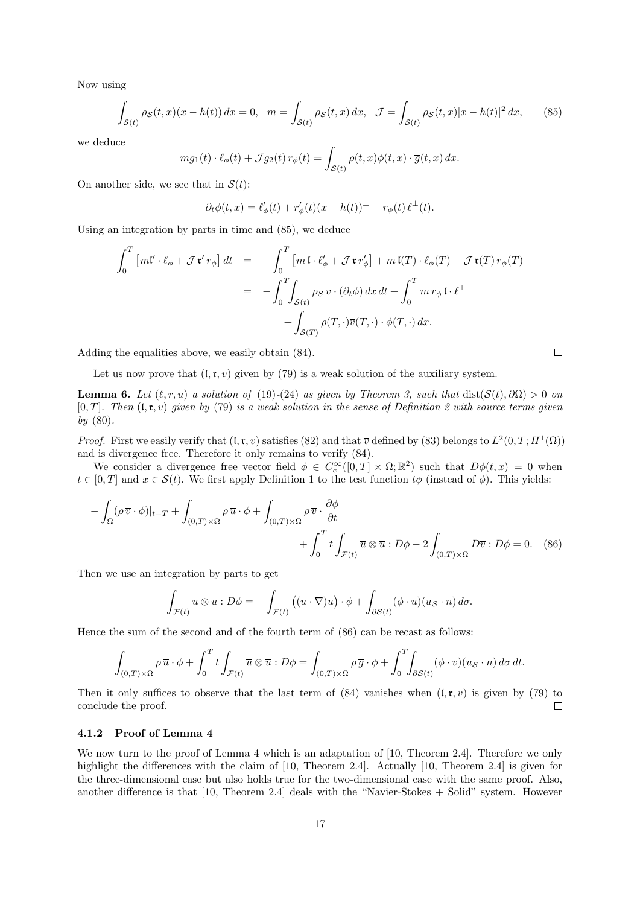Now using

$$
\int_{\mathcal{S}(t)} \rho_{\mathcal{S}}(t,x)(x-h(t))\,dx = 0, \quad m = \int_{\mathcal{S}(t)} \rho_{\mathcal{S}}(t,x)\,dx, \quad \mathcal{J} = \int_{\mathcal{S}(t)} \rho_{\mathcal{S}}(t,x)|x-h(t)|^2\,dx, \tag{85}
$$

we deduce

$$
mg_1(t)\cdot \ell_\phi(t) + \mathcal{J} g_2(t)\, r_\phi(t) = \int_{\mathcal{S}(t)} \rho(t,x)\phi(t,x)\cdot \overline{g}(t,x)\,dx.
$$

On another side, we see that in $\mathcal{S}(t)$:

$$
\partial_t \phi(t,x) = \ell_\phi'(t) + r_\phi'(t)(x-h(t))^\perp - r_\phi(t)\,\ell^\perp(t).
$$

Using an integration by parts in time and (85), we deduce

$$
\begin{aligned}
\int_0^T \left[ m\mathfrak{l}'\cdot \ell_\phi + \mathcal{J}\,\mathfrak{r}'\, r_\phi \right] dt \;&=\; -\int_0^T \left[ m\,\mathfrak{l}\cdot \ell_\phi' + \mathcal{J}\,\mathfrak{r}\, r_\phi' \right] + m\,\mathfrak{l}(T)\cdot \ell_\phi(T) + \mathcal{J}\,\mathfrak{r}(T)\, r_\phi(T) \\
&=\; -\int_0^T\int_{\mathcal{S}(t)} \rho_S\, v\cdot(\partial_t \phi)\,dx\,dt + \int_0^T m\, r_\phi\, \mathfrak{l}\cdot \ell^\perp \\
&\qquad + \int_{\mathcal{S}(T)} \rho(T,\cdot)\overline{v}(T,\cdot)\cdot\phi(T,\cdot)\,dx.
\end{aligned}
$$

Adding the equalities above, we easily obtain (84). $\square$

Let us now prove that $(\mathfrak{l},\mathfrak{r},v)$ given by (79) is a weak solution of the auxiliary system.

**Lemma 6.** *Let $(\ell, r, u)$ a solution of (19)-(24) as given by Theorem 3, such that $\operatorname{dist}(\mathcal{S}(t),\partial\Omega) > 0$ on $[0,T]$. Then $(\mathfrak{l},\mathfrak{r},v)$ given by (79) is a weak solution in the sense of Definition 2 with source terms given by (80).*

*Proof.* First we easily verify that $(\mathfrak{l},\mathfrak{r},v)$ satisfies (82) and that $\overline{v}$ defined by (83) belongs to $L^2(0,T;H^1(\Omega))$ and is divergence free. Therefore it only remains to verify (84).

We consider a divergence free vector field $\phi \in C_c^\infty([0,T]\times\Omega;\mathbb{R}^2)$ such that $D\phi(t,x) = 0$ when $t\in[0,T]$ and $x\in\mathcal{S}(t)$. We first apply Definition 1 to the test function $t\phi$ (instead of $\phi$). This yields:

$$
\begin{aligned}
-\int_\Omega (\rho\,\overline{v}\cdot\phi)|_{t=T} + \int_{(0,T)\times\Omega} \rho\,\overline{u}\cdot\phi + \int_{(0,T)\times\Omega} \rho\,\overline{v}\cdot\frac{\partial\phi}{\partial t} \\
+ \int_0^T t\int_{\mathcal{F}(t)} \overline{u}\otimes\overline{u} : D\phi - 2\int_{(0,T)\times\Omega} D\overline{v} : D\phi = 0. \quad (86)
\end{aligned}
$$

Then we use an integration by parts to get

$$
\int_{\mathcal{F}(t)} \overline{u}\otimes\overline{u} : D\phi = -\int_{\mathcal{F}(t)} \big((u\cdot\nabla)u\big)\cdot\phi + \int_{\partial\mathcal{S}(t)} (\phi\cdot\overline{u})(u_{\mathcal{S}}\cdot n)\,d\sigma.
$$

Hence the sum of the second and of the fourth term of (86) can be recast as follows:

$$
\int_{(0,T)\times\Omega} \rho\,\overline{u}\cdot\phi + \int_0^T t\int_{\mathcal{F}(t)} \overline{u}\otimes\overline{u} : D\phi = \int_{(0,T)\times\Omega} \rho\,\overline{g}\cdot\phi + \int_0^T\int_{\partial\mathcal{S}(t)} (\phi\cdot v)(u_{\mathcal{S}}\cdot n)\,d\sigma\,dt.
$$

Then it only suffices to observe that the last term of (84) vanishes when $(\mathfrak{l},\mathfrak{r},v)$ is given by (79) to conclude the proof. $\square$

### 4.1.2 Proof of Lemma 4

We now turn to the proof of Lemma 4 which is an adaptation of [10, Theorem 2.4]. Therefore we only highlight the differences with the claim of [10, Theorem 2.4]. Actually [10, Theorem 2.4] is given for the three-dimensional case but also holds true for the two-dimensional case with the same proof. Also, another difference is that [10, Theorem 2.4] deals with the "Navier-Stokes + Solid" system. However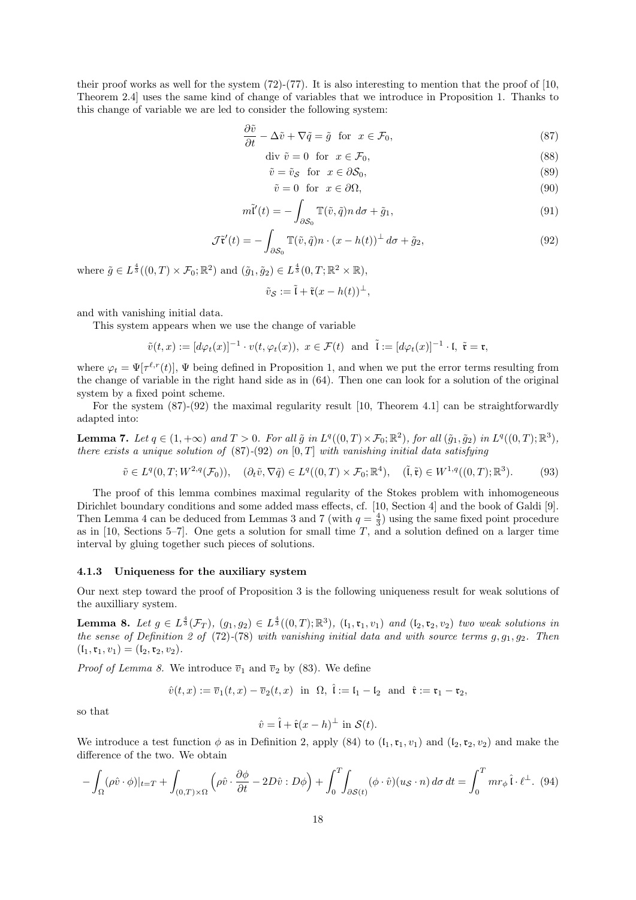their proof works as well for the system (72)-(77). It is also interesting to mention that the proof of [10, Theorem 2.4] uses the same kind of change of variables that we introduce in Proposition 1. Thanks to this change of variable we are led to consider the following system:

$$\frac{\partial \tilde{v}}{\partial t} - \Delta \tilde{v} + \nabla \tilde{q} = \tilde{g} \quad \text{for} \quad x \in \mathcal{F}_0, \tag{87}$$

$$\text{div } \tilde{v} = 0 \quad \text{for} \quad x \in \mathcal{F}_0, \tag{88}$$

$$\tilde{v} = \tilde{v}_{\mathcal{S}} \quad \text{for} \quad x \in \partial \mathcal{S}_0, \tag{89}$$

$$\tilde{v} = 0 \quad \text{for} \quad x \in \partial \Omega, \tag{90}$$

$$m \tilde{\mathfrak{l}}'(t) = - \int_{\partial \mathcal{S}_0} \mathbb{T}(\tilde{v}, \tilde{q}) n \, d\sigma + \tilde{g}_1, \tag{91}$$

$$\mathcal{J} \tilde{\mathfrak{r}}'(t) = - \int_{\partial \mathcal{S}_0} \mathbb{T}(\tilde{v}, \tilde{q}) n \cdot (x - h(t))^\perp \, d\sigma + \tilde{g}_2, \tag{92}$$

where $\tilde{g} \in L^{\frac{4}{3}}((0,T) \times \mathcal{F}_0; \mathbb{R}^2)$ and $(\tilde{g}_1, \tilde{g}_2) \in L^{\frac{4}{3}}(0,T; \mathbb{R}^2 \times \mathbb{R})$,

$$\tilde{v}_{\mathcal{S}} := \tilde{\mathfrak{l}} + \tilde{\mathfrak{r}}(x - h(t))^\perp,$$

and with vanishing initial data.

This system appears when we use the change of variable

$$\tilde{v}(t,x) := [d\varphi_t(x)]^{-1} \cdot v(t, \varphi_t(x)), \ x \in \mathcal{F}(t) \ \text{ and } \ \tilde{\mathfrak{l}} := [d\varphi_t(x)]^{-1} \cdot \mathfrak{l}, \ \tilde{\mathfrak{r}} = \mathfrak{r},$$

where $\varphi_t = \Psi[\tau^{\ell,r}(t)]$, $\Psi$ being defined in Proposition 1, and when we put the error terms resulting from the change of variable in the right hand side as in (64). Then one can look for a solution of the original system by a fixed point scheme.

For the system (87)-(92) the maximal regularity result [10, Theorem 4.1] can be straightforwardly adapted into:

**Lemma 7.** *Let $q \in (1, +\infty)$ and $T > 0$. For all $\tilde{g}$ in $L^q((0,T) \times \mathcal{F}_0; \mathbb{R}^2)$, for all $(\tilde{g}_1, \tilde{g}_2)$ in $L^q((0,T); \mathbb{R}^3)$, there exists a unique solution of (87)-(92) on $[0,T]$ with vanishing initial data satisfying*

$$\tilde{v} \in L^q(0,T; W^{2,q}(\mathcal{F}_0)), \quad (\partial_t \tilde{v}, \nabla \tilde{q}) \in L^q((0,T) \times \mathcal{F}_0; \mathbb{R}^4), \quad (\tilde{\mathfrak{l}}, \tilde{\mathfrak{r}}) \in W^{1,q}((0,T); \mathbb{R}^3). \tag{93}$$

The proof of this lemma combines maximal regularity of the Stokes problem with inhomogeneous Dirichlet boundary conditions and some added mass effects, cf. [10, Section 4] and the book of Galdi [9]. Then Lemma 4 can be deduced from Lemmas 3 and 7 (with $q = \frac{4}{3}$) using the same fixed point procedure as in [10, Sections 5–7]. One gets a solution for small time $T$, and a solution defined on a larger time interval by gluing together such pieces of solutions.

### 4.1.3 Uniqueness for the auxiliary system

Our next step toward the proof of Proposition 3 is the following uniqueness result for weak solutions of the auxilliary system.

**Lemma 8.** *Let $g \in L^{\frac{4}{3}}(\mathcal{F}_T)$, $(g_1, g_2) \in L^{\frac{4}{3}}((0,T); \mathbb{R}^3)$, $(\mathfrak{l}_1, \mathfrak{r}_1, v_1)$ and $(\mathfrak{l}_2, \mathfrak{r}_2, v_2)$ two weak solutions in the sense of Definition 2 of (72)-(78) with vanishing initial data and with source terms $g, g_1, g_2$. Then $(\mathfrak{l}_1, \mathfrak{r}_1, v_1) = (\mathfrak{l}_2, \mathfrak{r}_2, v_2)$.*

*Proof of Lemma 8.* We introduce $\overline{v}_1$ and $\overline{v}_2$ by (83). We define

$$\hat{v}(t,x) := \overline{v}_1(t,x) - \overline{v}_2(t,x) \ \text{ in } \ \Omega, \ \hat{\mathfrak{l}} := \mathfrak{l}_1 - \mathfrak{l}_2 \ \text{ and } \ \hat{\mathfrak{r}} := \mathfrak{r}_1 - \mathfrak{r}_2,$$

so that

$$\hat{v} = \hat{\mathfrak{l}} + \hat{\mathfrak{r}}(x - h)^\perp \text{ in } \mathcal{S}(t).$$

We introduce a test function $\phi$ as in Definition 2, apply (84) to $(\mathfrak{l}_1, \mathfrak{r}_1, v_1)$ and $(\mathfrak{l}_2, \mathfrak{r}_2, v_2)$ and make the difference of the two. We obtain

$$- \int_\Omega (\rho \hat{v} \cdot \phi)|_{t=T} + \int_{(0,T) \times \Omega} \Big( \rho \hat{v} \cdot \frac{\partial \phi}{\partial t} - 2D\hat{v} : D\phi \Big) + \int_0^T \int_{\partial \mathcal{S}(t)} (\phi \cdot \hat{v})(u_{\mathcal{S}} \cdot n) \, d\sigma \, dt = \int_0^T m r_\phi \, \hat{\mathfrak{l}} \cdot \ell^\perp. \tag{94}$$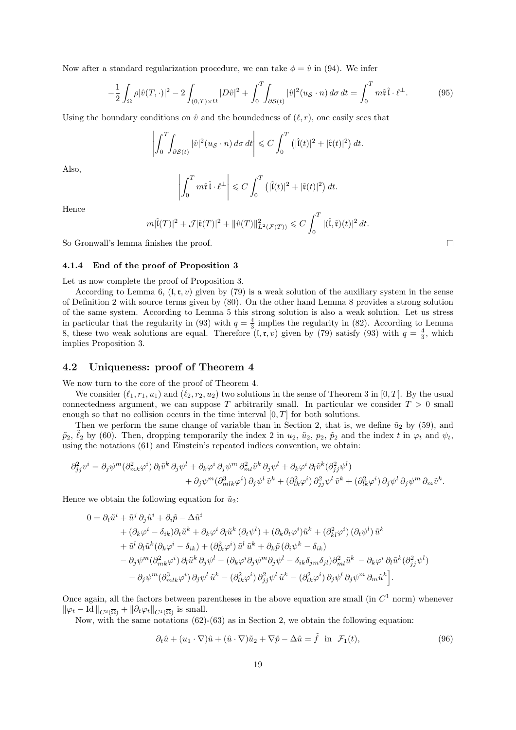Now after a standard regularization procedure, we can take $\phi = \hat{v}$ in (94). We infer

$$
-\frac{1}{2}\int_{\Omega} \rho |\hat{v}(T,\cdot)|^2 - 2\int_{(0,T)\times\Omega} |D\hat{v}|^2 + \int_0^T \int_{\partial\mathcal{S}(t)} |\hat{v}|^2 (u_{\mathcal{S}}\cdot n)\, d\sigma\, dt = \int_0^T m\hat{\mathfrak{r}}\,\hat{\mathfrak{l}}\cdot \ell^{\perp}. \tag{95}
$$

Using the boundary conditions on $\hat{v}$ and the boundedness of $(\ell, r)$, one easily sees that

$$
\left| \int_0^T \int_{\partial\mathcal{S}(t)} |\hat{v}|^2 (u_{\mathcal{S}}\cdot n)\, d\sigma\, dt \right| \leqslant C \int_0^T \left( |\hat{\mathfrak{l}}(t)|^2 + |\hat{\mathfrak{r}}(t)|^2 \right) dt.
$$

Also,

$$
\left| \int_0^T m\hat{\mathfrak{r}}\,\hat{\mathfrak{l}}\cdot \ell^{\perp} \right| \leqslant C \int_0^T \left( |\hat{\mathfrak{l}}(t)|^2 + |\hat{\mathfrak{r}}(t)|^2 \right) dt.
$$

Hence

$$
m|\hat{\mathfrak{l}}(T)|^2 + \mathcal{J}|\hat{\mathfrak{r}}(T)|^2 + \|\hat{v}(T)\|^2_{L^2(\mathcal{F}(T))} \leqslant C \int_0^T |(\hat{\mathfrak{l}},\hat{\mathfrak{r}})(t)|^2\, dt.
$$

So Gronwall's lemma finishes the proof. □

#### 4.1.4 End of the proof of Proposition 3

Let us now complete the proof of Proposition 3.

According to Lemma 6, $(\mathfrak{l}, \mathfrak{r}, v)$ given by (79) is a weak solution of the auxiliary system in the sense of Definition 2 with source terms given by (80). On the other hand Lemma 8 provides a strong solution of the same system. According to Lemma 5 this strong solution is also a weak solution. Let us stress in particular that the regularity in (93) with $q = \frac{4}{3}$ implies the regularity in (82). According to Lemma 8, these two weak solutions are equal. Therefore $(\mathfrak{l}, \mathfrak{r}, v)$ given by (79) satisfy (93) with $q = \frac{4}{3}$, which implies Proposition 3.

## 4.2 Uniqueness: proof of Theorem 4

We now turn to the core of the proof of Theorem 4.

We consider $(\ell_1, r_1, u_1)$ and $(\ell_2, r_2, u_2)$ two solutions in the sense of Theorem 3 in $[0, T]$. By the usual connectedness argument, we can suppose $T$ arbitrarily small. In particular we consider $T > 0$ small enough so that no collision occurs in the time interval $[0, T]$ for both solutions.

Then we perform the same change of variable than in Section 2, that is, we define $\tilde{u}_2$ by (59), and $\tilde{p}_2$, $\tilde{\ell}_2$ by (60). Then, dropping temporarily the index 2 in $u_2$, $\tilde{u}_2$, $p_2$, $\tilde{p}_2$ and the index $t$ in $\varphi_t$ and $\psi_t$, using the notations (61) and Einstein's repeated indices convention, we obtain:

$$
\begin{aligned}
\partial^2_{jj} v^i = \partial_j \psi^m (\partial^2_{mk}\varphi^i)\, \partial_l \tilde{v}^k\, \partial_j \psi^l + \partial_k \varphi^i\, \partial_j \psi^m\, \partial^2_{ml} \tilde{v}^k\, \partial_j \psi^l + \partial_k \varphi^i\, \partial_l \tilde{v}^k (\partial^2_{jj}\psi^l) \\
+ \partial_j \psi^m (\partial^3_{mlk}\varphi^i)\, \partial_j \psi^l\, \tilde{v}^k + (\partial^2_{lk}\varphi^i)\, \partial^2_{jj}\psi^l\, \tilde{v}^k + (\partial^2_{lk}\varphi^i)\, \partial_j \psi^l\, \partial_j \psi^m\, \partial_m \tilde{v}^k.
\end{aligned}
$$

Hence we obtain the following equation for $\tilde{u}_2$:

$$
\begin{aligned}
0 = {} & \partial_t \tilde{u}^i + \tilde{u}^j\, \partial_j \tilde{u}^i + \partial_i \tilde{p} - \Delta \tilde{u}^i \\
& + (\partial_k \varphi^i - \delta_{ik}) \partial_t \tilde{u}^k + \partial_k \varphi^i\, \partial_l \tilde{u}^k\, (\partial_t \psi^l) + (\partial_k \partial_t \varphi^i) \tilde{u}^k + (\partial^2_{kl}\varphi^i)\, (\partial_t \psi^l)\, \tilde{u}^k \\
& + \tilde{u}^l\, \partial_l \tilde{u}^k (\partial_k \varphi^i - \delta_{ik}) + (\partial^2_{lk}\varphi^i)\, \tilde{u}^l\, \tilde{u}^k + \partial_k \tilde{p}\, (\partial_i \psi^k - \delta_{ik}) \\
& - \partial_j \psi^m (\partial^2_{mk}\varphi^i)\, \partial_l \tilde{u}^k\, \partial_j \psi^l - (\partial_k \varphi^i \partial_j \psi^m \partial_j \psi^l - \delta_{ik}\delta_{jm}\delta_{jl}) \partial^2_{ml} \tilde{u}^k - \partial_k \varphi^i\, \partial_l \tilde{u}^k (\partial^2_{jj}\psi^l) \\
& - \partial_j \psi^m (\partial^3_{mlk}\varphi^i)\, \partial_j \psi^l\, \tilde{u}^k - (\partial^2_{lk}\varphi^i)\, \partial^2_{jj}\psi^l\, \tilde{u}^k - (\partial^2_{lk}\varphi^i)\, \partial_j \psi^l\, \partial_j \psi^m\, \partial_m \tilde{u}^k \Big].
\end{aligned}
$$

Once again, all the factors between parentheses in the above equation are small (in $C^1$ norm) whenever $\|\varphi_t - \mathrm{Id}\,\|_{C^3(\overline{\Omega})} + \|\partial_t \varphi_t\|_{C^1(\overline{\Omega})}$ is small.

Now, with the same notations (62)-(63) as in Section 2, we obtain the following equation:

$$
\partial_t \hat{u} + (u_1 \cdot \nabla)\hat{u} + (\hat{u}\cdot\nabla)\tilde{u}_2 + \nabla \hat{p} - \Delta \hat{u} = \tilde{f} \;\text{ in }\; \mathcal{F}_1(t), \tag{96}
$$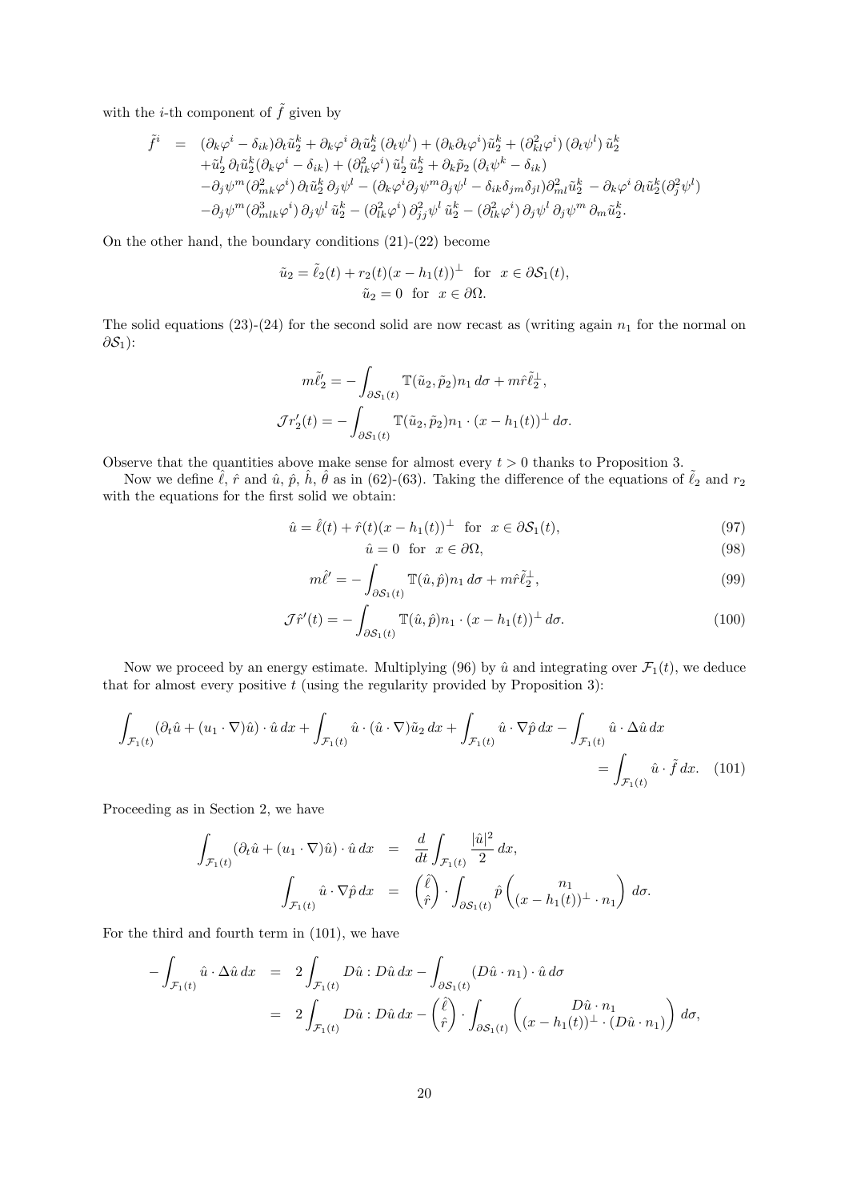with the $i$-th component of $\tilde{f}$ given by

$$
\begin{aligned}
\tilde{f}^i \;=\;& (\partial_k \varphi^i - \delta_{ik})\partial_t \tilde{u}_2^k + \partial_k \varphi^i \, \partial_l \tilde{u}_2^k \,(\partial_t \psi^l) + (\partial_k \partial_t \varphi^i)\tilde{u}_2^k + (\partial^2_{kl}\varphi^i)\,(\partial_t \psi^l)\,\tilde{u}_2^k \\
&+ \tilde{u}_2^l \,\partial_l \tilde{u}_2^k (\partial_k \varphi^i - \delta_{ik}) + (\partial^2_{lk}\varphi^i)\,\tilde{u}_2^l\,\tilde{u}_2^k + \partial_k \tilde{p}_2\,(\partial_i \psi^k - \delta_{ik}) \\
&- \partial_j \psi^m (\partial^2_{mk}\varphi^i)\,\partial_l \tilde{u}_2^k\,\partial_j \psi^l - (\partial_k \varphi^i \partial_j \psi^m \partial_j \psi^l - \delta_{ik}\delta_{jm}\delta_{jl})\partial^2_{ml}\tilde{u}_2^k - \partial_k \varphi^i\,\partial_l \tilde{u}_2^k (\partial^2_j \psi^l) \\
&- \partial_j \psi^m (\partial^3_{mlk}\varphi^i)\,\partial_j \psi^l\,\tilde{u}_2^k - (\partial^2_{lk}\varphi^i)\,\partial^2_{jj}\psi^l\,\tilde{u}_2^k - (\partial^2_{lk}\varphi^i)\,\partial_j \psi^l\,\partial_j \psi^m\,\partial_m \tilde{u}_2^k.
\end{aligned}
$$

On the other hand, the boundary conditions (21)-(22) become

$$
\tilde{u}_2 = \tilde{\ell}_2(t) + r_2(t)(x - h_1(t))^\perp \quad \text{for} \quad x \in \partial\mathcal{S}_1(t),
$$
$$
\tilde{u}_2 = 0 \quad \text{for} \quad x \in \partial\Omega.
$$

The solid equations (23)-(24) for the second solid are now recast as (writing again $n_1$ for the normal on $\partial\mathcal{S}_1$):

$$
m\tilde{\ell}_2' = -\int_{\partial\mathcal{S}_1(t)} \mathbb{T}(\tilde{u}_2, \tilde{p}_2) n_1 \, d\sigma + m\hat{r}\tilde{\ell}_2^\perp,
$$
$$
\mathcal{J} r_2'(t) = -\int_{\partial\mathcal{S}_1(t)} \mathbb{T}(\tilde{u}_2, \tilde{p}_2) n_1 \cdot (x - h_1(t))^\perp \, d\sigma.
$$

Observe that the quantities above make sense for almost every $t > 0$ thanks to Proposition 3.

Now we define $\hat{\ell}$, $\hat{r}$ and $\hat{u}$, $\hat{p}$, $\hat{h}$, $\hat{\theta}$ as in (62)-(63). Taking the difference of the equations of $\tilde{\ell}_2$ and $r_2$ with the equations for the first solid we obtain:

$$
\hat{u} = \hat{\ell}(t) + \hat{r}(t)(x - h_1(t))^\perp \quad \text{for} \quad x \in \partial\mathcal{S}_1(t), \tag{97}
$$
$$
\hat{u} = 0 \quad \text{for} \quad x \in \partial\Omega, \tag{98}
$$
$$
m\hat{\ell}' = -\int_{\partial\mathcal{S}_1(t)} \mathbb{T}(\hat{u}, \hat{p}) n_1 \, d\sigma + m\hat{r}\tilde{\ell}_2^\perp, \tag{99}
$$
$$
\mathcal{J}\hat{r}'(t) = -\int_{\partial\mathcal{S}_1(t)} \mathbb{T}(\hat{u}, \hat{p}) n_1 \cdot (x - h_1(t))^\perp \, d\sigma. \tag{100}
$$

Now we proceed by an energy estimate. Multiplying (96) by $\hat{u}$ and integrating over $\mathcal{F}_1(t)$, we deduce that for almost every positive $t$ (using the regularity provided by Proposition 3):

$$
\int_{\mathcal{F}_1(t)} (\partial_t \hat{u} + (u_1 \cdot \nabla)\hat{u}) \cdot \hat{u} \, dx + \int_{\mathcal{F}_1(t)} \hat{u} \cdot (\hat{u} \cdot \nabla)\tilde{u}_2 \, dx + \int_{\mathcal{F}_1(t)} \hat{u} \cdot \nabla \hat{p} \, dx - \int_{\mathcal{F}_1(t)} \hat{u} \cdot \Delta \hat{u} \, dx = \int_{\mathcal{F}_1(t)} \hat{u} \cdot \tilde{f} \, dx. \tag{101}
$$

Proceeding as in Section 2, we have

$$
\int_{\mathcal{F}_1(t)} (\partial_t \hat{u} + (u_1 \cdot \nabla)\hat{u}) \cdot \hat{u} \, dx = \frac{d}{dt} \int_{\mathcal{F}_1(t)} \frac{|\hat{u}|^2}{2} \, dx,
$$
$$
\int_{\mathcal{F}_1(t)} \hat{u} \cdot \nabla \hat{p} \, dx = \begin{pmatrix} \hat{\ell} \\ \hat{r} \end{pmatrix} \cdot \int_{\partial\mathcal{S}_1(t)} \hat{p} \begin{pmatrix} n_1 \\ (x - h_1(t))^\perp \cdot n_1 \end{pmatrix} d\sigma.
$$

For the third and fourth term in (101), we have

$$
\begin{aligned}
-\int_{\mathcal{F}_1(t)} \hat{u} \cdot \Delta \hat{u} \, dx &= 2\int_{\mathcal{F}_1(t)} D\hat{u} : D\hat{u} \, dx - \int_{\partial\mathcal{S}_1(t)} (D\hat{u} \cdot n_1) \cdot \hat{u} \, d\sigma \\
&= 2\int_{\mathcal{F}_1(t)} D\hat{u} : D\hat{u} \, dx - \begin{pmatrix} \hat{\ell} \\ \hat{r} \end{pmatrix} \cdot \int_{\partial\mathcal{S}_1(t)} \begin{pmatrix} D\hat{u} \cdot n_1 \\ (x - h_1(t))^\perp \cdot (D\hat{u} \cdot n_1) \end{pmatrix} d\sigma,
\end{aligned}
$$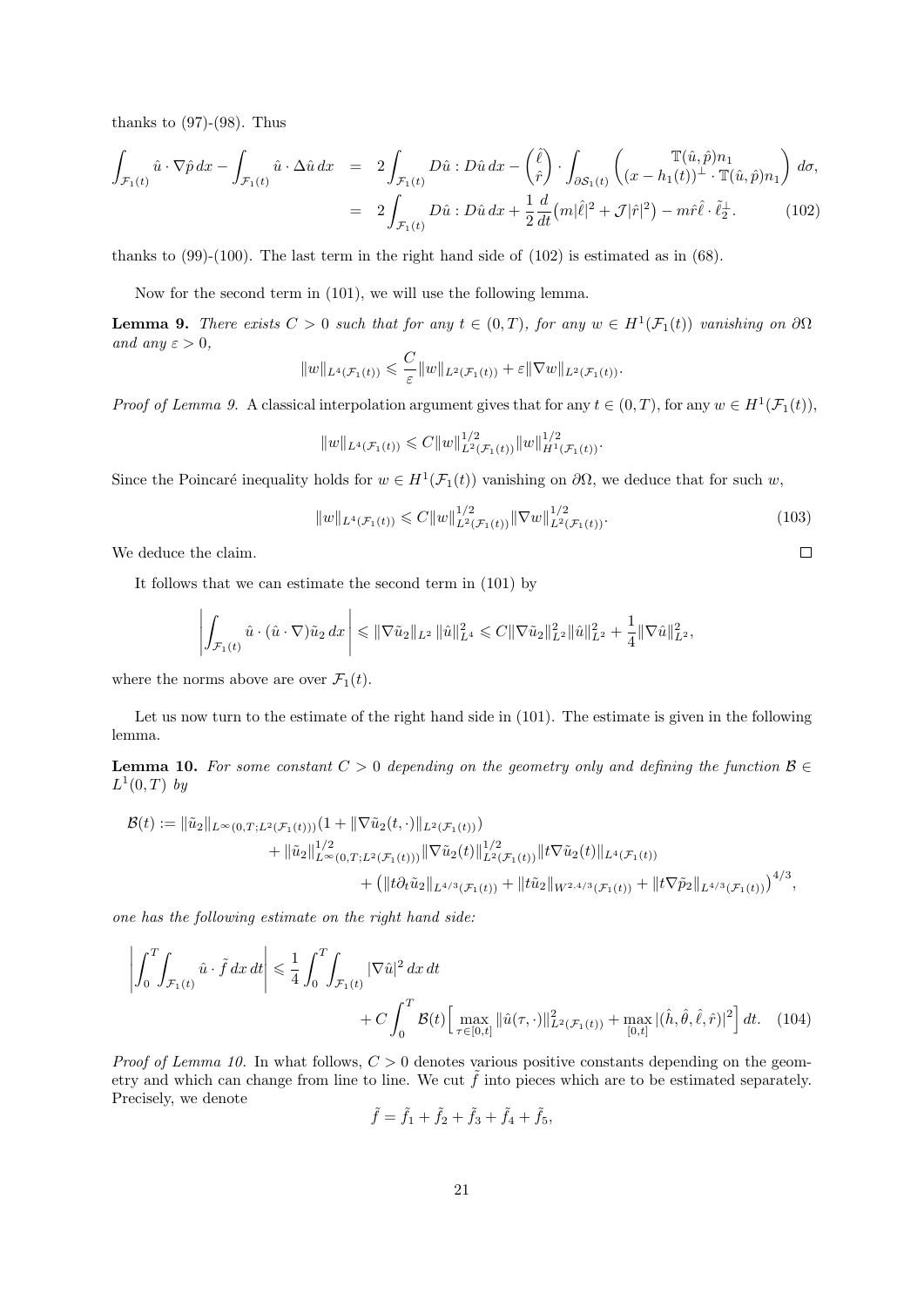thanks to (97)-(98). Thus

$$
\begin{aligned}
\int_{\mathcal{F}_1(t)} \hat{u} \cdot \nabla \hat{p} \, dx - \int_{\mathcal{F}_1(t)} \hat{u} \cdot \Delta \hat{u} \, dx &= 2 \int_{\mathcal{F}_1(t)} D\hat{u} : D\hat{u} \, dx - \begin{pmatrix} \hat{\ell} \\ \hat{r} \end{pmatrix} \cdot \int_{\partial \mathcal{S}_1(t)} \begin{pmatrix} \mathbb{T}(\hat{u}, \hat{p}) n_1 \\ (x - h_1(t))^\perp \cdot \mathbb{T}(\hat{u}, \hat{p}) n_1 \end{pmatrix} d\sigma, \\
&= 2 \int_{\mathcal{F}_1(t)} D\hat{u} : D\hat{u} \, dx + \frac{1}{2} \frac{d}{dt} \big( m |\hat{\ell}|^2 + \mathcal{J} |\hat{r}|^2 \big) - m \hat{r} \hat{\ell} \cdot \tilde{\ell}_2^\perp. \qquad (102)
\end{aligned}
$$

thanks to (99)-(100). The last term in the right hand side of (102) is estimated as in (68).

Now for the second term in (101), we will use the following lemma.

**Lemma 9.** *There exists $C > 0$ such that for any $t \in (0, T)$, for any $w \in H^1(\mathcal{F}_1(t))$ vanishing on $\partial \Omega$ and any $\varepsilon > 0$,*

$$
\| w \|_{L^4(\mathcal{F}_1(t))} \leqslant \frac{C}{\varepsilon} \| w \|_{L^2(\mathcal{F}_1(t))} + \varepsilon \| \nabla w \|_{L^2(\mathcal{F}_1(t))}.
$$

*Proof of Lemma 9.* A classical interpolation argument gives that for any $t \in (0, T)$, for any $w \in H^1(\mathcal{F}_1(t))$,

$$
\| w \|_{L^4(\mathcal{F}_1(t))} \leqslant C \| w \|_{L^2(\mathcal{F}_1(t))}^{1/2} \| w \|_{H^1(\mathcal{F}_1(t))}^{1/2}.
$$

Since the Poincaré inequality holds for $w \in H^1(\mathcal{F}_1(t))$ vanishing on $\partial \Omega$, we deduce that for such $w$,

$$
\| w \|_{L^4(\mathcal{F}_1(t))} \leqslant C \| w \|_{L^2(\mathcal{F}_1(t))}^{1/2} \| \nabla w \|_{L^2(\mathcal{F}_1(t))}^{1/2}. \qquad (103)
$$

We deduce the claim. ◻

It follows that we can estimate the second term in (101) by

$$
\left| \int_{\mathcal{F}_1(t)} \hat{u} \cdot (\hat{u} \cdot \nabla) \tilde{u}_2 \, dx \right| \leqslant \| \nabla \tilde{u}_2 \|_{L^2} \| \hat{u} \|_{L^4}^2 \leqslant C \| \nabla \tilde{u}_2 \|_{L^2}^2 \| \hat{u} \|_{L^2}^2 + \frac{1}{4} \| \nabla \hat{u} \|_{L^2}^2,
$$

where the norms above are over $\mathcal{F}_1(t)$.

Let us now turn to the estimate of the right hand side in (101). The estimate is given in the following lemma.

**Lemma 10.** *For some constant $C > 0$ depending on the geometry only and defining the function $\mathcal{B} \in L^1(0, T)$ by*

$$
\begin{aligned}
\mathcal{B}(t) := \| \tilde{u}_2 \|_{L^\infty(0,T; L^2(\mathcal{F}_1(t)))} (1 + \| \nabla \tilde{u}_2(t, \cdot) \|_{L^2(\mathcal{F}_1(t))}) \\
+ \| \tilde{u}_2 \|_{L^\infty(0,T; L^2(\mathcal{F}_1(t)))}^{1/2} \| \nabla \tilde{u}_2(t) \|_{L^2(\mathcal{F}_1(t))}^{1/2} \| t \nabla \tilde{u}_2(t) \|_{L^4(\mathcal{F}_1(t))} \\
+ \big( \| t \partial_t \tilde{u}_2 \|_{L^{4/3}(\mathcal{F}_1(t))} + \| t \tilde{u}_2 \|_{W^{2,4/3}(\mathcal{F}_1(t))} + \| t \nabla \tilde{p}_2 \|_{L^{4/3}(\mathcal{F}_1(t))} \big)^{4/3},
\end{aligned}
$$

*one has the following estimate on the right hand side:*

$$
\left| \int_0^T \int_{\mathcal{F}_1(t)} \hat{u} \cdot \tilde{f} \, dx \, dt \right| \leqslant \frac{1}{4} \int_0^T \int_{\mathcal{F}_1(t)} |\nabla \hat{u}|^2 \, dx \, dt \\
+ C \int_0^T \mathcal{B}(t) \Big[ \max_{\tau \in [0,t]} \| \hat{u}(\tau, \cdot) \|_{L^2(\mathcal{F}_1(t))}^2 + \max_{[0,t]} |(\hat{h}, \hat{\theta}, \hat{\ell}, \hat{r})|^2 \Big] \, dt. \qquad (104)
$$

*Proof of Lemma 10.* In what follows, $C > 0$ denotes various positive constants depending on the geometry and which can change from line to line. We cut $\tilde{f}$ into pieces which are to be estimated separately. Precisely, we denote

$$
\tilde{f} = \tilde{f}_1 + \tilde{f}_2 + \tilde{f}_3 + \tilde{f}_4 + \tilde{f}_5,
$$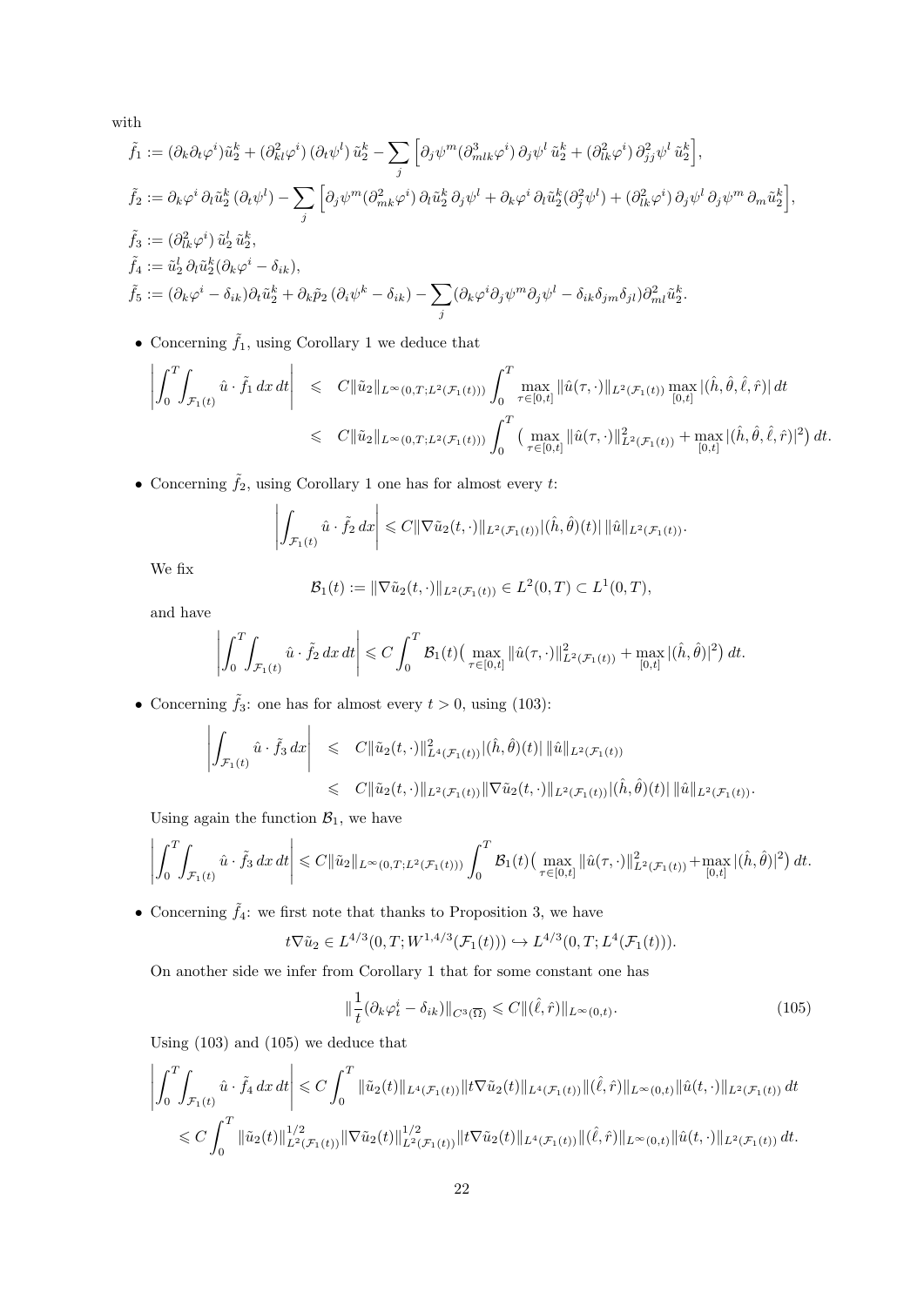with

$$
\begin{aligned}
\tilde{f}_1 &:= (\partial_k \partial_t \varphi^i)\tilde{u}_2^k + (\partial^2_{kl}\varphi^i)\,(\partial_t \psi^l)\,\tilde{u}_2^k - \sum_j \Big[\partial_j \psi^m (\partial^3_{mlk}\varphi^i)\,\partial_j \psi^l\,\tilde{u}_2^k + (\partial^2_{lk}\varphi^i)\,\partial^2_{jj}\psi^l\,\tilde{u}_2^k\Big],\\
\tilde{f}_2 &:= \partial_k \varphi^i\,\partial_l \tilde{u}_2^k\,(\partial_t \psi^l) - \sum_j \Big[\partial_j \psi^m (\partial^2_{mk}\varphi^i)\,\partial_l \tilde{u}_2^k\,\partial_j \psi^l + \partial_k \varphi^i\,\partial_l \tilde{u}_2^k (\partial^2_j \psi^l) + (\partial^2_{lk}\varphi^i)\,\partial_j \psi^l\,\partial_j \psi^m\,\partial_m \tilde{u}_2^k\Big],\\
\tilde{f}_3 &:= (\partial^2_{lk}\varphi^i)\,\tilde{u}_2^l\,\tilde{u}_2^k,\\
\tilde{f}_4 &:= \tilde{u}_2^l\,\partial_l \tilde{u}_2^k (\partial_k \varphi^i - \delta_{ik}),\\
\tilde{f}_5 &:= (\partial_k \varphi^i - \delta_{ik})\partial_t \tilde{u}_2^k + \partial_k \tilde{p}_2\,(\partial_i \psi^k - \delta_{ik}) - \sum_j (\partial_k \varphi^i \partial_j \psi^m \partial_j \psi^l - \delta_{ik}\delta_{jm}\delta_{jl})\partial^2_{ml}\tilde{u}_2^k.
\end{aligned}
$$

- Concerning $\tilde{f}_1$, using Corollary 1 we deduce that

$$
\begin{aligned}
\left|\int_0^T \int_{\mathcal{F}_1(t)} \hat{u}\cdot \tilde{f}_1\,dx\,dt\right| &\leqslant C\|\tilde{u}_2\|_{L^\infty(0,T;L^2(\mathcal{F}_1(t)))} \int_0^T \max_{\tau\in[0,t]} \|\hat{u}(\tau,\cdot)\|_{L^2(\mathcal{F}_1(t))} \max_{[0,t]} |(\hat{h},\hat{\theta},\hat{\ell},\hat{r})|\,dt\\
&\leqslant C\|\tilde{u}_2\|_{L^\infty(0,T;L^2(\mathcal{F}_1(t)))} \int_0^T \big(\max_{\tau\in[0,t]} \|\hat{u}(\tau,\cdot)\|^2_{L^2(\mathcal{F}_1(t))} + \max_{[0,t]} |(\hat{h},\hat{\theta},\hat{\ell},\hat{r})|^2\big)\,dt.
\end{aligned}
$$

- Concerning $\tilde{f}_2$, using Corollary 1 one has for almost every $t$:

$$
\left|\int_{\mathcal{F}_1(t)} \hat{u}\cdot \tilde{f}_2\,dx\right| \leqslant C\|\nabla \tilde{u}_2(t,\cdot)\|_{L^2(\mathcal{F}_1(t))}|(\hat{h},\hat{\theta})(t)|\,\|\hat{u}\|_{L^2(\mathcal{F}_1(t))}.
$$

  We fix

$$
\mathcal{B}_1(t) := \|\nabla \tilde{u}_2(t,\cdot)\|_{L^2(\mathcal{F}_1(t))} \in L^2(0,T) \subset L^1(0,T),
$$

  and have

$$
\left|\int_0^T \int_{\mathcal{F}_1(t)} \hat{u}\cdot \tilde{f}_2\,dx\,dt\right| \leqslant C\int_0^T \mathcal{B}_1(t)\big(\max_{\tau\in[0,t]} \|\hat{u}(\tau,\cdot)\|^2_{L^2(\mathcal{F}_1(t))} + \max_{[0,t]} |(\hat{h},\hat{\theta})|^2\big)\,dt.
$$

- Concerning $\tilde{f}_3$: one has for almost every $t>0$, using (103):

$$
\begin{aligned}
\left|\int_{\mathcal{F}_1(t)} \hat{u}\cdot \tilde{f}_3\,dx\right| &\leqslant C\|\tilde{u}_2(t,\cdot)\|^2_{L^4(\mathcal{F}_1(t))}|(\hat{h},\hat{\theta})(t)|\,\|\hat{u}\|_{L^2(\mathcal{F}_1(t))}\\
&\leqslant C\|\tilde{u}_2(t,\cdot)\|_{L^2(\mathcal{F}_1(t))}\|\nabla \tilde{u}_2(t,\cdot)\|_{L^2(\mathcal{F}_1(t))}|(\hat{h},\hat{\theta})(t)|\,\|\hat{u}\|_{L^2(\mathcal{F}_1(t))}.
\end{aligned}
$$

  Using again the function $\mathcal{B}_1$, we have

$$
\left|\int_0^T \int_{\mathcal{F}_1(t)} \hat{u}\cdot \tilde{f}_3\,dx\,dt\right| \leqslant C\|\tilde{u}_2\|_{L^\infty(0,T;L^2(\mathcal{F}_1(t)))}\int_0^T \mathcal{B}_1(t)\big(\max_{\tau\in[0,t]} \|\hat{u}(\tau,\cdot)\|^2_{L^2(\mathcal{F}_1(t))} + \max_{[0,t]} |(\hat{h},\hat{\theta})|^2\big)\,dt.
$$

- Concerning $\tilde{f}_4$: we first note that thanks to Proposition 3, we have

$$
t\nabla \tilde{u}_2 \in L^{4/3}(0,T;W^{1,4/3}(\mathcal{F}_1(t))) \hookrightarrow L^{4/3}(0,T;L^4(\mathcal{F}_1(t))).
$$

  On another side we infer from Corollary 1 that for some constant one has

$$
\|\frac{1}{t}(\partial_k \varphi^i_t - \delta_{ik})\|_{C^3(\overline{\Omega})} \leqslant C\|(\hat{\ell},\hat{r})\|_{L^\infty(0,t)}. \tag{105}
$$

  Using (103) and (105) we deduce that

$$
\begin{aligned}
&\left|\int_0^T \int_{\mathcal{F}_1(t)} \hat{u}\cdot \tilde{f}_4\,dx\,dt\right| \leqslant C\int_0^T \|\tilde{u}_2(t)\|_{L^4(\mathcal{F}_1(t))}\|t\nabla \tilde{u}_2(t)\|_{L^4(\mathcal{F}_1(t))}\|(\hat{\ell},\hat{r})\|_{L^\infty(0,t)}\|\hat{u}(t,\cdot)\|_{L^2(\mathcal{F}_1(t))}\,dt\\
&\qquad \leqslant C\int_0^T \|\tilde{u}_2(t)\|^{1/2}_{L^2(\mathcal{F}_1(t))}\|\nabla \tilde{u}_2(t)\|^{1/2}_{L^2(\mathcal{F}_1(t))}\|t\nabla \tilde{u}_2(t)\|_{L^4(\mathcal{F}_1(t))}\|(\hat{\ell},\hat{r})\|_{L^\infty(0,t)}\|\hat{u}(t,\cdot)\|_{L^2(\mathcal{F}_1(t))}\,dt.
\end{aligned}
$$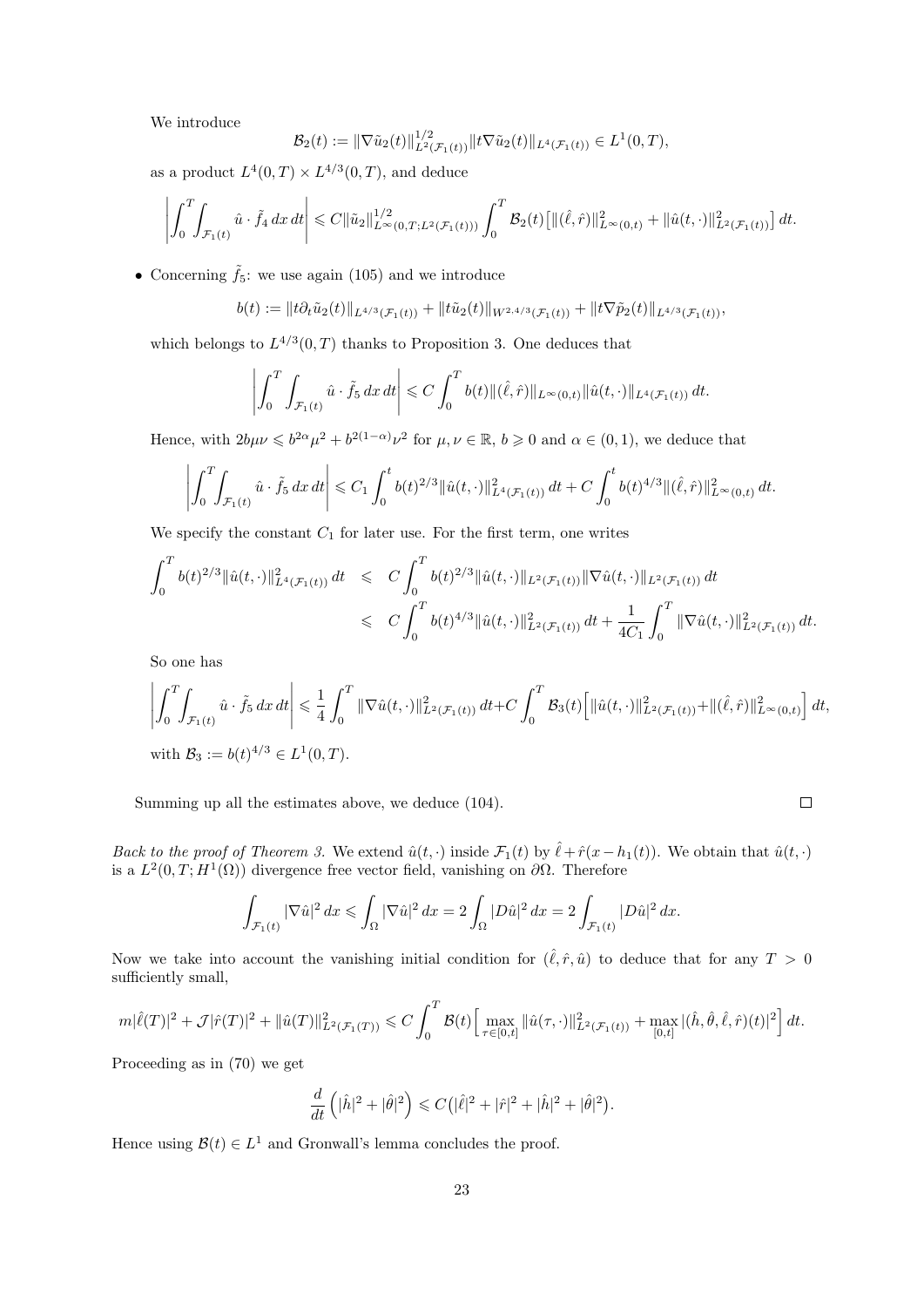We introduce

$$\mathcal{B}_2(t) := \|\nabla \tilde{u}_2(t)\|^{1/2}_{L^2(\mathcal{F}_1(t))} \|t\nabla \tilde{u}_2(t)\|_{L^4(\mathcal{F}_1(t))} \in L^1(0,T),$$

as a product $L^4(0,T) \times L^{4/3}(0,T)$, and deduce

$$\left| \int_0^T \int_{\mathcal{F}_1(t)} \hat{u} \cdot \tilde{f}_4 \, dx \, dt \right| \leqslant C \|\tilde{u}_2\|^{1/2}_{L^\infty(0,T;L^2(\mathcal{F}_1(t)))} \int_0^T \mathcal{B}_2(t) \big[ \|(\hat{\ell},\hat{r})\|^2_{L^\infty(0,t)} + \|\hat{u}(t,\cdot)\|^2_{L^2(\mathcal{F}_1(t))} \big] \, dt.$$

- Concerning $\tilde{f}_5$: we use again (105) and we introduce

$$b(t) := \|t\partial_t \tilde{u}_2(t)\|_{L^{4/3}(\mathcal{F}_1(t))} + \|t\tilde{u}_2(t)\|_{W^{2,4/3}(\mathcal{F}_1(t))} + \|t\nabla \tilde{p}_2(t)\|_{L^{4/3}(\mathcal{F}_1(t))},$$

which belongs to $L^{4/3}(0,T)$ thanks to Proposition 3. One deduces that

$$\left| \int_0^T \int_{\mathcal{F}_1(t)} \hat{u} \cdot \tilde{f}_5 \, dx \, dt \right| \leqslant C \int_0^T b(t) \|(\hat{\ell},\hat{r})\|_{L^\infty(0,t)} \|\hat{u}(t,\cdot)\|_{L^4(\mathcal{F}_1(t))} \, dt.$$

Hence, with $2b\mu\nu \leqslant b^{2\alpha}\mu^2 + b^{2(1-\alpha)}\nu^2$ for $\mu,\nu \in \mathbb{R}$, $b \geqslant 0$ and $\alpha \in (0,1)$, we deduce that

$$\left| \int_0^T \int_{\mathcal{F}_1(t)} \hat{u} \cdot \tilde{f}_5 \, dx \, dt \right| \leqslant C_1 \int_0^t b(t)^{2/3} \|\hat{u}(t,\cdot)\|^2_{L^4(\mathcal{F}_1(t))} \, dt + C \int_0^t b(t)^{4/3} \|(\hat{\ell},\hat{r})\|^2_{L^\infty(0,t)} \, dt.$$

We specify the constant $C_1$ for later use. For the first term, one writes

$$\begin{aligned}
\int_0^T b(t)^{2/3} \|\hat{u}(t,\cdot)\|^2_{L^4(\mathcal{F}_1(t))} \, dt &\leqslant C \int_0^T b(t)^{2/3} \|\hat{u}(t,\cdot)\|_{L^2(\mathcal{F}_1(t))} \|\nabla \hat{u}(t,\cdot)\|_{L^2(\mathcal{F}_1(t))} \, dt \\
&\leqslant C \int_0^T b(t)^{4/3} \|\hat{u}(t,\cdot)\|^2_{L^2(\mathcal{F}_1(t))} \, dt + \frac{1}{4C_1} \int_0^T \|\nabla \hat{u}(t,\cdot)\|^2_{L^2(\mathcal{F}_1(t))} \, dt.
\end{aligned}$$

So one has

$$\left| \int_0^T \int_{\mathcal{F}_1(t)} \hat{u} \cdot \tilde{f}_5 \, dx \, dt \right| \leqslant \frac{1}{4} \int_0^T \|\nabla \hat{u}(t,\cdot)\|^2_{L^2(\mathcal{F}_1(t))} \, dt + C \int_0^T \mathcal{B}_3(t) \Big[ \|\hat{u}(t,\cdot)\|^2_{L^2(\mathcal{F}_1(t))} + \|(\hat{\ell},\hat{r})\|^2_{L^\infty(0,t)} \Big] \, dt,$$

with $\mathcal{B}_3 := b(t)^{4/3} \in L^1(0,T)$.

Summing up all the estimates above, we deduce (104). $\square$

*Back to the proof of Theorem 3.* We extend $\hat{u}(t,\cdot)$ inside $\mathcal{F}_1(t)$ by $\hat{\ell} + \hat{r}(x - h_1(t))$. We obtain that $\hat{u}(t,\cdot)$ is a $L^2(0,T;H^1(\Omega))$ divergence free vector field, vanishing on $\partial\Omega$. Therefore

$$\int_{\mathcal{F}_1(t)} |\nabla \hat{u}|^2 \, dx \leqslant \int_\Omega |\nabla \hat{u}|^2 \, dx = 2 \int_\Omega |D\hat{u}|^2 \, dx = 2 \int_{\mathcal{F}_1(t)} |D\hat{u}|^2 \, dx.$$

Now we take into account the vanishing initial condition for $(\hat{\ell},\hat{r},\hat{u})$ to deduce that for any $T > 0$ sufficiently small,

$$m|\hat{\ell}(T)|^2 + \mathcal{J}|\hat{r}(T)|^2 + \|\hat{u}(T)\|^2_{L^2(\mathcal{F}_1(T))} \leqslant C \int_0^T \mathcal{B}(t) \Big[ \max_{\tau \in [0,t]} \|\hat{u}(\tau,\cdot)\|^2_{L^2(\mathcal{F}_1(t))} + \max_{[0,t]} |(\hat{h},\hat{\theta},\hat{\ell},\hat{r})(t)|^2 \Big] \, dt.$$

Proceeding as in (70) we get

$$\frac{d}{dt} \left( |\hat{h}|^2 + |\hat{\theta}|^2 \right) \leqslant C \big( |\hat{\ell}|^2 + |\hat{r}|^2 + |\hat{h}|^2 + |\hat{\theta}|^2 \big).$$

Hence using $\mathcal{B}(t) \in L^1$ and Gronwall's lemma concludes the proof.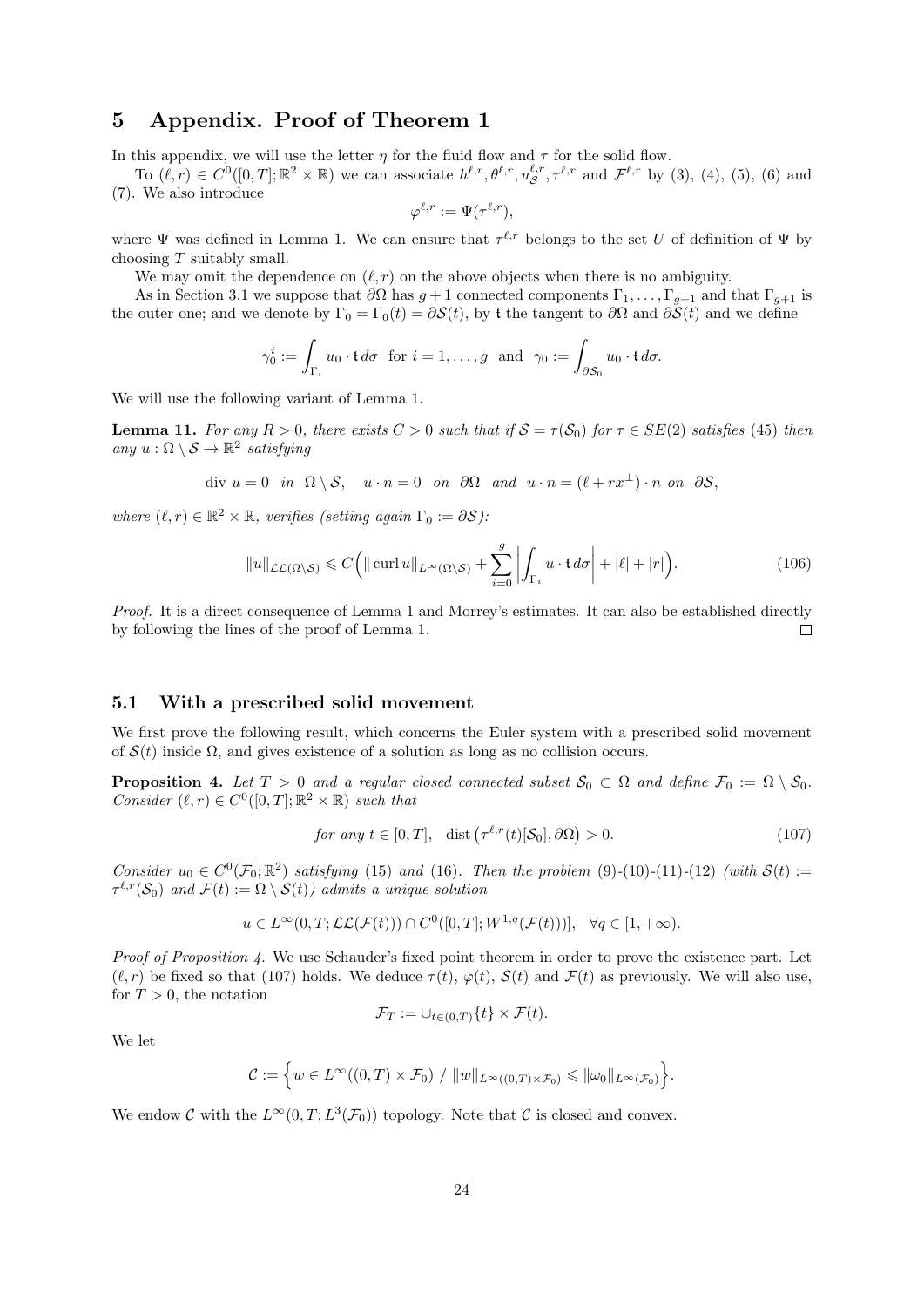# 5 Appendix. Proof of Theorem 1

In this appendix, we will use the letter $\eta$ for the fluid flow and $\tau$ for the solid flow.

To $(\ell, r) \in C^0([0,T]; \mathbb{R}^2 \times \mathbb{R})$ we can associate $h^{\ell,r}, \theta^{\ell,r}, u_{\mathcal{S}}^{\ell,r}, \tau^{\ell,r}$ and $\mathcal{F}^{\ell,r}$ by (3), (4), (5), (6) and (7). We also introduce

$$\varphi^{\ell,r} := \Psi(\tau^{\ell,r}),$$

where $\Psi$ was defined in Lemma 1. We can ensure that $\tau^{\ell,r}$ belongs to the set $U$ of definition of $\Psi$ by choosing $T$ suitably small.

We may omit the dependence on $(\ell, r)$ on the above objects when there is no ambiguity.

As in Section 3.1 we suppose that $\partial\Omega$ has $g+1$ connected components $\Gamma_1, \ldots, \Gamma_{g+1}$ and that $\Gamma_{g+1}$ is the outer one; and we denote by $\Gamma_0 = \Gamma_0(t) = \partial\mathcal{S}(t)$, by $\mathfrak{t}$ the tangent to $\partial\Omega$ and $\partial\mathcal{S}(t)$ and we define

$$\gamma_0^i := \int_{\Gamma_i} u_0 \cdot \mathfrak{t} \, d\sigma \ \text{ for } i = 1, \ldots, g \ \text{ and } \ \gamma_0 := \int_{\partial\mathcal{S}_0} u_0 \cdot \mathfrak{t} \, d\sigma.$$

We will use the following variant of Lemma 1.

**Lemma 11.** *For any $R > 0$, there exists $C > 0$ such that if $\mathcal{S} = \tau(\mathcal{S}_0)$ for $\tau \in SE(2)$ satisfies (45) then any $u : \Omega \setminus \mathcal{S} \to \mathbb{R}^2$ satisfying*

$$\operatorname{div} u = 0 \ \text{ in } \ \Omega \setminus \mathcal{S}, \quad u \cdot n = 0 \ \text{ on } \ \partial\Omega \ \text{ and } \ u \cdot n = (\ell + r x^\perp) \cdot n \ \text{ on } \ \partial\mathcal{S},$$

*where $(\ell, r) \in \mathbb{R}^2 \times \mathbb{R}$, verifies (setting again $\Gamma_0 := \partial\mathcal{S}$):*

$$\|u\|_{\mathcal{LL}(\Omega\setminus\mathcal{S})} \leqslant C\Big( \|\operatorname{curl} u\|_{L^\infty(\Omega\setminus\mathcal{S})} + \sum_{i=0}^{g} \left| \int_{\Gamma_i} u \cdot \mathfrak{t} \, d\sigma \right| + |\ell| + |r| \Big). \tag{106}$$

*Proof.* It is a direct consequence of Lemma 1 and Morrey's estimates. It can also be established directly by following the lines of the proof of Lemma 1. $\square$

## 5.1 With a prescribed solid movement

We first prove the following result, which concerns the Euler system with a prescribed solid movement of $\mathcal{S}(t)$ inside $\Omega$, and gives existence of a solution as long as no collision occurs.

**Proposition 4.** *Let $T > 0$ and a regular closed connected subset $\mathcal{S}_0 \subset \Omega$ and define $\mathcal{F}_0 := \Omega \setminus \mathcal{S}_0$. Consider $(\ell, r) \in C^0([0,T]; \mathbb{R}^2 \times \mathbb{R})$ such that*

$$\text{for any } t \in [0,T], \quad \operatorname{dist}\big(\tau^{\ell,r}(t)[\mathcal{S}_0], \partial\Omega\big) > 0. \tag{107}$$

*Consider $u_0 \in C^0(\overline{\mathcal{F}_0}; \mathbb{R}^2)$ satisfying (15) and (16). Then the problem (9)-(10)-(11)-(12) (with $\mathcal{S}(t) := \tau^{\ell,r}(\mathcal{S}_0)$ and $\mathcal{F}(t) := \Omega \setminus \mathcal{S}(t)$) admits a unique solution*

$$u \in L^\infty(0,T; \mathcal{LL}(\mathcal{F}(t))) \cap C^0([0,T]; W^{1,q}(\mathcal{F}(t)))], \quad \forall q \in [1, +\infty).$$

*Proof of Proposition 4.* We use Schauder's fixed point theorem in order to prove the existence part. Let $(\ell, r)$ be fixed so that (107) holds. We deduce $\tau(t)$, $\varphi(t)$, $\mathcal{S}(t)$ and $\mathcal{F}(t)$ as previously. We will also use, for $T > 0$, the notation

$$\mathcal{F}_T := \cup_{t \in (0,T)} \{t\} \times \mathcal{F}(t).$$

We let

$$\mathcal{C} := \Big\{ w \in L^\infty((0,T) \times \mathcal{F}_0) \ / \ \|w\|_{L^\infty((0,T)\times\mathcal{F}_0)} \leqslant \|\omega_0\|_{L^\infty(\mathcal{F}_0)} \Big\}.$$

We endow $\mathcal{C}$ with the $L^\infty(0,T; L^3(\mathcal{F}_0))$ topology. Note that $\mathcal{C}$ is closed and convex.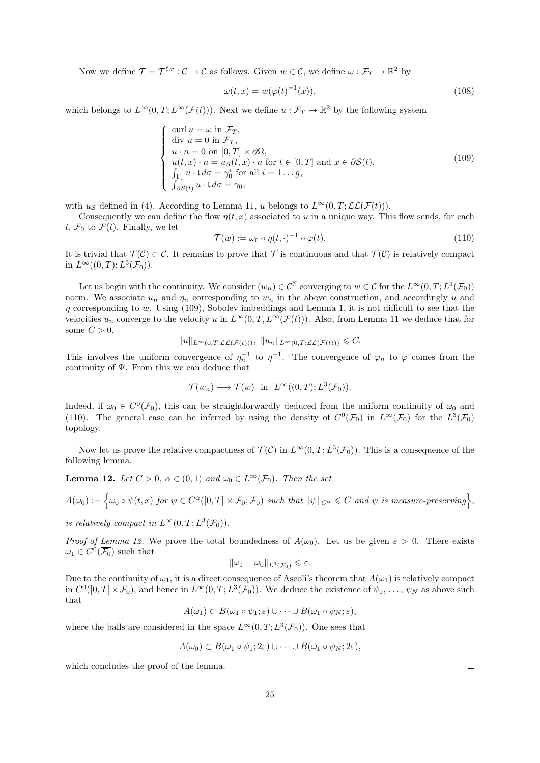Now we define $\mathcal{T} = \mathcal{T}^{\ell,r} : \mathcal{C} \to \mathcal{C}$ as follows. Given $w \in \mathcal{C}$, we define $\omega : \mathcal{F}_T \to \mathbb{R}^2$ by

$$\omega(t,x) = w(\varphi(t)^{-1}(x)), \tag{108}$$

which belongs to $L^\infty(0,T; L^\infty(\mathcal{F}(t)))$. Next we define $u : \mathcal{F}_T \to \mathbb{R}^2$ by the following system

$$\begin{cases} \operatorname{curl} u = \omega \text{ in } \mathcal{F}_T, \\ \operatorname{div} u = 0 \text{ in } \mathcal{F}_T, \\ u \cdot n = 0 \text{ on } [0,T] \times \partial\Omega, \\ u(t,x) \cdot n = u_{\mathcal{S}}(t,x) \cdot n \text{ for } t \in [0,T] \text{ and } x \in \partial\mathcal{S}(t), \\ \int_{\Gamma_i} u \cdot \mathfrak{t} \, d\sigma = \gamma_0^i \text{ for all } i = 1 \dots g, \\ \int_{\partial\mathcal{S}(t)} u \cdot \mathfrak{t} \, d\sigma = \gamma_0, \end{cases} \tag{109}$$

with $u_{\mathcal{S}}$ defined in (4). According to Lemma 11, $u$ belongs to $L^\infty(0,T; \mathcal{LL}(\mathcal{F}(t)))$.

Consequently we can define the flow $\eta(t,x)$ associated to $u$ in a unique way. This flow sends, for each $t$, $\mathcal{F}_0$ to $\mathcal{F}(t)$. Finally, we let

$$\mathcal{T}(w) := \omega_0 \circ \eta(t,\cdot)^{-1} \circ \varphi(t). \tag{110}$$

It is trivial that $\mathcal{T}(\mathcal{C}) \subset \mathcal{C}$. It remains to prove that $\mathcal{T}$ is continuous and that $\mathcal{T}(\mathcal{C})$ is relatively compact in $L^\infty((0,T); L^3(\mathcal{F}_0))$.

Let us begin with the continuity. We consider $(w_n) \in \mathcal{C}^{\mathbb{N}}$ converging to $w \in \mathcal{C}$ for the $L^\infty(0,T; L^3(\mathcal{F}_0))$ norm. We associate $u_n$ and $\eta_n$ corresponding to $w_n$ in the above construction, and accordingly $u$ and $\eta$ corresponding to $w$. Using (109), Sobolev imbeddings and Lemma 1, it is not difficult to see that the velocities $u_n$ converge to the velocity $u$ in $L^\infty(0,T, L^\infty(\mathcal{F}(t)))$. Also, from Lemma 11 we deduce that for some $C > 0$,

$$\|u\|_{L^\infty(0,T;\mathcal{LL}(\mathcal{F}(t)))}, \ \|u_n\|_{L^\infty(0,T;\mathcal{LL}(\mathcal{F}(t)))} \leqslant C.$$

This involves the uniform convergence of $\eta_n^{-1}$ to $\eta^{-1}$. The convergence of $\varphi_n$ to $\varphi$ comes from the continuity of $\Psi$. From this we can deduce that

$$\mathcal{T}(w_n) \longrightarrow \mathcal{T}(w) \ \text{ in } \ L^\infty((0,T); L^3(\mathcal{F}_0)).$$

Indeed, if $\omega_0 \in C^0(\overline{\mathcal{F}_0})$, this can be straightforwardly deduced from the uniform continuity of $\omega_0$ and (110). The general case can be inferred by using the density of $C^0(\overline{\mathcal{F}_0})$ in $L^\infty(\mathcal{F}_0)$ for the $L^3(\mathcal{F}_0)$ topology.

Now let us prove the relative compactness of $\mathcal{T}(\mathcal{C})$ in $L^\infty(0,T; L^3(\mathcal{F}_0))$. This is a consequence of the following lemma.

**Lemma 12.** *Let $C > 0$, $\alpha \in (0,1)$ and $\omega_0 \in L^\infty(\mathcal{F}_0)$. Then the set*

$$A(\omega_0) := \Big\{\omega_0 \circ \psi(t,x) \text{ for } \psi \in C^\alpha([0,T] \times \mathcal{F}_0; \mathcal{F}_0) \text{ such that } \|\psi\|_{C^\alpha} \leqslant C \text{ and } \psi \text{ is measure-preserving}\Big\},$$

*is relatively compact in $L^\infty(0,T; L^3(\mathcal{F}_0))$.*

*Proof of Lemma 12.* We prove the total boundedness of $A(\omega_0)$. Let us be given $\varepsilon > 0$. There exists $\omega_1 \in C^0(\overline{\mathcal{F}_0})$ such that

$$\|\omega_1 - \omega_0\|_{L^3(\mathcal{F}_0)} \leqslant \varepsilon.$$

Due to the continuity of $\omega_1$, it is a direct consequence of Ascoli's theorem that $A(\omega_1)$ is relatively compact in $C^0([0,T] \times \overline{\mathcal{F}_0})$, and hence in $L^\infty(0,T; L^3(\mathcal{F}_0))$. We deduce the existence of $\psi_1, \dots, \psi_N$ as above such that

$$A(\omega_1) \subset B(\omega_1 \circ \psi_1; \varepsilon) \cup \dots \cup B(\omega_1 \circ \psi_N; \varepsilon),$$

where the balls are considered in the space $L^\infty(0,T; L^3(\mathcal{F}_0))$. One sees that

$$A(\omega_0) \subset B(\omega_1 \circ \psi_1; 2\varepsilon) \cup \dots \cup B(\omega_1 \circ \psi_N; 2\varepsilon),$$

which concludes the proof of the lemma. $\square$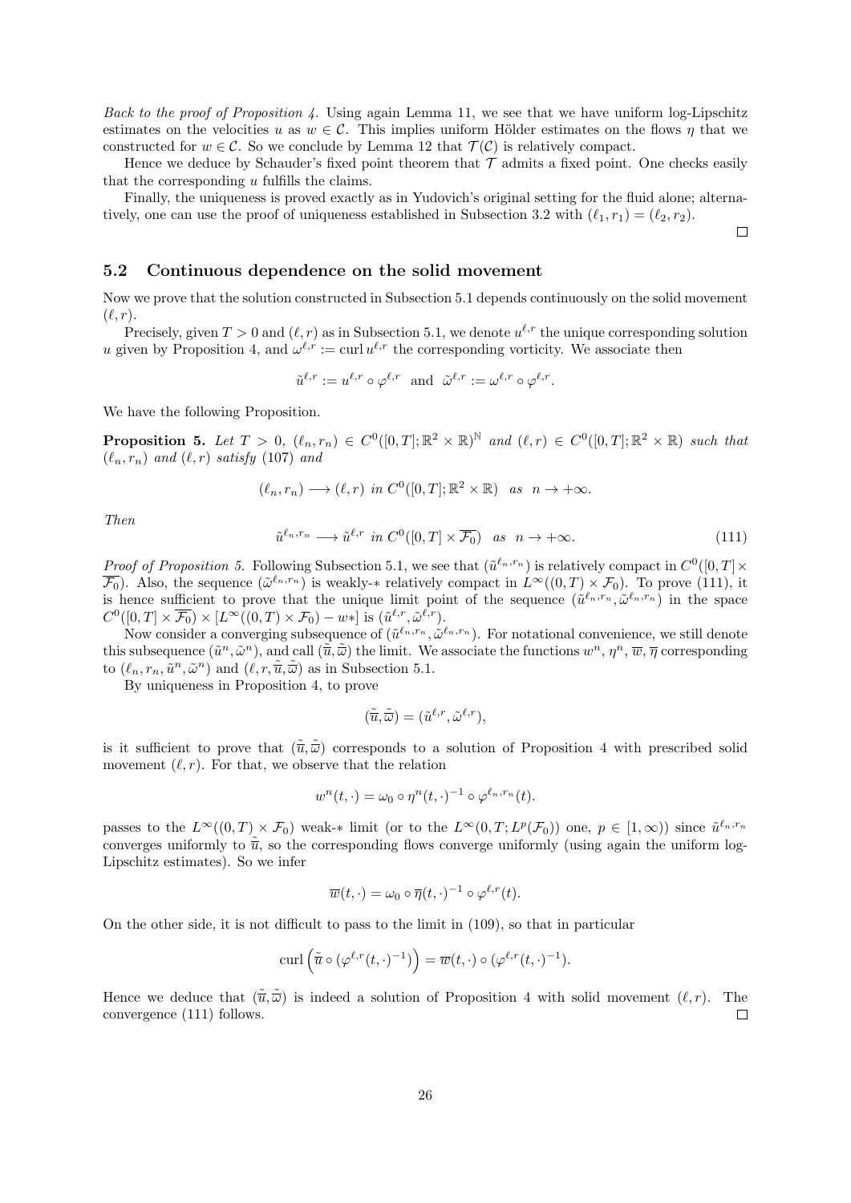*Back to the proof of Proposition 4.* Using again Lemma 11, we see that we have uniform log-Lipschitz estimates on the velocities $u$ as $w \in \mathcal{C}$. This implies uniform Hölder estimates on the flows $\eta$ that we constructed for $w \in \mathcal{C}$. So we conclude by Lemma 12 that $\mathcal{T}(\mathcal{C})$ is relatively compact.

Hence we deduce by Schauder's fixed point theorem that $\mathcal{T}$ admits a fixed point. One checks easily that the corresponding $u$ fulfills the claims.

Finally, the uniqueness is proved exactly as in Yudovich's original setting for the fluid alone; alternatively, one can use the proof of uniqueness established in Subsection 3.2 with $(\ell_1, r_1) = (\ell_2, r_2)$. $\square$

## 5.2 Continuous dependence on the solid movement

Now we prove that the solution constructed in Subsection 5.1 depends continuously on the solid movement $(\ell, r)$.

Precisely, given $T > 0$ and $(\ell, r)$ as in Subsection 5.1, we denote $u^{\ell,r}$ the unique corresponding solution $u$ given by Proposition 4, and $\omega^{\ell,r} := \operatorname{curl} u^{\ell,r}$ the corresponding vorticity. We associate then

$$\tilde{u}^{\ell,r} := u^{\ell,r} \circ \varphi^{\ell,r} \ \text{ and } \ \tilde{\omega}^{\ell,r} := \omega^{\ell,r} \circ \varphi^{\ell,r}.$$

We have the following Proposition.

**Proposition 5.** *Let $T > 0$, $(\ell_n, r_n) \in C^0([0,T]; \mathbb{R}^2 \times \mathbb{R})^{\mathbb{N}}$ and $(\ell, r) \in C^0([0,T]; \mathbb{R}^2 \times \mathbb{R})$ such that $(\ell_n, r_n)$ and $(\ell, r)$ satisfy (107) and*

$$(\ell_n, r_n) \longrightarrow (\ell, r) \text{ in } C^0([0,T]; \mathbb{R}^2 \times \mathbb{R}) \quad as \quad n \to +\infty.$$

*Then*

$$\tilde{u}^{\ell_n, r_n} \longrightarrow \tilde{u}^{\ell,r} \text{ in } C^0([0,T] \times \overline{\mathcal{F}_0}) \quad as \quad n \to +\infty. \tag{111}$$

*Proof of Proposition 5.* Following Subsection 5.1, we see that $(\tilde{u}^{\ell_n, r_n})$ is relatively compact in $C^0([0,T] \times \overline{\mathcal{F}_0})$. Also, the sequence $(\tilde{\omega}^{\ell_n, r_n})$ is weakly-$*$ relatively compact in $L^\infty((0,T) \times \mathcal{F}_0)$. To prove (111), it is hence sufficient to prove that the unique limit point of the sequence $(\tilde{u}^{\ell_n, r_n}, \tilde{\omega}^{\ell_n, r_n})$ in the space $C^0([0,T] \times \overline{\mathcal{F}_0}) \times [L^\infty((0,T) \times \mathcal{F}_0) - w*]$ is $(\tilde{u}^{\ell,r}, \tilde{\omega}^{\ell,r})$.

Now consider a converging subsequence of $(\tilde{u}^{\ell_n, r_n}, \tilde{\omega}^{\ell_n, r_n})$. For notational convenience, we still denote this subsequence $(\tilde{u}^n, \tilde{\omega}^n)$, and call $(\tilde{\overline{u}}, \tilde{\overline{\omega}})$ the limit. We associate the functions $w^n, \eta^n, \overline{w}, \overline{\eta}$ corresponding to $(\ell_n, r_n, \tilde{u}^n, \tilde{\omega}^n)$ and $(\ell, r, \tilde{\overline{u}}, \tilde{\overline{\omega}})$ as in Subsection 5.1.

By uniqueness in Proposition 4, to prove

$$(\tilde{\overline{u}}, \tilde{\overline{\omega}}) = (\tilde{u}^{\ell,r}, \tilde{\omega}^{\ell,r}),$$

is it sufficient to prove that $(\tilde{\overline{u}}, \tilde{\overline{\omega}})$ corresponds to a solution of Proposition 4 with prescribed solid movement $(\ell, r)$. For that, we observe that the relation

$$w^n(t, \cdot) = \omega_0 \circ \eta^n(t, \cdot)^{-1} \circ \varphi^{\ell_n, r_n}(t).$$

passes to the $L^\infty((0,T) \times \mathcal{F}_0)$ weak-$*$ limit (or to the $L^\infty(0,T; L^p(\mathcal{F}_0))$ one, $p \in [1, \infty)$) since $\tilde{u}^{\ell_n, r_n}$ converges uniformly to $\tilde{\overline{u}}$, so the corresponding flows converge uniformly (using again the uniform log-Lipschitz estimates). So we infer

$$\overline{w}(t, \cdot) = \omega_0 \circ \overline{\eta}(t, \cdot)^{-1} \circ \varphi^{\ell,r}(t).$$

On the other side, it is not difficult to pass to the limit in (109), so that in particular

$$\operatorname{curl}\left( \tilde{\overline{u}} \circ (\varphi^{\ell,r}(t, \cdot)^{-1}) \right) = \overline{w}(t, \cdot) \circ (\varphi^{\ell,r}(t, \cdot)^{-1}).$$

Hence we deduce that $(\tilde{\overline{u}}, \tilde{\overline{\omega}})$ is indeed a solution of Proposition 4 with solid movement $(\ell, r)$. The convergence (111) follows. $\square$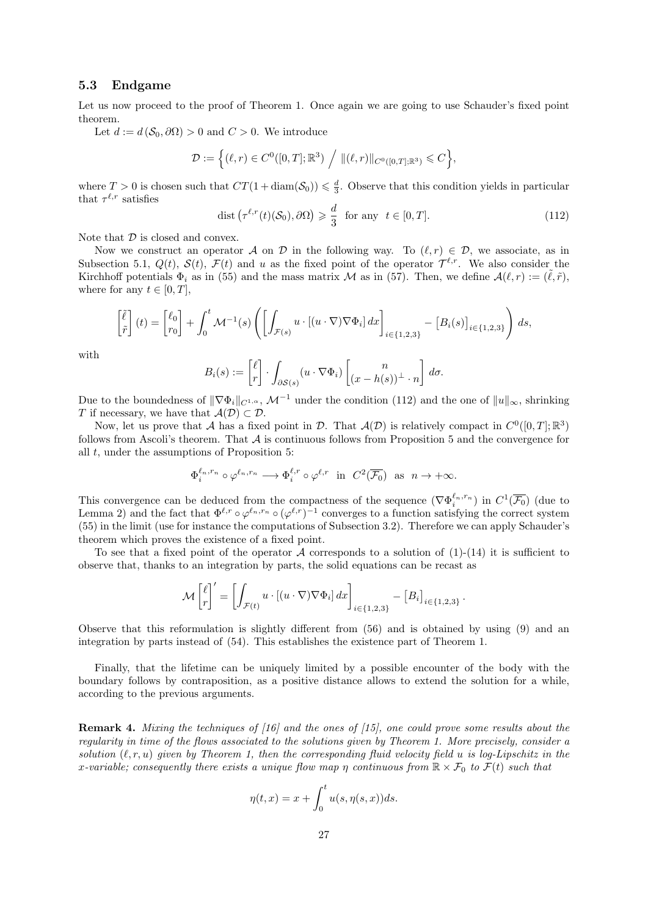### 5.3 Endgame

Let us now proceed to the proof of Theorem 1. Once again we are going to use Schauder's fixed point theorem.

Let $d := d(\mathcal{S}_0, \partial\Omega) > 0$ and $C > 0$. We introduce

$$
\mathcal{D} := \Big\{ (\ell, r) \in C^0([0,T]; \mathbb{R}^3) \Big/ \|(\ell, r)\|_{C^0([0,T];\mathbb{R}^3)} \leqslant C \Big\},
$$

where $T > 0$ is chosen such that $CT(1 + \mathrm{diam}(\mathcal{S}_0)) \leqslant \frac{d}{3}$. Observe that this condition yields in particular that $\tau^{\ell,r}$ satisfies

$$
\mathrm{dist}\left(\tau^{\ell,r}(t)(\mathcal{S}_0), \partial\Omega\right) \geqslant \frac{d}{3} \quad \text{for any} \quad t \in [0,T]. \tag{112}
$$

Note that $\mathcal{D}$ is closed and convex.

Now we construct an operator $\mathcal{A}$ on $\mathcal{D}$ in the following way. To $(\ell, r) \in \mathcal{D}$, we associate, as in Subsection 5.1, $Q(t)$, $\mathcal{S}(t)$, $\mathcal{F}(t)$ and $u$ as the fixed point of the operator $\mathcal{T}^{\ell,r}$. We also consider the Kirchhoff potentials $\Phi_i$ as in (55) and the mass matrix $\mathcal{M}$ as in (57). Then, we define $\mathcal{A}(\ell, r) := (\tilde{\ell}, \tilde{r})$, where for any $t \in [0,T]$,

$$
\begin{bmatrix} \tilde{\ell} \\ \tilde{r} \end{bmatrix}(t) = \begin{bmatrix} \ell_0 \\ r_0 \end{bmatrix} + \int_0^t \mathcal{M}^{-1}(s) \left( \left[ \int_{\mathcal{F}(s)} u \cdot [(u \cdot \nabla)\nabla\Phi_i]\, dx \right]_{i \in \{1,2,3\}} - \big[B_i(s)\big]_{i \in \{1,2,3\}} \right) ds,
$$

with

$$
B_i(s) := \begin{bmatrix} \ell \\ r \end{bmatrix} \cdot \int_{\partial\mathcal{S}(s)} (u \cdot \nabla\Phi_i) \begin{bmatrix} n \\ (x - h(s))^\perp \cdot n \end{bmatrix} d\sigma.
$$

Due to the boundedness of $\|\nabla\Phi_i\|_{C^{1,\alpha}}$, $\mathcal{M}^{-1}$ under the condition (112) and the one of $\|u\|_\infty$, shrinking $T$ if necessary, we have that $\mathcal{A}(\mathcal{D}) \subset \mathcal{D}$.

Now, let us prove that $\mathcal{A}$ has a fixed point in $\mathcal{D}$. That $\mathcal{A}(\mathcal{D})$ is relatively compact in $C^0([0,T]; \mathbb{R}^3)$ follows from Ascoli's theorem. That $\mathcal{A}$ is continuous follows from Proposition 5 and the convergence for all $t$, under the assumptions of Proposition 5:

$$
\Phi_i^{\ell_n, r_n} \circ \varphi^{\ell_n, r_n} \longrightarrow \Phi_i^{\ell,r} \circ \varphi^{\ell,r} \quad \text{in} \quad C^2(\overline{\mathcal{F}_0}) \quad \text{as} \quad n \to +\infty.
$$

This convergence can be deduced from the compactness of the sequence $(\nabla\Phi_i^{\ell_n,r_n})$ in $C^1(\overline{\mathcal{F}_0})$ (due to Lemma 2) and the fact that $\Phi^{\ell,r} \circ \varphi^{\ell_n,r_n} \circ (\varphi^{\ell,r})^{-1}$ converges to a function satisfying the correct system (55) in the limit (use for instance the computations of Subsection 3.2). Therefore we can apply Schauder's theorem which proves the existence of a fixed point.

To see that a fixed point of the operator $\mathcal{A}$ corresponds to a solution of (1)-(14) it is sufficient to observe that, thanks to an integration by parts, the solid equations can be recast as

$$
\mathcal{M} \begin{bmatrix} \ell \\ r \end{bmatrix}' = \left[ \int_{\mathcal{F}(t)} u \cdot [(u \cdot \nabla)\nabla\Phi_i]\, dx \right]_{i \in \{1,2,3\}} - \big[B_i\big]_{i \in \{1,2,3\}}.
$$

Observe that this reformulation is slightly different from (56) and is obtained by using (9) and an integration by parts instead of (54). This establishes the existence part of Theorem 1.

Finally, that the lifetime can be uniquely limited by a possible encounter of the body with the boundary follows by contraposition, as a positive distance allows to extend the solution for a while, according to the previous arguments.

**Remark 4.** *Mixing the techniques of [16] and the ones of [15], one could prove some results about the regularity in time of the flows associated to the solutions given by Theorem 1. More precisely, consider a solution $(\ell, r, u)$ given by Theorem 1, then the corresponding fluid velocity field $u$ is log-Lipschitz in the $x$-variable; consequently there exists a unique flow map $\eta$ continuous from $\mathbb{R} \times \mathcal{F}_0$ to $\mathcal{F}(t)$ such that*

$$
\eta(t, x) = x + \int_0^t u(s, \eta(s, x)) ds.
$$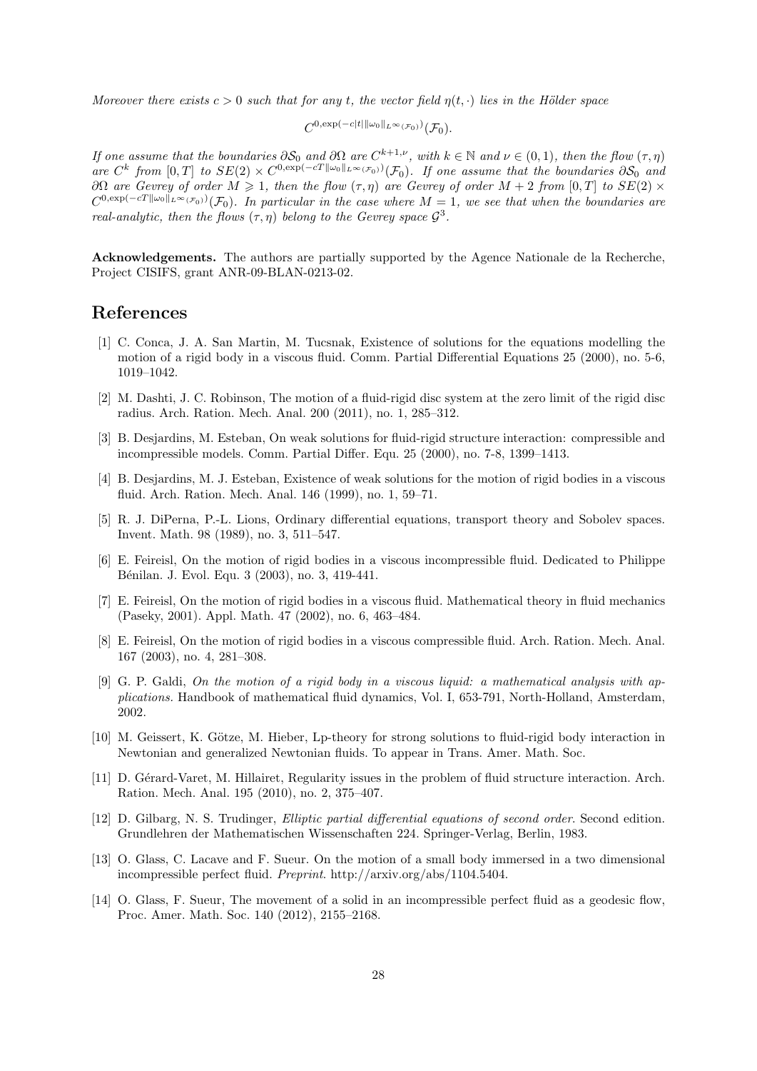*Moreover there exists $c > 0$ such that for any $t$, the vector field $\eta(t, \cdot)$ lies in the Hölder space*

$$C^{0,\exp(-c|t|\|\omega_0\|_{L^\infty(\mathcal{F}_0)})}(\mathcal{F}_0).$$

*If one assume that the boundaries $\partial\mathcal{S}_0$ and $\partial\Omega$ are $C^{k+1,\nu}$, with $k \in \mathbb{N}$ and $\nu \in (0,1)$, then the flow $(\tau, \eta)$ are $C^k$ from $[0,T]$ to $SE(2) \times C^{0,\exp(-cT\|\omega_0\|_{L^\infty(\mathcal{F}_0)})}(\mathcal{F}_0)$. If one assume that the boundaries $\partial\mathcal{S}_0$ and $\partial\Omega$ are Gevrey of order $M \geqslant 1$, then the flow $(\tau, \eta)$ are Gevrey of order $M+2$ from $[0,T]$ to $SE(2) \times C^{0,\exp(-cT\|\omega_0\|_{L^\infty(\mathcal{F}_0)})}(\mathcal{F}_0)$. In particular in the case where $M = 1$, we see that when the boundaries are real-analytic, then the flows $(\tau, \eta)$ belong to the Gevrey space $\mathcal{G}^3$.*

**Acknowledgements.** The authors are partially supported by the Agence Nationale de la Recherche, Project CISIFS, grant ANR-09-BLAN-0213-02.

# References

[1] C. Conca, J. A. San Martin, M. Tucsnak, Existence of solutions for the equations modelling the motion of a rigid body in a viscous fluid. Comm. Partial Differential Equations 25 (2000), no. 5-6, 1019–1042.

[2] M. Dashti, J. C. Robinson, The motion of a fluid-rigid disc system at the zero limit of the rigid disc radius. Arch. Ration. Mech. Anal. 200 (2011), no. 1, 285–312.

[3] B. Desjardins, M. Esteban, On weak solutions for fluid-rigid structure interaction: compressible and incompressible models. Comm. Partial Differ. Equ. 25 (2000), no. 7-8, 1399–1413.

[4] B. Desjardins, M. J. Esteban, Existence of weak solutions for the motion of rigid bodies in a viscous fluid. Arch. Ration. Mech. Anal. 146 (1999), no. 1, 59–71.

[5] R. J. DiPerna, P.-L. Lions, Ordinary differential equations, transport theory and Sobolev spaces. Invent. Math. 98 (1989), no. 3, 511–547.

[6] E. Feireisl, On the motion of rigid bodies in a viscous incompressible fluid. Dedicated to Philippe Bénilan. J. Evol. Equ. 3 (2003), no. 3, 419-441.

[7] E. Feireisl, On the motion of rigid bodies in a viscous fluid. Mathematical theory in fluid mechanics (Paseky, 2001). Appl. Math. 47 (2002), no. 6, 463–484.

[8] E. Feireisl, On the motion of rigid bodies in a viscous compressible fluid. Arch. Ration. Mech. Anal. 167 (2003), no. 4, 281–308.

[9] G. P. Galdi, *On the motion of a rigid body in a viscous liquid: a mathematical analysis with applications.* Handbook of mathematical fluid dynamics, Vol. I, 653-791, North-Holland, Amsterdam, 2002.

[10] M. Geissert, K. Götze, M. Hieber, Lp-theory for strong solutions to fluid-rigid body interaction in Newtonian and generalized Newtonian fluids. To appear in Trans. Amer. Math. Soc.

[11] D. Gérard-Varet, M. Hillairet, Regularity issues in the problem of fluid structure interaction. Arch. Ration. Mech. Anal. 195 (2010), no. 2, 375–407.

[12] D. Gilbarg, N. S. Trudinger, *Elliptic partial differential equations of second order.* Second edition. Grundlehren der Mathematischen Wissenschaften 224. Springer-Verlag, Berlin, 1983.

[13] O. Glass, C. Lacave and F. Sueur. On the motion of a small body immersed in a two dimensional incompressible perfect fluid. *Preprint.* http://arxiv.org/abs/1104.5404.

[14] O. Glass, F. Sueur, The movement of a solid in an incompressible perfect fluid as a geodesic flow, Proc. Amer. Math. Soc. 140 (2012), 2155–2168.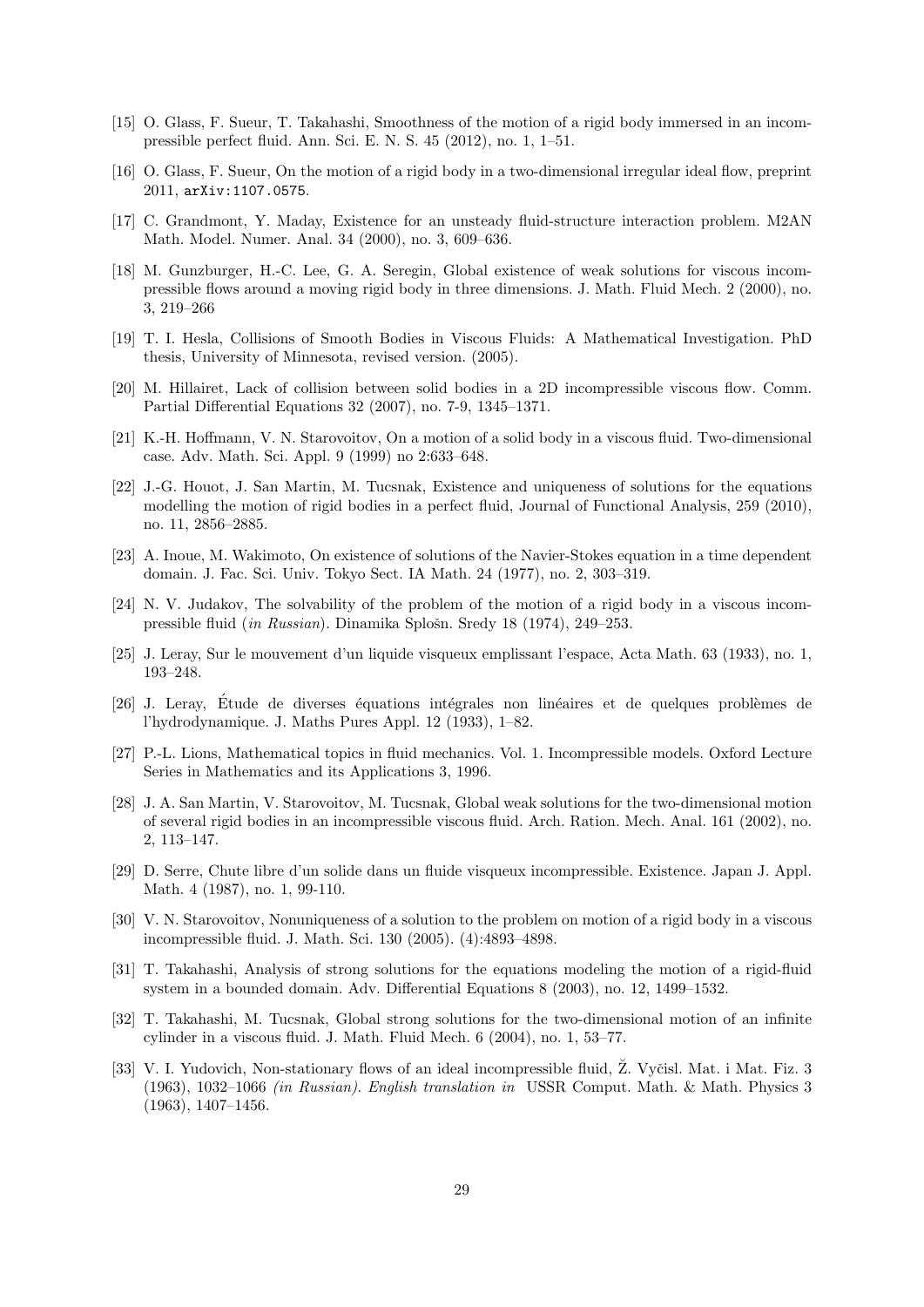[15] O. Glass, F. Sueur, T. Takahashi, Smoothness of the motion of a rigid body immersed in an incompressible perfect fluid. Ann. Sci. E. N. S. 45 (2012), no. 1, 1–51.

[16] O. Glass, F. Sueur, On the motion of a rigid body in a two-dimensional irregular ideal flow, preprint 2011, arXiv:1107.0575.

[17] C. Grandmont, Y. Maday, Existence for an unsteady fluid-structure interaction problem. M2AN Math. Model. Numer. Anal. 34 (2000), no. 3, 609–636.

[18] M. Gunzburger, H.-C. Lee, G. A. Seregin, Global existence of weak solutions for viscous incompressible flows around a moving rigid body in three dimensions. J. Math. Fluid Mech. 2 (2000), no. 3, 219–266

[19] T. I. Hesla, Collisions of Smooth Bodies in Viscous Fluids: A Mathematical Investigation. PhD thesis, University of Minnesota, revised version. (2005).

[20] M. Hillairet, Lack of collision between solid bodies in a 2D incompressible viscous flow. Comm. Partial Differential Equations 32 (2007), no. 7-9, 1345–1371.

[21] K.-H. Hoffmann, V. N. Starovoitov, On a motion of a solid body in a viscous fluid. Two-dimensional case. Adv. Math. Sci. Appl. 9 (1999) no 2:633–648.

[22] J.-G. Houot, J. San Martin, M. Tucsnak, Existence and uniqueness of solutions for the equations modelling the motion of rigid bodies in a perfect fluid, Journal of Functional Analysis, 259 (2010), no. 11, 2856–2885.

[23] A. Inoue, M. Wakimoto, On existence of solutions of the Navier-Stokes equation in a time dependent domain. J. Fac. Sci. Univ. Tokyo Sect. IA Math. 24 (1977), no. 2, 303–319.

[24] N. V. Judakov, The solvability of the problem of the motion of a rigid body in a viscous incompressible fluid (*in Russian*). Dinamika Splošn. Sredy 18 (1974), 249–253.

[25] J. Leray, Sur le mouvement d'un liquide visqueux emplissant l'espace, Acta Math. 63 (1933), no. 1, 193–248.

[26] J. Leray, Étude de diverses équations intégrales non linéaires et de quelques problèmes de l'hydrodynamique. J. Maths Pures Appl. 12 (1933), 1–82.

[27] P.-L. Lions, Mathematical topics in fluid mechanics. Vol. 1. Incompressible models. Oxford Lecture Series in Mathematics and its Applications 3, 1996.

[28] J. A. San Martin, V. Starovoitov, M. Tucsnak, Global weak solutions for the two-dimensional motion of several rigid bodies in an incompressible viscous fluid. Arch. Ration. Mech. Anal. 161 (2002), no. 2, 113–147.

[29] D. Serre, Chute libre d'un solide dans un fluide visqueux incompressible. Existence. Japan J. Appl. Math. 4 (1987), no. 1, 99-110.

[30] V. N. Starovoitov, Nonuniqueness of a solution to the problem on motion of a rigid body in a viscous incompressible fluid. J. Math. Sci. 130 (2005). (4):4893–4898.

[31] T. Takahashi, Analysis of strong solutions for the equations modeling the motion of a rigid-fluid system in a bounded domain. Adv. Differential Equations 8 (2003), no. 12, 1499–1532.

[32] T. Takahashi, M. Tucsnak, Global strong solutions for the two-dimensional motion of an infinite cylinder in a viscous fluid. J. Math. Fluid Mech. 6 (2004), no. 1, 53–77.

[33] V. I. Yudovich, Non-stationary flows of an ideal incompressible fluid, Ž. Vyčisl. Mat. i Mat. Fiz. 3 (1963), 1032–1066 *(in Russian). English translation in* USSR Comput. Math. & Math. Physics 3 (1963), 1407–1456.